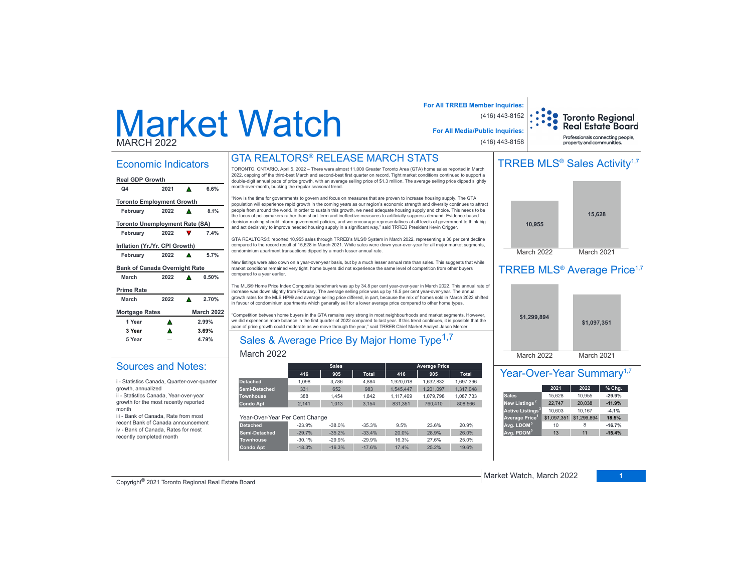# Market Watch

MARCH 2022

**For All TRREB Member Inquiries:** (416) 443-8152

**For All Media/Public Inquiries:** (416) 443-8158

Toronto Regional Real Estate Board
Professionals connecting people, property and communities.

## Economic Indicators

| Real GDP Growth | | | |
|---|---|---|---|
| Q4 | 2021 | ▲ | 6.6% |

| Toronto Employment Growth | | | |
|---|---|---|---|
| February | 2022 | ▲ | 8.1% |

| Toronto Unemployment Rate (SA) | | | |
|---|---|---|---|
| February | 2022 | ▼ | 7.4% |

| Inflation (Yr./Yr. CPI Growth) | | | |
|---|---|---|---|
| February | 2022 | ▲ | 5.7% |

| Bank of Canada Overnight Rate | | | |
|---|---|---|---|
| March | 2022 | ▲ | 0.50% |

| Prime Rate | | | |
|---|---|---|---|
| March | 2022 | ▲ | 2.70% |

| Mortgage Rates | | March 2022 |
|---|---|---|
| 1 Year | ▲ | 2.99% |
| 3 Year | ▲ | 3.69% |
| 5 Year | — | 4.79% |

## Sources and Notes:

i - Statistics Canada, Quarter-over-quarter growth, annualized

ii - Statistics Canada, Year-over-year growth for the most recently reported month

iii - Bank of Canada, Rate from most recent Bank of Canada announcement

iv - Bank of Canada, Rates for most recently completed month

## GTA REALTORS® RELEASE MARCH STATS

TORONTO, ONTARIO, April 5, 2022 – There were almost 11,000 Greater Toronto Area (GTA) home sales reported in March 2022, capping off the third-best March and second-best first quarter on record. Tight market conditions continued to support a double-digit annual pace of price growth, with an average selling price of $1.3 million. The average selling price dipped slightly month-over-month, bucking the regular seasonal trend.

"Now is the time for governments to govern and focus on measures that are proven to increase housing supply. The GTA population will experience rapid growth in the coming years as our region's economic strength and diversity continues to attract people from around the world. In order to sustain this growth, we need adequate housing supply and choice. This needs to be the focus of policymakers rather than short-term and ineffective measures to artificially suppress demand. Evidence-based decision-making should inform government policies, and we encourage representatives at all levels of government to think big and act decisively to improve needed housing supply in a significant way," said TRREB President Kevin Crigger.

GTA REALTORS® reported 10,955 sales through TRREB's MLS® System in March 2022, representing a 30 per cent decline compared to the record result of 15,628 in March 2021. While sales were down year-over-year for all major market segments, condominium apartment transactions dipped by a much lesser annual rate.

New listings were also down on a year-over-year basis, but by a much lesser annual rate than sales. This suggests that while market conditions remained very tight, home buyers did not experience the same level of competition from other buyers compared to a year earlier.

The MLS® Home Price Index Composite benchmark was up by 34.8 per cent year-over-year in March 2022. This annual rate of increase was down slightly from February. The average selling price was up by 18.5 per cent year-over-year. The annual growth rates for the MLS HPI® and average selling price differed, in part, because the mix of homes sold in March 2022 shifted in favour of condominium apartments which generally sell for a lower average price compared to other home types.

"Competition between home buyers in the GTA remains very strong in most neighbourhoods and market segments. However, we did experience more balance in the first quarter of 2022 compared to last year. If this trend continues, it is possible that the pace of price growth could moderate as we move through the year," said TRREB Chief Market Analyst Jason Mercer.

## Sales & Average Price By Major Home Type[1,7]

March 2022

| | Sales | | | Average Price | | |
|---|---|---|---|---|---|---|
| | 416 | 905 | Total | 416 | 905 | Total |
| Detached | 1,098 | 3,786 | 4,884 | 1,920,018 | 1,632,832 | 1,697,396 |
| Semi-Detached | 331 | 652 | 983 | 1,545,447 | 1,201,097 | 1,317,048 |
| Townhouse | 388 | 1,454 | 1,842 | 1,117,469 | 1,079,798 | 1,087,733 |
| Condo Apt | 2,141 | 1,013 | 3,154 | 831,351 | 760,410 | 808,566 |

Year-Over-Year Per Cent Change

| | 416 | 905 | Total | 416 | 905 | Total |
|---|---|---|---|---|---|---|
| Detached | -23.9% | -38.0% | -35.3% | 9.5% | 23.6% | 20.9% |
| Semi-Detached | -29.7% | -35.2% | -33.4% | 20.0% | 28.9% | 26.0% |
| Townhouse | -30.1% | -29.9% | -29.9% | 16.3% | 27.6% | 25.0% |
| Condo Apt | -18.3% | -16.3% | -17.6% | 17.4% | 25.2% | 19.6% |

## TRREB MLS® Sales Activity[1,7]

| March 2022 | March 2021 |
|---|---|
| 10,955 | 15,628 |

## TRREB MLS® Average Price[1,7]

| March 2022 | March 2021 |
|---|---|
| $1,299,894 | $1,097,351 |

## Year-Over-Year Summary[1,7]

| | 2021 | 2022 | % Chg. |
|---|---|---|---|
| Sales | 15,628 | 10,955 | -29.9% |
| New Listings[2] | 22,747 | 20,038 | -11.9% |
| Active Listings[3] | 10,603 | 10,167 | -4.1% |
| Average Price[1] | $1,097,351 | $1,299,894 | 18.5% |
| Avg. LDOM[5] | 10 | 8 | -16.7% |
| Avg. PDOM[5] | 13 | 11 | -15.4% |

Copyright® 2021 Toronto Regional Real Estate Board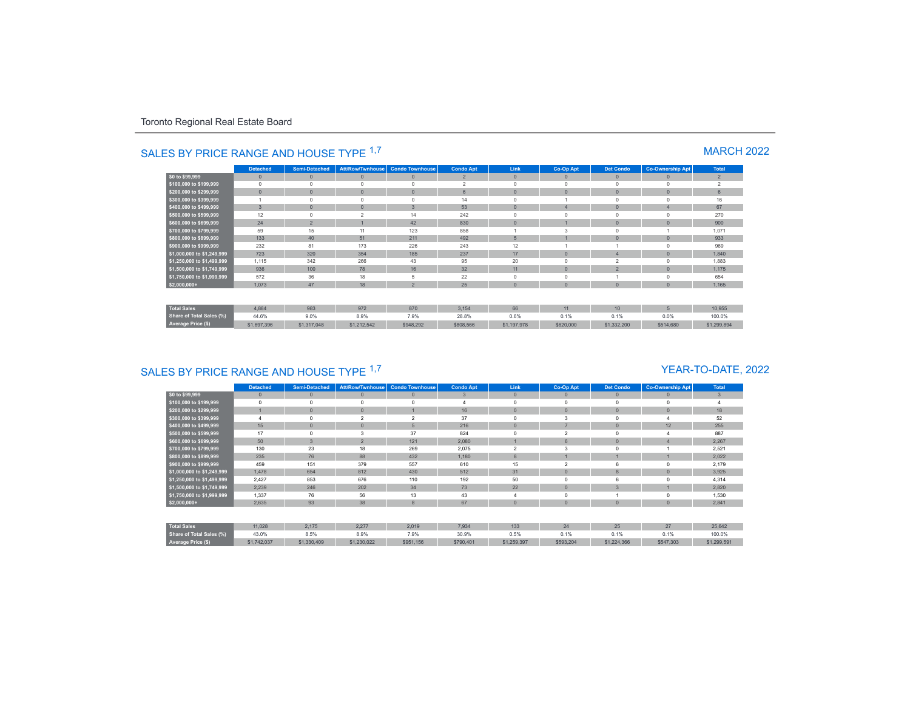Toronto Regional Real Estate Board

## SALES BY PRICE RANGE AND HOUSE TYPE [1,7]

MARCH 2022

| | Detached | Semi-Detached | Att/Row/Twnhouse | Condo Townhouse | Condo Apt | Link | Co-Op Apt | Det Condo | Co-Ownership Apt | Total |
|---|---|---|---|---|---|---|---|---|---|---|
| $0 to $99,999 | 0 | 0 | 0 | 0 | 2 | 0 | 0 | 0 | 0 | 2 |
| $100,000 to $199,999 | 0 | 0 | 0 | 0 | 2 | 0 | 0 | 0 | 0 | 2 |
| $200,000 to $299,999 | 0 | 0 | 0 | 0 | 6 | 0 | 0 | 0 | 0 | 6 |
| $300,000 to $399,999 | 1 | 0 | 0 | 0 | 14 | 0 | 1 | 0 | 0 | 16 |
| $400,000 to $499,999 | 3 | 0 | 0 | 3 | 53 | 0 | 4 | 0 | 4 | 67 |
| $500,000 to $599,999 | 12 | 0 | 2 | 14 | 242 | 0 | 0 | 0 | 0 | 270 |
| $600,000 to $699,999 | 24 | 2 | 1 | 42 | 830 | 0 | 1 | 0 | 0 | 900 |
| $700,000 to $799,999 | 59 | 15 | 11 | 123 | 858 | 1 | 3 | 0 | 1 | 1,071 |
| $800,000 to $899,999 | 133 | 40 | 51 | 211 | 492 | 5 | 1 | 0 | 0 | 933 |
| $900,000 to $999,999 | 232 | 81 | 173 | 226 | 243 | 12 | 1 | 1 | 0 | 969 |
| $1,000,000 to $1,249,999 | 723 | 320 | 354 | 185 | 237 | 17 | 0 | 4 | 0 | 1,840 |
| $1,250,000 to $1,499,999 | 1,115 | 342 | 266 | 43 | 95 | 20 | 0 | 2 | 0 | 1,883 |
| $1,500,000 to $1,749,999 | 936 | 100 | 78 | 16 | 32 | 11 | 0 | 2 | 0 | 1,175 |
| $1,750,000 to $1,999,999 | 572 | 36 | 18 | 5 | 22 | 0 | 0 | 1 | 0 | 654 |
| $2,000,000+ | 1,073 | 47 | 18 | 2 | 25 | 0 | 0 | 0 | 0 | 1,165 |
| Total Sales | 4,884 | 983 | 972 | 870 | 3,154 | 66 | 11 | 10 | 5 | 10,955 |
| Share of Total Sales (%) | 44.6% | 9.0% | 8.9% | 7.9% | 28.8% | 0.6% | 0.1% | 0.1% | 0.0% | 100.0% |
| Average Price ($) | $1,697,396 | $1,317,048 | $1,212,542 | $948,292 | $808,566 | $1,197,978 | $620,000 | $1,332,200 | $514,680 | $1,299,894 |

## SALES BY PRICE RANGE AND HOUSE TYPE [1,7]

YEAR-TO-DATE, 2022

| | Detached | Semi-Detached | Att/Row/Twnhouse | Condo Townhouse | Condo Apt | Link | Co-Op Apt | Det Condo | Co-Ownership Apt | Total |
|---|---|---|---|---|---|---|---|---|---|---|
| $0 to $99,999 | 0 | 0 | 0 | 0 | 3 | 0 | 0 | 0 | 0 | 3 |
| $100,000 to $199,999 | 0 | 0 | 0 | 0 | 4 | 0 | 0 | 0 | 0 | 4 |
| $200,000 to $299,999 | 1 | 0 | 0 | 1 | 16 | 0 | 0 | 0 | 0 | 18 |
| $300,000 to $399,999 | 4 | 0 | 2 | 2 | 37 | 0 | 3 | 0 | 4 | 52 |
| $400,000 to $499,999 | 15 | 0 | 0 | 5 | 216 | 0 | 7 | 0 | 12 | 255 |
| $500,000 to $599,999 | 17 | 0 | 3 | 37 | 824 | 0 | 2 | 0 | 4 | 887 |
| $600,000 to $699,999 | 50 | 3 | 2 | 121 | 2,080 | 1 | 6 | 0 | 4 | 2,267 |
| $700,000 to $799,999 | 130 | 23 | 18 | 269 | 2,075 | 2 | 3 | 0 | 1 | 2,521 |
| $800,000 to $899,999 | 235 | 76 | 88 | 432 | 1,180 | 8 | 1 | 1 | 1 | 2,022 |
| $900,000 to $999,999 | 459 | 151 | 379 | 557 | 610 | 15 | 2 | 6 | 0 | 2,179 |
| $1,000,000 to $1,249,999 | 1,478 | 654 | 812 | 430 | 512 | 31 | 0 | 8 | 0 | 3,925 |
| $1,250,000 to $1,499,999 | 2,427 | 853 | 676 | 110 | 192 | 50 | 0 | 6 | 0 | 4,314 |
| $1,500,000 to $1,749,999 | 2,239 | 246 | 202 | 34 | 73 | 22 | 0 | 3 | 1 | 2,820 |
| $1,750,000 to $1,999,999 | 1,337 | 76 | 56 | 13 | 43 | 4 | 0 | 1 | 0 | 1,530 |
| $2,000,000+ | 2,635 | 93 | 38 | 8 | 67 | 0 | 0 | 0 | 0 | 2,841 |
| Total Sales | 11,028 | 2,175 | 2,277 | 2,019 | 7,934 | 133 | 24 | 25 | 27 | 25,642 |
| Share of Total Sales (%) | 43.0% | 8.5% | 8.9% | 7.9% | 30.9% | 0.5% | 0.1% | 0.1% | 0.1% | 100.0% |
| Average Price ($) | $1,742,037 | $1,330,409 | $1,230,022 | $951,156 | $790,401 | $1,259,397 | $593,204 | $1,224,366 | $547,303 | $1,299,591 |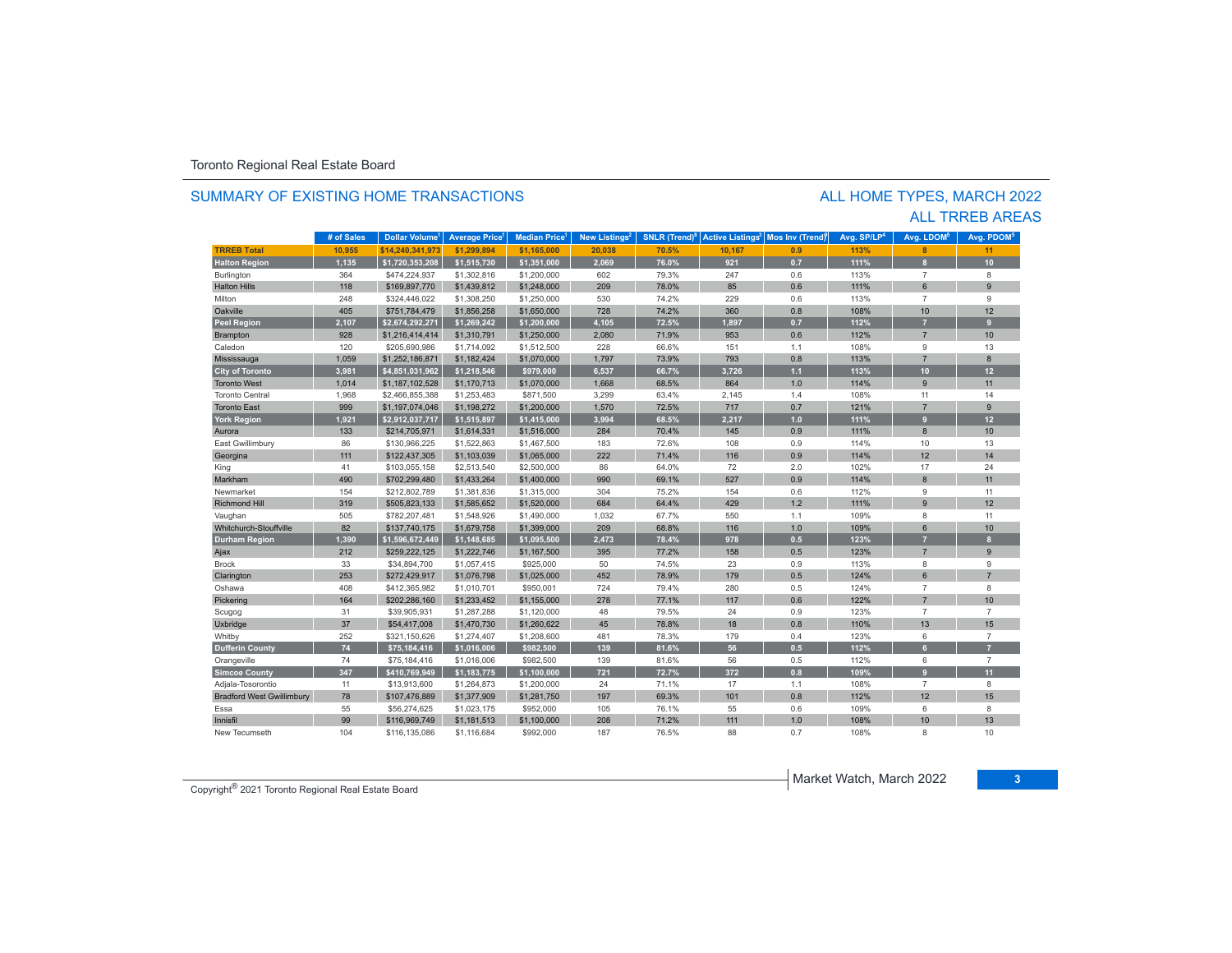Toronto Regional Real Estate Board

## SUMMARY OF EXISTING HOME TRANSACTIONS

## ALL HOME TYPES, MARCH 2022
## ALL TRREB AREAS

| | # of Sales | Dollar Volume[1] | Average Price[1] | Median Price[1] | New Listings[2] | SNLR (Trend)[8] | Active Listings[3] | Mos Inv (Trend)[9] | Avg. SP/LP[4] | Avg. LDOM[5] | Avg. PDOM[5] |
|---|---|---|---|---|---|---|---|---|---|---|---|
| **TRREB Total** | **10,955** | **$14,240,341,973** | **$1,299,894** | **$1,165,000** | **20,038** | **70.5%** | **10,167** | **0.9** | **113%** | **8** | **11** |
| **Halton Region** | **1,135** | **$1,720,353,208** | **$1,515,730** | **$1,351,000** | **2,069** | **76.0%** | **921** | **0.7** | **111%** | **8** | **10** |
| Burlington | 364 | $474,224,937 | $1,302,816 | $1,200,000 | 602 | 79.3% | 247 | 0.6 | 113% | 7 | 8 |
| Halton Hills | 118 | $169,897,770 | $1,439,812 | $1,248,000 | 209 | 78.0% | 85 | 0.6 | 111% | 6 | 9 |
| Milton | 248 | $324,446,022 | $1,308,250 | $1,250,000 | 530 | 74.2% | 229 | 0.6 | 113% | 7 | 9 |
| Oakville | 405 | $751,784,479 | $1,856,258 | $1,650,000 | 728 | 74.2% | 360 | 0.8 | 108% | 10 | 12 |
| **Peel Region** | **2,107** | **$2,674,292,271** | **$1,269,242** | **$1,200,000** | **4,105** | **72.5%** | **1,897** | **0.7** | **112%** | **7** | **9** |
| Brampton | 928 | $1,216,414,414 | $1,310,791 | $1,250,000 | 2,080 | 71.9% | 953 | 0.6 | 112% | 7 | 10 |
| Caledon | 120 | $205,690,986 | $1,714,092 | $1,512,500 | 228 | 66.6% | 151 | 1.1 | 108% | 9 | 13 |
| Mississauga | 1,059 | $1,252,186,871 | $1,182,424 | $1,070,000 | 1,797 | 73.9% | 793 | 0.8 | 113% | 7 | 8 |
| **City of Toronto** | **3,981** | **$4,851,031,962** | **$1,218,546** | **$979,000** | **6,537** | **66.7%** | **3,726** | **1.1** | **113%** | **10** | **12** |
| Toronto West | 1,014 | $1,187,102,528 | $1,170,713 | $1,070,000 | 1,668 | 68.5% | 864 | 1.0 | 114% | 9 | 11 |
| Toronto Central | 1,968 | $2,466,855,388 | $1,253,483 | $871,500 | 3,299 | 63.4% | 2,145 | 1.4 | 108% | 11 | 14 |
| Toronto East | 999 | $1,197,074,046 | $1,198,272 | $1,200,000 | 1,570 | 72.5% | 717 | 0.7 | 121% | 7 | 9 |
| **York Region** | **1,921** | **$2,912,037,717** | **$1,515,897** | **$1,415,000** | **3,994** | **68.5%** | **2,217** | **1.0** | **111%** | **9** | **12** |
| Aurora | 133 | $214,705,971 | $1,614,331 | $1,516,000 | 284 | 70.4% | 145 | 0.9 | 111% | 8 | 10 |
| East Gwillimbury | 86 | $130,966,225 | $1,522,863 | $1,467,500 | 183 | 72.6% | 108 | 0.9 | 114% | 10 | 13 |
| Georgina | 111 | $122,437,305 | $1,103,039 | $1,065,000 | 222 | 71.4% | 116 | 0.9 | 114% | 12 | 14 |
| King | 41 | $103,055,158 | $2,513,540 | $2,500,000 | 86 | 64.0% | 72 | 2.0 | 102% | 17 | 24 |
| Markham | 490 | $702,299,480 | $1,433,264 | $1,400,000 | 990 | 69.1% | 527 | 0.9 | 114% | 8 | 11 |
| Newmarket | 154 | $212,802,789 | $1,381,836 | $1,315,000 | 304 | 75.2% | 154 | 0.6 | 112% | 9 | 11 |
| Richmond Hill | 319 | $505,823,133 | $1,585,652 | $1,520,000 | 684 | 64.4% | 429 | 1.2 | 111% | 9 | 12 |
| Vaughan | 505 | $782,207,481 | $1,548,926 | $1,490,000 | 1,032 | 67.7% | 550 | 1.1 | 109% | 8 | 11 |
| Whitchurch-Stouffville | 82 | $137,740,175 | $1,679,758 | $1,399,000 | 209 | 68.8% | 116 | 1.0 | 109% | 6 | 10 |
| **Durham Region** | **1,390** | **$1,596,672,449** | **$1,148,685** | **$1,095,500** | **2,473** | **78.4%** | **978** | **0.5** | **123%** | **7** | **8** |
| Ajax | 212 | $259,222,125 | $1,222,746 | $1,167,500 | 395 | 77.2% | 158 | 0.5 | 123% | 7 | 9 |
| Brock | 33 | $34,894,700 | $1,057,415 | $925,000 | 50 | 74.5% | 23 | 0.9 | 113% | 8 | 9 |
| Clarington | 253 | $272,429,917 | $1,076,798 | $1,025,000 | 452 | 78.9% | 179 | 0.5 | 124% | 6 | 7 |
| Oshawa | 408 | $412,365,982 | $1,010,701 | $950,001 | 724 | 79.4% | 280 | 0.5 | 124% | 7 | 8 |
| Pickering | 164 | $202,286,160 | $1,233,452 | $1,155,000 | 278 | 77.1% | 117 | 0.6 | 122% | 7 | 10 |
| Scugog | 31 | $39,905,931 | $1,287,288 | $1,120,000 | 48 | 79.5% | 24 | 0.9 | 123% | 7 | 7 |
| Uxbridge | 37 | $54,417,008 | $1,470,730 | $1,260,622 | 45 | 78.8% | 18 | 0.8 | 110% | 13 | 15 |
| Whitby | 252 | $321,150,626 | $1,274,407 | $1,208,600 | 481 | 78.3% | 179 | 0.4 | 123% | 6 | 7 |
| **Dufferin County** | **74** | **$75,184,416** | **$1,016,006** | **$982,500** | **139** | **81.6%** | **56** | **0.5** | **112%** | **6** | **7** |
| Orangeville | 74 | $75,184,416 | $1,016,006 | $982,500 | 139 | 81.6% | 56 | 0.5 | 112% | 6 | 7 |
| **Simcoe County** | **347** | **$410,769,949** | **$1,183,775** | **$1,100,000** | **721** | **72.7%** | **372** | **0.8** | **109%** | **9** | **11** |
| Adjala-Tosorontio | 11 | $13,913,600 | $1,264,873 | $1,200,000 | 24 | 71.1% | 17 | 1.1 | 108% | 7 | 8 |
| Bradford West Gwillimbury | 78 | $107,476,889 | $1,377,909 | $1,281,750 | 197 | 69.3% | 101 | 0.8 | 112% | 12 | 15 |
| Essa | 55 | $56,274,625 | $1,023,175 | $952,000 | 105 | 76.1% | 55 | 0.6 | 109% | 6 | 8 |
| Innisfil | 99 | $116,969,749 | $1,181,513 | $1,100,000 | 208 | 71.2% | 111 | 1.0 | 108% | 10 | 13 |
| New Tecumseth | 104 | $116,135,086 | $1,116,684 | $992,000 | 187 | 76.5% | 88 | 0.7 | 108% | 8 | 10 |

Copyright® 2021 Toronto Regional Real Estate Board

Market Watch, March 2022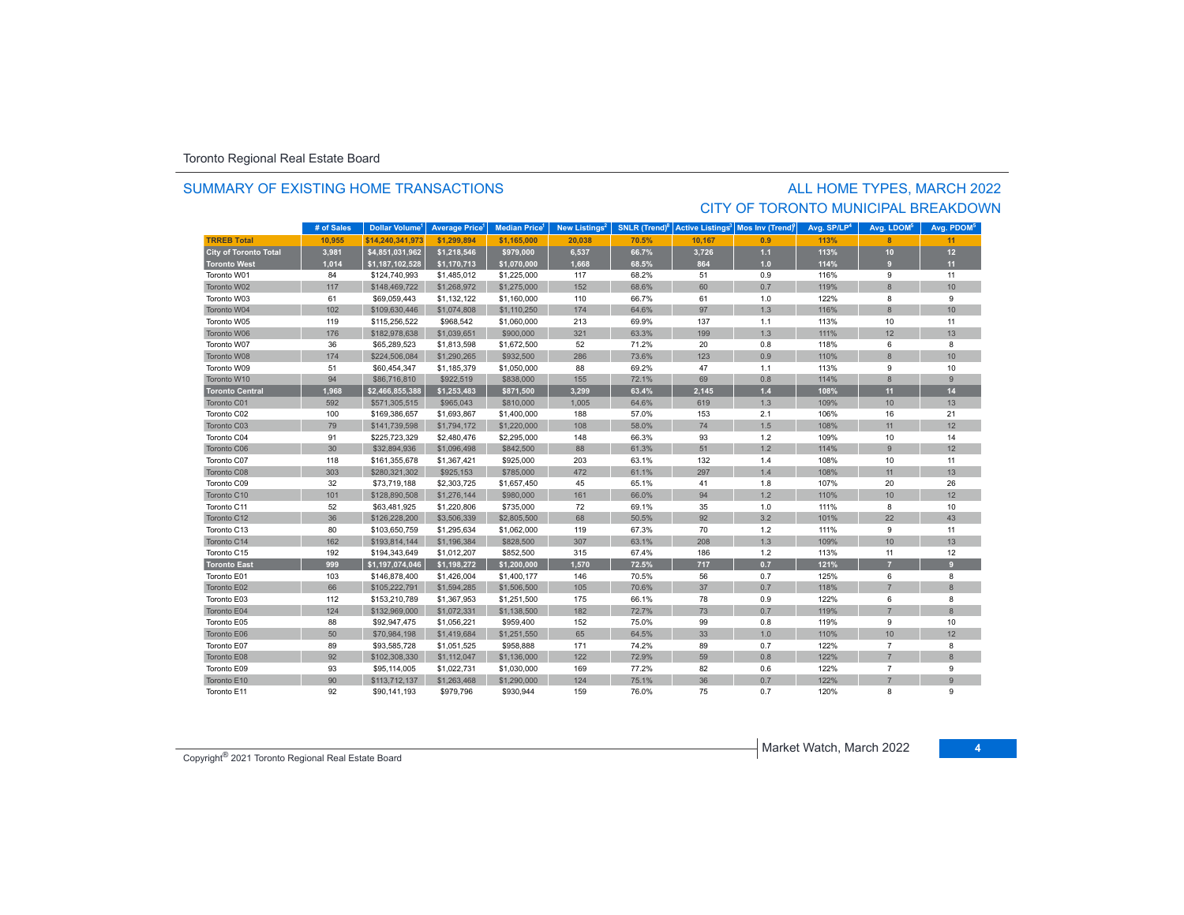Toronto Regional Real Estate Board

## SUMMARY OF EXISTING HOME TRANSACTIONS

## ALL HOME TYPES, MARCH 2022
## CITY OF TORONTO MUNICIPAL BREAKDOWN

| | # of Sales | Dollar Volume[1] | Average Price[1] | Median Price[1] | New Listings[2] | SNLR (Trend)[8] | Active Listings[3] | Mos Inv (Trend)[9] | Avg. SP/LP[4] | Avg. LDOM[5] | Avg. PDOM[5] |
|---|---|---|---|---|---|---|---|---|---|---|---|
| **TRREB Total** | **10,955** | **$14,240,341,973** | **$1,299,894** | **$1,165,000** | **20,038** | **70.5%** | **10,167** | **0.9** | **113%** | **8** | **11** |
| **City of Toronto Total** | **3,981** | **$4,851,031,962** | **$1,218,546** | **$979,000** | **6,537** | **66.7%** | **3,726** | **1.1** | **113%** | **10** | **12** |
| **Toronto West** | **1,014** | **$1,187,102,528** | **$1,170,713** | **$1,070,000** | **1,668** | **68.5%** | **864** | **1.0** | **114%** | **9** | **11** |
| Toronto W01 | 84 | $124,740,993 | $1,485,012 | $1,225,000 | 117 | 68.2% | 51 | 0.9 | 116% | 9 | 11 |
| Toronto W02 | 117 | $148,469,722 | $1,268,972 | $1,275,000 | 152 | 68.6% | 60 | 0.7 | 119% | 8 | 10 |
| Toronto W03 | 61 | $69,059,443 | $1,132,122 | $1,160,000 | 110 | 66.7% | 61 | 1.0 | 122% | 8 | 9 |
| Toronto W04 | 102 | $109,630,446 | $1,074,808 | $1,110,250 | 174 | 64.6% | 97 | 1.3 | 116% | 8 | 10 |
| Toronto W05 | 119 | $115,256,522 | $968,542 | $1,060,000 | 213 | 69.9% | 137 | 1.1 | 113% | 10 | 11 |
| Toronto W06 | 176 | $182,978,638 | $1,039,651 | $900,000 | 321 | 63.3% | 199 | 1.3 | 111% | 12 | 13 |
| Toronto W07 | 36 | $65,289,523 | $1,813,598 | $1,672,500 | 52 | 71.2% | 20 | 0.8 | 118% | 6 | 8 |
| Toronto W08 | 174 | $224,506,084 | $1,290,265 | $932,500 | 286 | 73.6% | 123 | 0.9 | 110% | 8 | 10 |
| Toronto W09 | 51 | $60,454,347 | $1,185,379 | $1,050,000 | 88 | 69.2% | 47 | 1.1 | 113% | 9 | 10 |
| Toronto W10 | 94 | $86,716,810 | $922,519 | $838,000 | 155 | 72.1% | 69 | 0.8 | 114% | 8 | 9 |
| **Toronto Central** | **1,968** | **$2,466,855,388** | **$1,253,483** | **$871,500** | **3,299** | **63.4%** | **2,145** | **1.4** | **108%** | **11** | **14** |
| Toronto C01 | 592 | $571,305,515 | $965,043 | $810,000 | 1,005 | 64.6% | 619 | 1.3 | 109% | 10 | 13 |
| Toronto C02 | 100 | $169,386,657 | $1,693,867 | $1,400,000 | 188 | 57.0% | 153 | 2.1 | 106% | 16 | 21 |
| Toronto C03 | 79 | $141,739,598 | $1,794,172 | $1,220,000 | 108 | 58.0% | 74 | 1.5 | 108% | 11 | 12 |
| Toronto C04 | 91 | $225,723,329 | $2,480,476 | $2,295,000 | 148 | 66.3% | 93 | 1.2 | 109% | 10 | 14 |
| Toronto C06 | 30 | $32,894,936 | $1,096,498 | $842,500 | 88 | 61.3% | 51 | 1.2 | 114% | 9 | 12 |
| Toronto C07 | 118 | $161,355,678 | $1,367,421 | $925,000 | 203 | 63.1% | 132 | 1.4 | 108% | 10 | 11 |
| Toronto C08 | 303 | $280,321,302 | $925,153 | $785,000 | 472 | 61.1% | 297 | 1.4 | 108% | 11 | 13 |
| Toronto C09 | 32 | $73,719,188 | $2,303,725 | $1,657,450 | 45 | 65.1% | 41 | 1.8 | 107% | 20 | 26 |
| Toronto C10 | 101 | $128,890,508 | $1,276,144 | $980,000 | 161 | 66.0% | 94 | 1.2 | 110% | 10 | 12 |
| Toronto C11 | 52 | $63,481,925 | $1,220,806 | $735,000 | 72 | 69.1% | 35 | 1.0 | 111% | 8 | 10 |
| Toronto C12 | 36 | $126,228,200 | $3,506,339 | $2,805,500 | 68 | 50.5% | 92 | 3.2 | 101% | 22 | 43 |
| Toronto C13 | 80 | $103,650,759 | $1,295,634 | $1,062,000 | 119 | 67.3% | 70 | 1.2 | 111% | 9 | 11 |
| Toronto C14 | 162 | $193,814,144 | $1,196,384 | $828,500 | 307 | 63.1% | 208 | 1.3 | 109% | 10 | 13 |
| Toronto C15 | 192 | $194,343,649 | $1,012,207 | $852,500 | 315 | 67.4% | 186 | 1.2 | 113% | 11 | 12 |
| **Toronto East** | **999** | **$1,197,074,046** | **$1,198,272** | **$1,200,000** | **1,570** | **72.5%** | **717** | **0.7** | **121%** | **7** | **9** |
| Toronto E01 | 103 | $146,878,400 | $1,426,004 | $1,400,177 | 146 | 70.5% | 56 | 0.7 | 125% | 6 | 8 |
| Toronto E02 | 66 | $105,222,791 | $1,594,285 | $1,506,500 | 105 | 70.6% | 37 | 0.7 | 118% | 7 | 8 |
| Toronto E03 | 112 | $153,210,789 | $1,367,953 | $1,251,500 | 175 | 66.1% | 78 | 0.9 | 122% | 6 | 8 |
| Toronto E04 | 124 | $132,969,000 | $1,072,331 | $1,138,500 | 182 | 72.7% | 73 | 0.7 | 119% | 7 | 8 |
| Toronto E05 | 88 | $92,947,475 | $1,056,221 | $959,400 | 152 | 75.0% | 99 | 0.8 | 119% | 9 | 10 |
| Toronto E06 | 50 | $70,984,198 | $1,419,684 | $1,251,550 | 65 | 64.5% | 33 | 1.0 | 110% | 10 | 12 |
| Toronto E07 | 89 | $93,585,728 | $1,051,525 | $958,888 | 171 | 74.2% | 89 | 0.7 | 122% | 7 | 8 |
| Toronto E08 | 92 | $102,308,330 | $1,112,047 | $1,136,000 | 122 | 72.9% | 59 | 0.8 | 122% | 7 | 8 |
| Toronto E09 | 93 | $95,114,005 | $1,022,731 | $1,030,000 | 169 | 77.2% | 82 | 0.6 | 122% | 7 | 9 |
| Toronto E10 | 90 | $113,712,137 | $1,263,468 | $1,290,000 | 124 | 75.1% | 36 | 0.7 | 122% | 7 | 9 |
| Toronto E11 | 92 | $90,141,193 | $979,796 | $930,944 | 159 | 76.0% | 75 | 0.7 | 120% | 8 | 9 |

Copyright® 2021 Toronto Regional Real Estate Board

Market Watch, March 2022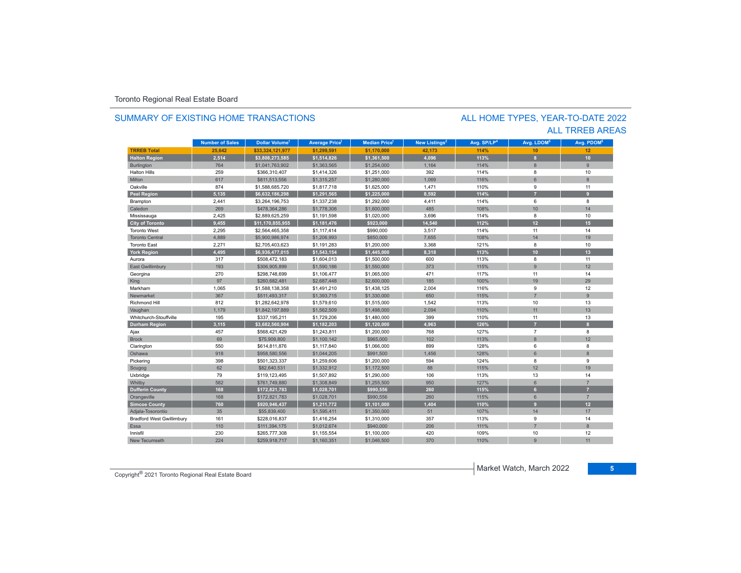Toronto Regional Real Estate Board

## SUMMARY OF EXISTING HOME TRANSACTIONS

## ALL HOME TYPES, YEAR-TO-DATE 2022
## ALL TRREB AREAS

| | Number of Sales | Dollar Volume[1] | Average Price[1] | Median Price[1] | New Listings[2] | Avg. SP/LP[4] | Avg. LDOM[5] | Avg. PDOM[5] |
|---|---|---|---|---|---|---|---|---|
| **TRREB Total** | **25,642** | **$33,324,121,977** | **$1,299,591** | **$1,170,000** | **42,173** | **114%** | **10** | **12** |
| **Halton Region** | **2,514** | **$3,808,273,585** | **$1,514,826** | **$1,361,500** | **4,096** | **113%** | **8** | **10** |
| Burlington | 764 | $1,041,763,902 | $1,363,565 | $1,254,000 | 1,164 | 114% | 8 | 9 |
| Halton Hills | 259 | $366,310,407 | $1,414,326 | $1,251,000 | 392 | 114% | 8 | 10 |
| Milton | 617 | $811,513,556 | $1,315,257 | $1,280,000 | 1,069 | 116% | 6 | 8 |
| Oakville | 874 | $1,588,685,720 | $1,817,718 | $1,625,000 | 1,471 | 110% | 9 | 11 |
| **Peel Region** | **5,135** | **$6,632,186,298** | **$1,291,565** | **$1,225,000** | **8,592** | **114%** | **7** | **9** |
| Brampton | 2,441 | $3,264,196,753 | $1,337,238 | $1,292,000 | 4,411 | 114% | 6 | 8 |
| Caledon | 269 | $478,364,286 | $1,778,306 | $1,600,000 | 485 | 108% | 10 | 14 |
| Mississauga | 2,425 | $2,889,625,259 | $1,191,598 | $1,020,000 | 3,696 | 114% | 8 | 10 |
| **City of Toronto** | **9,455** | **$11,170,855,955** | **$1,181,476** | **$923,000** | **14,540** | **112%** | **12** | **15** |
| Toronto West | 2,295 | $2,564,465,358 | $1,117,414 | $990,000 | 3,517 | 114% | 11 | 14 |
| Toronto Central | 4,889 | $5,900,986,974 | $1,206,993 | $850,000 | 7,655 | 108% | 14 | 19 |
| Toronto East | 2,271 | $2,705,403,623 | $1,191,283 | $1,200,000 | 3,368 | 121% | 8 | 10 |
| **York Region** | **4,495** | **$6,936,477,015** | **$1,543,154** | **$1,445,000** | **8,318** | **113%** | **10** | **13** |
| Aurora | 317 | $508,472,183 | $1,604,013 | $1,500,000 | 600 | 113% | 8 | 11 |
| East Gwillimbury | 193 | $306,905,899 | $1,590,186 | $1,550,000 | 373 | 115% | 9 | 12 |
| Georgina | 270 | $298,748,699 | $1,106,477 | $1,065,000 | 471 | 117% | 11 | 14 |
| King | 97 | $260,682,481 | $2,687,448 | $2,600,000 | 185 | 100% | 19 | 29 |
| Markham | 1,065 | $1,588,138,358 | $1,491,210 | $1,438,125 | 2,004 | 116% | 9 | 12 |
| Newmarket | 367 | $511,493,317 | $1,393,715 | $1,330,000 | 650 | 115% | 7 | 9 |
| Richmond Hill | 812 | $1,282,642,978 | $1,579,610 | $1,515,000 | 1,542 | 113% | 10 | 13 |
| Vaughan | 1,179 | $1,842,197,889 | $1,562,509 | $1,498,000 | 2,094 | 110% | 11 | 13 |
| Whitchurch-Stouffville | 195 | $337,195,211 | $1,729,206 | $1,480,000 | 399 | 110% | 11 | 13 |
| **Durham Region** | **3,115** | **$3,682,560,904** | **$1,182,203** | **$1,120,000** | **4,963** | **126%** | **7** | **8** |
| Ajax | 457 | $568,421,429 | $1,243,811 | $1,200,000 | 768 | 127% | 7 | 8 |
| Brock | 69 | $75,909,800 | $1,100,142 | $965,000 | 102 | 113% | 8 | 12 |
| Clarington | 550 | $614,811,876 | $1,117,840 | $1,066,000 | 899 | 128% | 6 | 8 |
| Oshawa | 918 | $958,580,556 | $1,044,205 | $991,500 | 1,456 | 128% | 6 | 8 |
| Pickering | 398 | $501,323,337 | $1,259,606 | $1,200,000 | 594 | 124% | 8 | 9 |
| Scugog | 62 | $82,640,531 | $1,332,912 | $1,172,500 | 88 | 115% | 12 | 19 |
| Uxbridge | 79 | $119,123,495 | $1,507,892 | $1,290,000 | 106 | 113% | 13 | 14 |
| Whitby | 582 | $761,749,880 | $1,308,849 | $1,255,500 | 950 | 127% | 6 | 7 |
| **Dufferin County** | **168** | **$172,821,783** | **$1,028,701** | **$990,556** | **260** | **115%** | **6** | **7** |
| Orangeville | 168 | $172,821,783 | $1,028,701 | $990,556 | 260 | 115% | 6 | 7 |
| **Simcoe County** | **760** | **$920,946,437** | **$1,211,772** | **$1,101,000** | **1,404** | **110%** | **9** | **12** |
| Adjala-Tosorontio | 35 | $55,839,400 | $1,595,411 | $1,350,000 | 51 | 107% | 14 | 17 |
| Bradford West Gwillimbury | 161 | $228,016,837 | $1,416,254 | $1,310,000 | 357 | 113% | 9 | 14 |
| Essa | 110 | $111,394,175 | $1,012,674 | $940,000 | 206 | 111% | 7 | 8 |
| Innisfil | 230 | $265,777,308 | $1,155,554 | $1,100,000 | 420 | 109% | 10 | 12 |
| New Tecumseth | 224 | $259,918,717 | $1,160,351 | $1,046,500 | 370 | 110% | 9 | 11 |

Copyright® 2021 Toronto Regional Real Estate Board

Market Watch, March 2022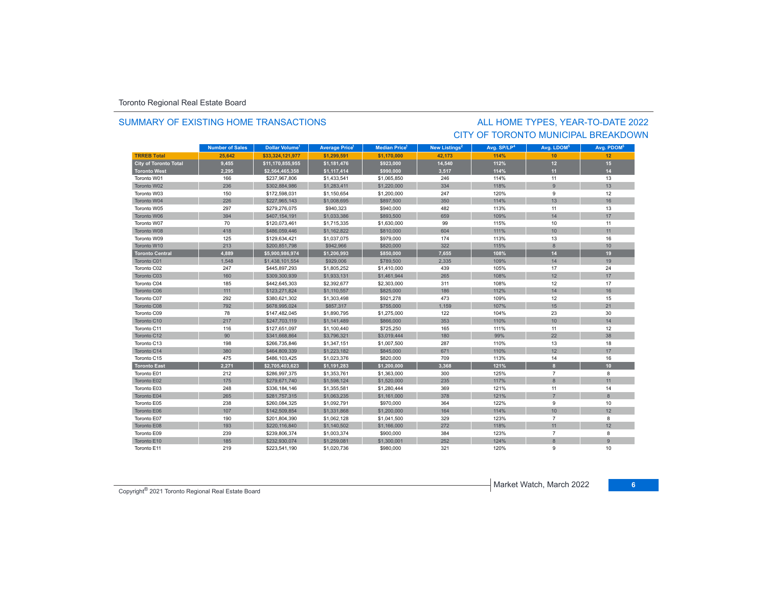Toronto Regional Real Estate Board

## SUMMARY OF EXISTING HOME TRANSACTIONS

## ALL HOME TYPES, YEAR-TO-DATE 2022
## CITY OF TORONTO MUNICIPAL BREAKDOWN

| | Number of Sales | Dollar Volume[1] | Average Price[1] | Median Price[1] | New Listings[2] | Avg. SP/LP[4] | Avg. LDOM[5] | Avg. PDOM[5] |
|---|---|---|---|---|---|---|---|---|
| **TRREB Total** | **25,642** | **$33,324,121,977** | **$1,299,591** | **$1,170,000** | **42,173** | **114%** | **10** | **12** |
| **City of Toronto Total** | **9,455** | **$11,170,855,955** | **$1,181,476** | **$923,000** | **14,540** | **112%** | **12** | **15** |
| **Toronto West** | **2,295** | **$2,564,465,358** | **$1,117,414** | **$990,000** | **3,517** | **114%** | **11** | **14** |
| Toronto W01 | 166 | $237,967,806 | $1,433,541 | $1,065,850 | 246 | 114% | 11 | 13 |
| Toronto W02 | 236 | $302,884,986 | $1,283,411 | $1,220,000 | 334 | 118% | 9 | 13 |
| Toronto W03 | 150 | $172,598,031 | $1,150,654 | $1,200,000 | 247 | 120% | 9 | 12 |
| Toronto W04 | 226 | $227,965,143 | $1,008,695 | $897,500 | 350 | 114% | 13 | 16 |
| Toronto W05 | 297 | $279,276,075 | $940,323 | $940,000 | 482 | 113% | 11 | 13 |
| Toronto W06 | 394 | $407,154,191 | $1,033,386 | $893,500 | 659 | 109% | 14 | 17 |
| Toronto W07 | 70 | $120,073,461 | $1,715,335 | $1,630,000 | 99 | 115% | 10 | 11 |
| Toronto W08 | 418 | $486,059,446 | $1,162,822 | $810,000 | 604 | 111% | 10 | 11 |
| Toronto W09 | 125 | $129,634,421 | $1,037,075 | $979,000 | 174 | 113% | 13 | 16 |
| Toronto W10 | 213 | $200,851,798 | $942,966 | $820,000 | 322 | 115% | 8 | 10 |
| **Toronto Central** | **4,889** | **$5,900,986,974** | **$1,206,993** | **$850,000** | **7,655** | **108%** | **14** | **19** |
| Toronto C01 | 1,548 | $1,438,101,554 | $929,006 | $789,500 | 2,335 | 109% | 14 | 19 |
| Toronto C02 | 247 | $445,897,293 | $1,805,252 | $1,410,000 | 439 | 105% | 17 | 24 |
| Toronto C03 | 160 | $309,300,939 | $1,933,131 | $1,461,944 | 265 | 108% | 12 | 17 |
| Toronto C04 | 185 | $442,645,303 | $2,392,677 | $2,303,000 | 311 | 108% | 12 | 17 |
| Toronto C06 | 111 | $123,271,824 | $1,110,557 | $825,000 | 186 | 112% | 14 | 16 |
| Toronto C07 | 292 | $380,621,302 | $1,303,498 | $921,278 | 473 | 109% | 12 | 15 |
| Toronto C08 | 792 | $678,995,024 | $857,317 | $755,000 | 1,159 | 107% | 15 | 21 |
| Toronto C09 | 78 | $147,482,045 | $1,890,795 | $1,275,000 | 122 | 104% | 23 | 30 |
| Toronto C10 | 217 | $247,703,119 | $1,141,489 | $866,000 | 353 | 110% | 10 | 14 |
| Toronto C11 | 116 | $127,651,097 | $1,100,440 | $725,250 | 165 | 111% | 11 | 12 |
| Toronto C12 | 90 | $341,668,864 | $3,796,321 | $3,019,444 | 180 | 99% | 22 | 38 |
| Toronto C13 | 198 | $266,735,846 | $1,347,151 | $1,007,500 | 287 | 110% | 13 | 18 |
| Toronto C14 | 380 | $464,809,339 | $1,223,182 | $845,000 | 671 | 110% | 12 | 17 |
| Toronto C15 | 475 | $486,103,425 | $1,023,376 | $820,000 | 709 | 113% | 14 | 16 |
| **Toronto East** | **2,271** | **$2,705,403,623** | **$1,191,283** | **$1,200,000** | **3,368** | **121%** | **8** | **10** |
| Toronto E01 | 212 | $286,997,375 | $1,353,761 | $1,363,000 | 300 | 125% | 7 | 8 |
| Toronto E02 | 175 | $279,671,740 | $1,598,124 | $1,520,000 | 235 | 117% | 8 | 11 |
| Toronto E03 | 248 | $336,184,146 | $1,355,581 | $1,280,444 | 369 | 121% | 11 | 14 |
| Toronto E04 | 265 | $281,757,315 | $1,063,235 | $1,161,000 | 378 | 121% | 7 | 8 |
| Toronto E05 | 238 | $260,084,325 | $1,092,791 | $970,000 | 364 | 122% | 9 | 10 |
| Toronto E06 | 107 | $142,509,854 | $1,331,868 | $1,200,000 | 164 | 114% | 10 | 12 |
| Toronto E07 | 190 | $201,804,390 | $1,062,128 | $1,041,500 | 329 | 123% | 7 | 8 |
| Toronto E08 | 193 | $220,116,840 | $1,140,502 | $1,166,000 | 272 | 118% | 11 | 12 |
| Toronto E09 | 239 | $239,806,374 | $1,003,374 | $900,000 | 384 | 123% | 7 | 8 |
| Toronto E10 | 185 | $232,930,074 | $1,259,081 | $1,300,001 | 252 | 124% | 8 | 9 |
| Toronto E11 | 219 | $223,541,190 | $1,020,736 | $980,000 | 321 | 120% | 9 | 10 |

Copyright® 2021 Toronto Regional Real Estate Board

Market Watch, March 2022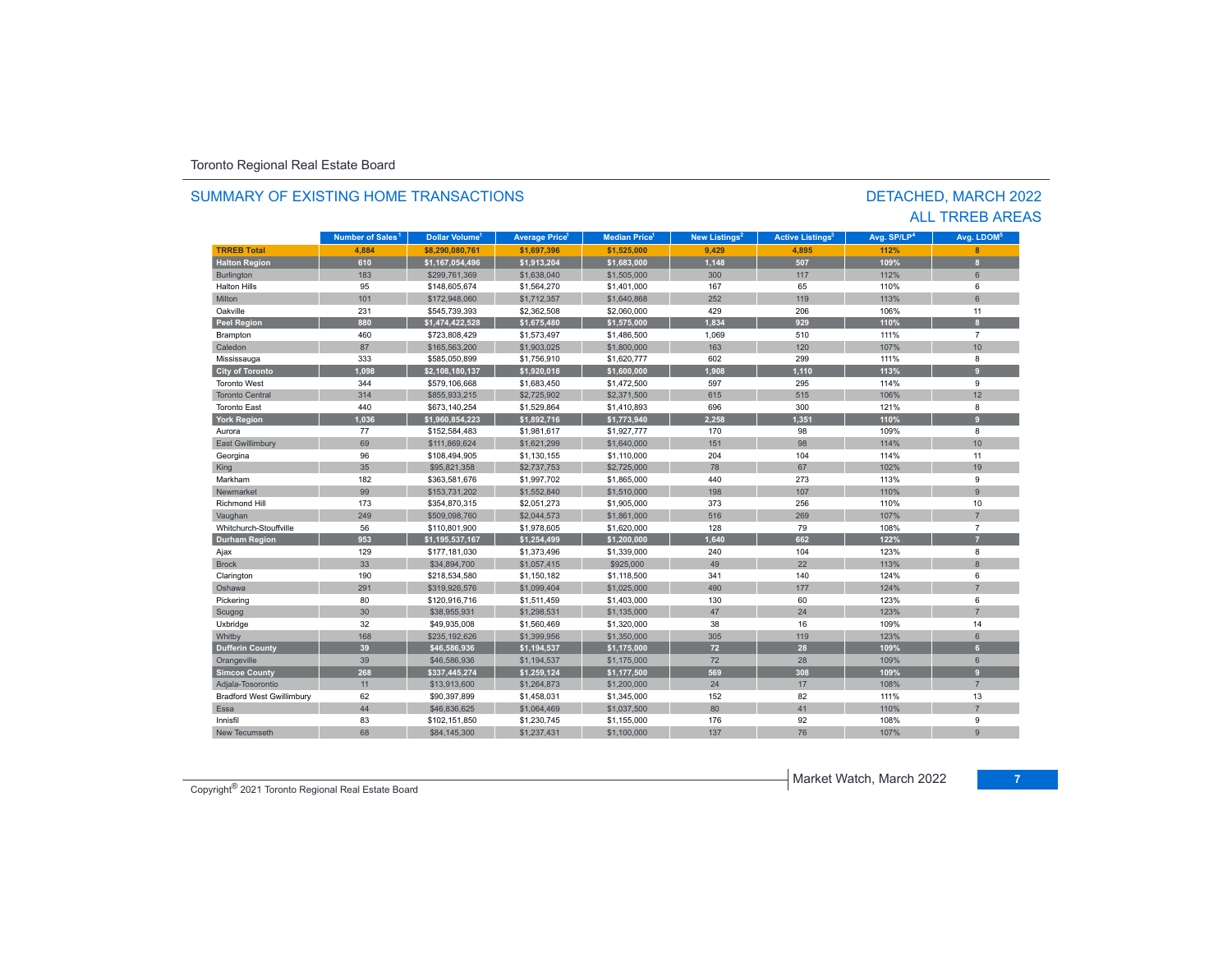Toronto Regional Real Estate Board

## SUMMARY OF EXISTING HOME TRANSACTIONS

## DETACHED, MARCH 2022
## ALL TRREB AREAS

| | Number of Sales[1] | Dollar Volume[1] | Average Price[1] | Median Price[1] | New Listings[2] | Active Listings[3] | Avg. SP/LP[4] | Avg. LDOM[5] |
|---|---|---|---|---|---|---|---|---|
| **TRREB Total** | **4,884** | **$8,290,080,761** | **$1,697,396** | **$1,525,000** | **9,429** | **4,895** | **112%** | **8** |
| **Halton Region** | **610** | **$1,167,054,496** | **$1,913,204** | **$1,683,000** | **1,148** | **507** | **109%** | **8** |
| Burlington | 183 | $299,761,369 | $1,638,040 | $1,505,000 | 300 | 117 | 112% | 6 |
| Halton Hills | 95 | $148,605,674 | $1,564,270 | $1,401,000 | 167 | 65 | 110% | 6 |
| Milton | 101 | $172,948,060 | $1,712,357 | $1,640,868 | 252 | 119 | 113% | 6 |
| Oakville | 231 | $545,739,393 | $2,362,508 | $2,060,000 | 429 | 206 | 106% | 11 |
| **Peel Region** | **880** | **$1,474,422,528** | **$1,675,480** | **$1,575,000** | **1,834** | **929** | **110%** | **8** |
| Brampton | 460 | $723,808,429 | $1,573,497 | $1,486,500 | 1,069 | 510 | 111% | 7 |
| Caledon | 87 | $165,563,200 | $1,903,025 | $1,800,000 | 163 | 120 | 107% | 10 |
| Mississauga | 333 | $585,050,899 | $1,756,910 | $1,620,777 | 602 | 299 | 111% | 8 |
| **City of Toronto** | **1,098** | **$2,108,180,137** | **$1,920,018** | **$1,600,000** | **1,908** | **1,110** | **113%** | **9** |
| Toronto West | 344 | $579,106,668 | $1,683,450 | $1,472,500 | 597 | 295 | 114% | 9 |
| Toronto Central | 314 | $855,933,215 | $2,725,902 | $2,371,500 | 615 | 515 | 106% | 12 |
| Toronto East | 440 | $673,140,254 | $1,529,864 | $1,410,893 | 696 | 300 | 121% | 8 |
| **York Region** | **1,036** | **$1,960,854,223** | **$1,892,716** | **$1,773,940** | **2,258** | **1,351** | **110%** | **9** |
| Aurora | 77 | $152,584,483 | $1,981,617 | $1,927,777 | 170 | 98 | 109% | 8 |
| East Gwillimbury | 69 | $111,869,624 | $1,621,299 | $1,640,000 | 151 | 98 | 114% | 10 |
| Georgina | 96 | $108,494,905 | $1,130,155 | $1,110,000 | 204 | 104 | 114% | 11 |
| King | 35 | $95,821,358 | $2,737,753 | $2,725,000 | 78 | 67 | 102% | 19 |
| Markham | 182 | $363,581,676 | $1,997,702 | $1,865,000 | 440 | 273 | 113% | 9 |
| Newmarket | 99 | $153,731,202 | $1,552,840 | $1,510,000 | 198 | 107 | 110% | 9 |
| Richmond Hill | 173 | $354,870,315 | $2,051,273 | $1,905,000 | 373 | 256 | 110% | 10 |
| Vaughan | 249 | $509,098,760 | $2,044,573 | $1,861,000 | 516 | 269 | 107% | 7 |
| Whitchurch-Stouffville | 56 | $110,801,900 | $1,978,605 | $1,620,000 | 128 | 79 | 108% | 7 |
| **Durham Region** | **953** | **$1,195,537,167** | **$1,254,499** | **$1,200,000** | **1,640** | **662** | **122%** | **7** |
| Ajax | 129 | $177,181,030 | $1,373,496 | $1,339,000 | 240 | 104 | 123% | 8 |
| Brock | 33 | $34,894,700 | $1,057,415 | $925,000 | 49 | 22 | 113% | 8 |
| Clarington | 190 | $218,534,580 | $1,150,182 | $1,118,500 | 341 | 140 | 124% | 6 |
| Oshawa | 291 | $319,926,576 | $1,099,404 | $1,025,000 | 490 | 177 | 124% | 7 |
| Pickering | 80 | $120,916,716 | $1,511,459 | $1,403,000 | 130 | 60 | 123% | 6 |
| Scugog | 30 | $38,955,931 | $1,298,531 | $1,135,000 | 47 | 24 | 123% | 7 |
| Uxbridge | 32 | $49,935,008 | $1,560,469 | $1,320,000 | 38 | 16 | 109% | 14 |
| Whitby | 168 | $235,192,626 | $1,399,956 | $1,350,000 | 305 | 119 | 123% | 6 |
| **Dufferin County** | **39** | **$46,586,936** | **$1,194,537** | **$1,175,000** | **72** | **28** | **109%** | **6** |
| Orangeville | 39 | $46,586,936 | $1,194,537 | $1,175,000 | 72 | 28 | 109% | 6 |
| **Simcoe County** | **268** | **$337,445,274** | **$1,259,124** | **$1,177,500** | **569** | **308** | **109%** | **9** |
| Adjala-Tosorontio | 11 | $13,913,600 | $1,264,873 | $1,200,000 | 24 | 17 | 108% | 7 |
| Bradford West Gwillimbury | 62 | $90,397,899 | $1,458,031 | $1,345,000 | 152 | 82 | 111% | 13 |
| Essa | 44 | $46,836,625 | $1,064,469 | $1,037,500 | 80 | 41 | 110% | 7 |
| Innisfil | 83 | $102,151,850 | $1,230,745 | $1,155,000 | 176 | 92 | 108% | 9 |
| New Tecumseth | 68 | $84,145,300 | $1,237,431 | $1,100,000 | 137 | 76 | 107% | 9 |

Copyright® 2021 Toronto Regional Real Estate Board

Market Watch, March 2022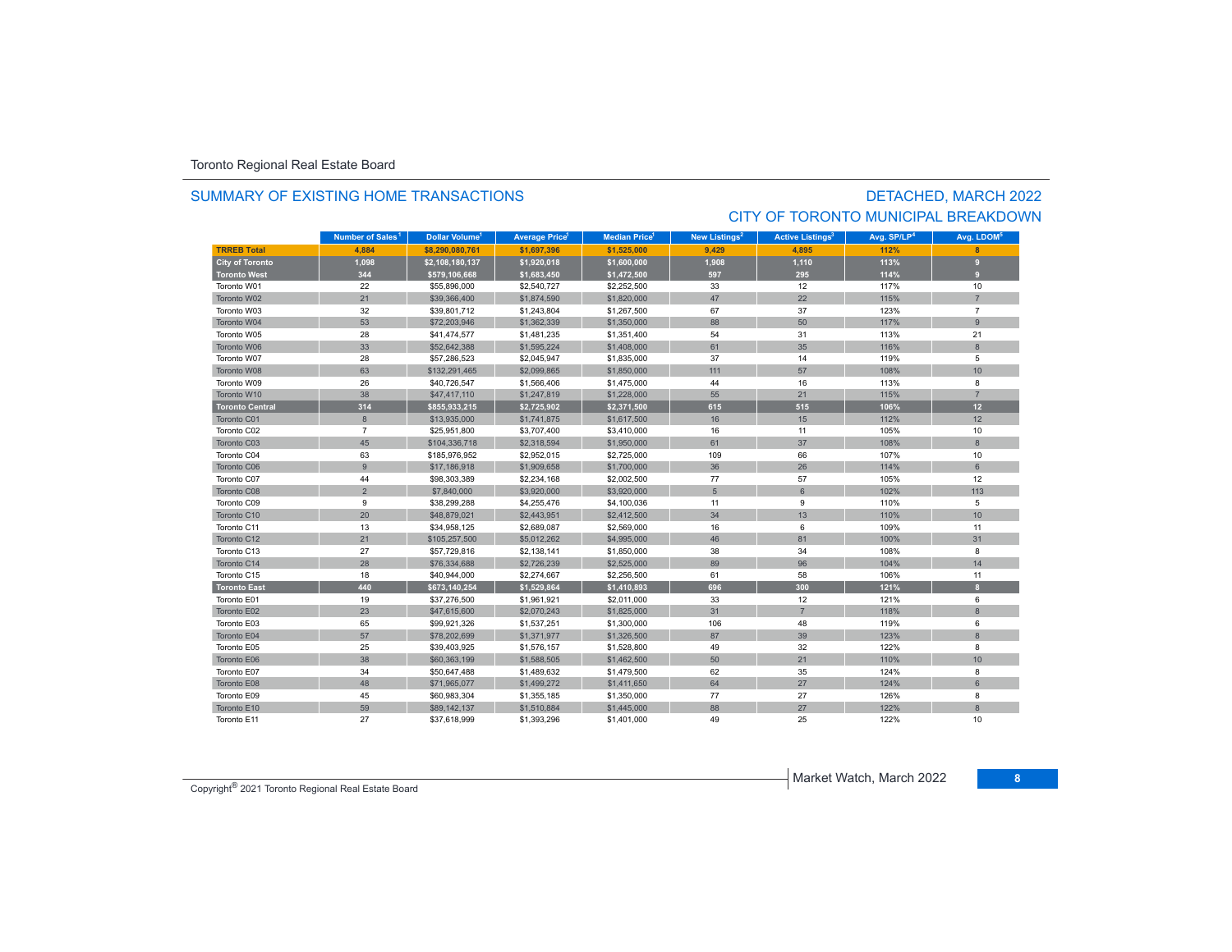Toronto Regional Real Estate Board

## SUMMARY OF EXISTING HOME TRANSACTIONS

## DETACHED, MARCH 2022
## CITY OF TORONTO MUNICIPAL BREAKDOWN

| | Number of Sales[1] | Dollar Volume[1] | Average Price[1] | Median Price[1] | New Listings[2] | Active Listings[3] | Avg. SP/LP[4] | Avg. LDOM[5] |
|---|---|---|---|---|---|---|---|---|
| **TRREB Total** | **4,884** | **$8,290,080,761** | **$1,697,396** | **$1,525,000** | **9,429** | **4,895** | **112%** | **8** |
| **City of Toronto** | **1,098** | **$2,108,180,137** | **$1,920,018** | **$1,600,000** | **1,908** | **1,110** | **113%** | **9** |
| **Toronto West** | **344** | **$579,106,668** | **$1,683,450** | **$1,472,500** | **597** | **295** | **114%** | **9** |
| Toronto W01 | 22 | $55,896,000 | $2,540,727 | $2,252,500 | 33 | 12 | 117% | 10 |
| Toronto W02 | 21 | $39,366,400 | $1,874,590 | $1,820,000 | 47 | 22 | 115% | 7 |
| Toronto W03 | 32 | $39,801,712 | $1,243,804 | $1,267,500 | 67 | 37 | 123% | 7 |
| Toronto W04 | 53 | $72,203,946 | $1,362,339 | $1,350,000 | 88 | 50 | 117% | 9 |
| Toronto W05 | 28 | $41,474,577 | $1,481,235 | $1,351,400 | 54 | 31 | 113% | 21 |
| Toronto W06 | 33 | $52,642,388 | $1,595,224 | $1,408,000 | 61 | 35 | 116% | 8 |
| Toronto W07 | 28 | $57,286,523 | $2,045,947 | $1,835,000 | 37 | 14 | 119% | 5 |
| Toronto W08 | 63 | $132,291,465 | $2,099,865 | $1,850,000 | 111 | 57 | 108% | 10 |
| Toronto W09 | 26 | $40,726,547 | $1,566,406 | $1,475,000 | 44 | 16 | 113% | 8 |
| Toronto W10 | 38 | $47,417,110 | $1,247,819 | $1,228,000 | 55 | 21 | 115% | 7 |
| **Toronto Central** | **314** | **$855,933,215** | **$2,725,902** | **$2,371,500** | **615** | **515** | **106%** | **12** |
| Toronto C01 | 8 | $13,935,000 | $1,741,875 | $1,617,500 | 16 | 15 | 112% | 12 |
| Toronto C02 | 7 | $25,951,800 | $3,707,400 | $3,410,000 | 16 | 11 | 105% | 10 |
| Toronto C03 | 45 | $104,336,718 | $2,318,594 | $1,950,000 | 61 | 37 | 108% | 8 |
| Toronto C04 | 63 | $185,976,952 | $2,952,015 | $2,725,000 | 109 | 66 | 107% | 10 |
| Toronto C06 | 9 | $17,186,918 | $1,909,658 | $1,700,000 | 36 | 26 | 114% | 6 |
| Toronto C07 | 44 | $98,303,389 | $2,234,168 | $2,002,500 | 77 | 57 | 105% | 12 |
| Toronto C08 | 2 | $7,840,000 | $3,920,000 | $3,920,000 | 5 | 6 | 102% | 113 |
| Toronto C09 | 9 | $38,299,288 | $4,255,476 | $4,100,036 | 11 | 9 | 110% | 5 |
| Toronto C10 | 20 | $48,879,021 | $2,443,951 | $2,412,500 | 34 | 13 | 110% | 10 |
| Toronto C11 | 13 | $34,958,125 | $2,689,087 | $2,569,000 | 16 | 6 | 109% | 11 |
| Toronto C12 | 21 | $105,257,500 | $5,012,262 | $4,995,000 | 46 | 81 | 100% | 31 |
| Toronto C13 | 27 | $57,729,816 | $2,138,141 | $1,850,000 | 38 | 34 | 108% | 8 |
| Toronto C14 | 28 | $76,334,688 | $2,726,239 | $2,525,000 | 89 | 96 | 104% | 14 |
| Toronto C15 | 18 | $40,944,000 | $2,274,667 | $2,256,500 | 61 | 58 | 106% | 11 |
| **Toronto East** | **440** | **$673,140,254** | **$1,529,864** | **$1,410,893** | **696** | **300** | **121%** | **8** |
| Toronto E01 | 19 | $37,276,500 | $1,961,921 | $2,011,000 | 33 | 12 | 121% | 6 |
| Toronto E02 | 23 | $47,615,600 | $2,070,243 | $1,825,000 | 31 | 7 | 118% | 8 |
| Toronto E03 | 65 | $99,921,326 | $1,537,251 | $1,300,000 | 106 | 48 | 119% | 6 |
| Toronto E04 | 57 | $78,202,699 | $1,371,977 | $1,326,500 | 87 | 39 | 123% | 8 |
| Toronto E05 | 25 | $39,403,925 | $1,576,157 | $1,528,800 | 49 | 32 | 122% | 8 |
| Toronto E06 | 38 | $60,363,199 | $1,588,505 | $1,462,500 | 50 | 21 | 110% | 10 |
| Toronto E07 | 34 | $50,647,488 | $1,489,632 | $1,479,500 | 62 | 35 | 124% | 8 |
| Toronto E08 | 48 | $71,965,077 | $1,499,272 | $1,411,650 | 64 | 27 | 124% | 6 |
| Toronto E09 | 45 | $60,983,304 | $1,355,185 | $1,350,000 | 77 | 27 | 126% | 8 |
| Toronto E10 | 59 | $89,142,137 | $1,510,884 | $1,445,000 | 88 | 27 | 122% | 8 |
| Toronto E11 | 27 | $37,618,999 | $1,393,296 | $1,401,000 | 49 | 25 | 122% | 10 |

Copyright® 2021 Toronto Regional Real Estate Board

Market Watch, March 2022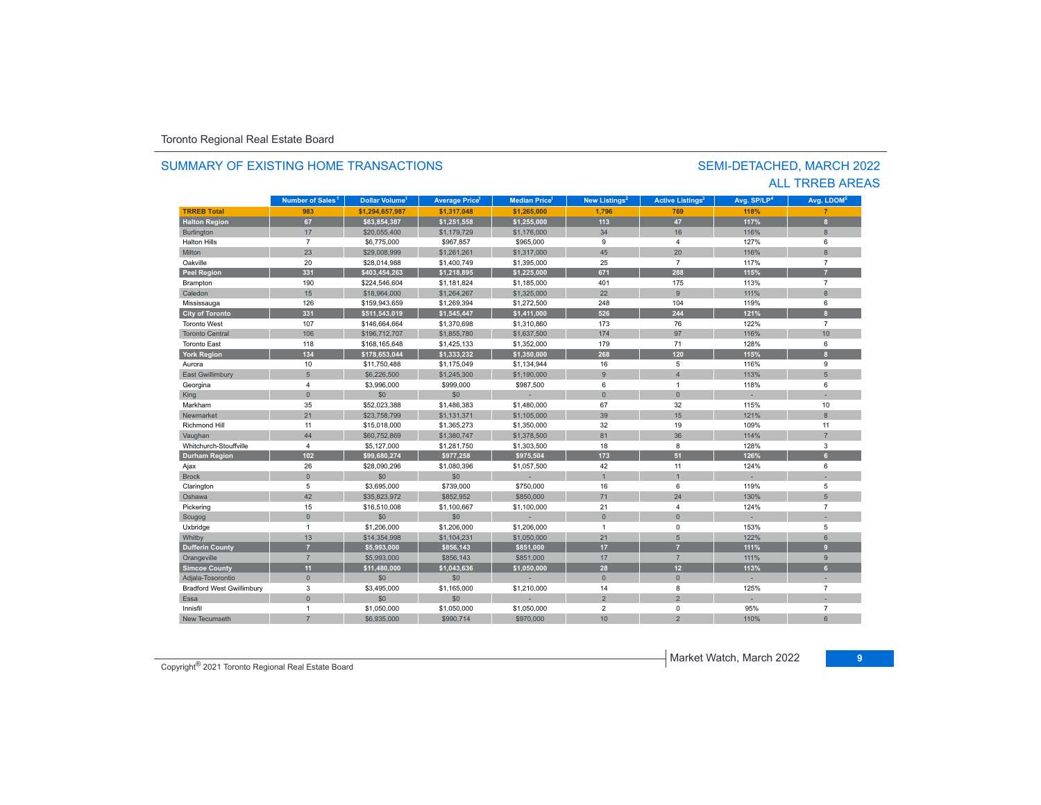Toronto Regional Real Estate Board

## SUMMARY OF EXISTING HOME TRANSACTIONS

## SEMI-DETACHED, MARCH 2022
## ALL TRREB AREAS

| | Number of Sales[1] | Dollar Volume[1] | Average Price[1] | Median Price[1] | New Listings[2] | Active Listings[3] | Avg. SP/LP[4] | Avg. LDOM[5] |
|---|---|---|---|---|---|---|---|---|
| **TRREB Total** | **983** | **$1,294,657,987** | **$1,317,048** | **$1,265,000** | **1,796** | **769** | **118%** | **7** |
| **Halton Region** | **67** | **$83,854,387** | **$1,251,558** | **$1,255,000** | **113** | **47** | **117%** | **8** |
| Burlington | 17 | $20,055,400 | $1,179,729 | $1,176,000 | 34 | 16 | 116% | 8 |
| Halton Hills | 7 | $6,775,000 | $967,857 | $965,000 | 9 | 4 | 127% | 6 |
| Milton | 23 | $29,008,999 | $1,261,261 | $1,317,000 | 45 | 20 | 116% | 8 |
| Oakville | 20 | $28,014,988 | $1,400,749 | $1,395,000 | 25 | 7 | 117% | 7 |
| **Peel Region** | **331** | **$403,454,263** | **$1,218,895** | **$1,225,000** | **671** | **288** | **115%** | **7** |
| Brampton | 190 | $224,546,604 | $1,181,824 | $1,185,000 | 401 | 175 | 113% | 7 |
| Caledon | 15 | $18,964,000 | $1,264,267 | $1,325,000 | 22 | 9 | 111% | 8 |
| Mississauga | 126 | $159,943,659 | $1,269,394 | $1,272,500 | 248 | 104 | 119% | 6 |
| **City of Toronto** | **331** | **$511,543,019** | **$1,545,447** | **$1,411,000** | **526** | **244** | **121%** | **8** |
| Toronto West | 107 | $146,664,664 | $1,370,698 | $1,310,860 | 173 | 76 | 122% | 7 |
| Toronto Central | 106 | $196,712,707 | $1,855,780 | $1,637,500 | 174 | 97 | 116% | 10 |
| Toronto East | 118 | $168,165,648 | $1,425,133 | $1,352,000 | 179 | 71 | 128% | 6 |
| **York Region** | **134** | **$178,653,044** | **$1,333,232** | **$1,350,000** | **268** | **120** | **115%** | **8** |
| Aurora | 10 | $11,750,488 | $1,175,049 | $1,134,944 | 16 | 5 | 116% | 9 |
| East Gwillimbury | 5 | $6,226,500 | $1,245,300 | $1,190,000 | 9 | 4 | 113% | 5 |
| Georgina | 4 | $3,996,000 | $999,000 | $987,500 | 6 | 1 | 118% | 6 |
| King | 0 | $0 | - | - | 0 | 0 | - | - |
| Markham | 35 | $52,023,388 | $1,486,383 | $1,480,000 | 67 | 32 | 115% | 10 |
| Newmarket | 21 | $23,758,799 | $1,131,371 | $1,105,000 | 39 | 15 | 121% | 8 |
| Richmond Hill | 11 | $15,018,000 | $1,365,273 | $1,350,000 | 32 | 19 | 109% | 11 |
| Vaughan | 44 | $60,752,869 | $1,380,747 | $1,378,500 | 81 | 36 | 114% | 7 |
| Whitchurch-Stouffville | 4 | $5,127,000 | $1,281,750 | $1,303,500 | 18 | 8 | 128% | 3 |
| **Durham Region** | **102** | **$99,680,274** | **$977,258** | **$975,504** | **173** | **51** | **126%** | **6** |
| Ajax | 26 | $28,090,296 | $1,080,396 | $1,057,500 | 42 | 11 | 124% | 6 |
| Brock | 0 | $0 | $0 | - | 1 | 1 | - | - |
| Clarington | 5 | $3,695,000 | $739,000 | $750,000 | 16 | 6 | 119% | 5 |
| Oshawa | 42 | $35,823,972 | $852,952 | $850,000 | 71 | 24 | 130% | 5 |
| Pickering | 15 | $16,510,008 | $1,100,667 | $1,100,000 | 21 | 4 | 124% | 7 |
| Scugog | 0 | $0 | $0 | - | 0 | 0 | - | - |
| Uxbridge | 1 | $1,206,000 | $1,206,000 | $1,206,000 | 1 | 0 | 153% | 5 |
| Whitby | 13 | $14,354,998 | $1,104,231 | $1,050,000 | 21 | 5 | 122% | 6 |
| **Dufferin County** | **7** | **$5,993,000** | **$856,143** | **$851,000** | **17** | **7** | **111%** | **9** |
| Orangeville | 7 | $5,993,000 | $856,143 | $851,000 | 17 | 7 | 111% | 9 |
| **Simcoe County** | **11** | **$11,480,000** | **$1,043,636** | **$1,050,000** | **28** | **12** | **113%** | **6** |
| Adjala-Tosorontio | 0 | $0 | $0 | - | 0 | 0 | - | - |
| Bradford West Gwillimbury | 3 | $3,495,000 | $1,165,000 | $1,210,000 | 14 | 8 | 125% | 7 |
| Essa | 0 | $0 | $0 | - | 2 | 2 | - | - |
| Innisfil | 1 | $1,050,000 | $1,050,000 | $1,050,000 | 2 | 0 | 95% | 7 |
| New Tecumseth | 7 | $6,935,000 | $990,714 | $970,000 | 10 | 2 | 110% | 6 |

Copyright® 2021 Toronto Regional Real Estate Board

Market Watch, March 2022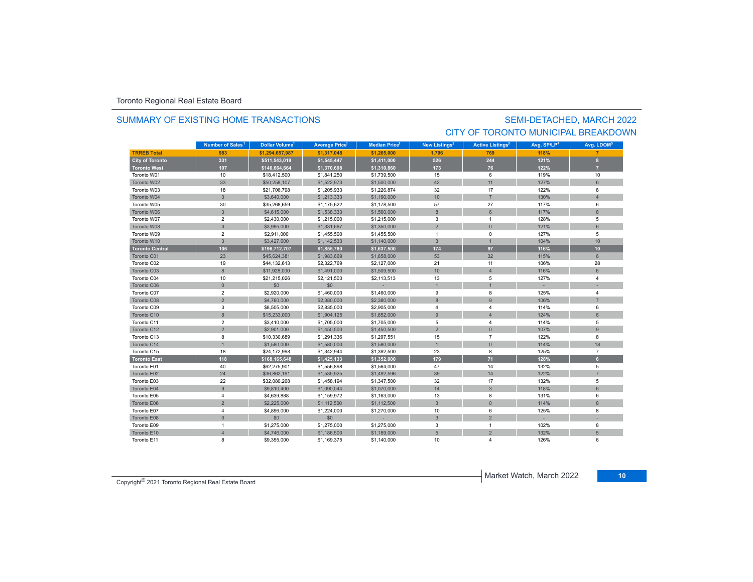Toronto Regional Real Estate Board

## SUMMARY OF EXISTING HOME TRANSACTIONS

## SEMI-DETACHED, MARCH 2022
## CITY OF TORONTO MUNICIPAL BREAKDOWN

| | Number of Sales[1] | Dollar Volume[1] | Average Price[1] | Median Price[1] | New Listings[2] | Active Listings[3] | Avg. SP/LP[4] | Avg. LDOM[5] |
|---|---|---|---|---|---|---|---|---|
| **TRREB Total** | **983** | **$1,294,657,987** | **$1,317,048** | **$1,265,000** | **1,796** | **769** | **118%** | **7** |
| **City of Toronto** | **331** | **$511,543,019** | **$1,545,447** | **$1,411,000** | **526** | **244** | **121%** | **8** |
| **Toronto West** | **107** | **$146,664,664** | **$1,370,698** | **$1,310,860** | **173** | **76** | **122%** | **7** |
| Toronto W01 | 10 | $18,412,500 | $1,841,250 | $1,739,500 | 15 | 6 | 119% | 10 |
| Toronto W02 | 33 | $50,258,107 | $1,522,973 | $1,500,000 | 42 | 11 | 127% | 6 |
| Toronto W03 | 18 | $21,706,798 | $1,205,933 | $1,226,874 | 32 | 17 | 122% | 8 |
| Toronto W04 | 3 | $3,640,000 | $1,213,333 | $1,190,000 | 10 | 7 | 130% | 4 |
| Toronto W05 | 30 | $35,268,659 | $1,175,622 | $1,178,500 | 57 | 27 | 117% | 6 |
| Toronto W06 | 3 | $4,615,000 | $1,538,333 | $1,560,000 | 8 | 6 | 117% | 8 |
| Toronto W07 | 2 | $2,430,000 | $1,215,000 | $1,215,000 | 3 | 1 | 128% | 5 |
| Toronto W08 | 3 | $3,995,000 | $1,331,667 | $1,350,000 | 2 | 0 | 121% | 6 |
| Toronto W09 | 2 | $2,911,000 | $1,455,500 | $1,455,500 | 1 | 0 | 127% | 5 |
| Toronto W10 | 3 | $3,427,600 | $1,142,533 | $1,140,000 | 3 | 1 | 104% | 10 |
| **Toronto Central** | **106** | **$196,712,707** | **$1,855,780** | **$1,637,500** | **174** | **97** | **116%** | **10** |
| Toronto C01 | 23 | $45,624,381 | $1,983,669 | $1,858,000 | 53 | 32 | 115% | 6 |
| Toronto C02 | 19 | $44,132,613 | $2,322,769 | $2,127,000 | 21 | 11 | 106% | 28 |
| Toronto C03 | 8 | $11,928,000 | $1,491,000 | $1,509,500 | 10 | 4 | 116% | 6 |
| Toronto C04 | 10 | $21,215,026 | $2,121,503 | $2,113,513 | 13 | 5 | 127% | 4 |
| Toronto C06 | 0 | $0 | $0 | - | 1 | 1 | - | - |
| Toronto C07 | 2 | $2,920,000 | $1,460,000 | $1,460,000 | 9 | 8 | 125% | 4 |
| Toronto C08 | 2 | $4,760,000 | $2,380,000 | $2,380,000 | 8 | 9 | 106% | 7 |
| Toronto C09 | 3 | $8,505,000 | $2,835,000 | $2,905,000 | 4 | 4 | 114% | 6 |
| Toronto C10 | 8 | $15,233,000 | $1,904,125 | $1,852,000 | 9 | 4 | 124% | 6 |
| Toronto C11 | 2 | $3,410,000 | $1,705,000 | $1,705,000 | 5 | 4 | 114% | 5 |
| Toronto C12 | 2 | $2,901,000 | $1,450,500 | $1,450,500 | 2 | 0 | 107% | 9 |
| Toronto C13 | 8 | $10,330,689 | $1,291,336 | $1,297,551 | 15 | 7 | 122% | 8 |
| Toronto C14 | 1 | $1,580,000 | $1,580,000 | $1,580,000 | 1 | 0 | 114% | 18 |
| Toronto C15 | 18 | $24,172,998 | $1,342,944 | $1,392,500 | 23 | 8 | 125% | 7 |
| **Toronto East** | **118** | **$168,165,648** | **$1,425,133** | **$1,352,000** | **179** | **71** | **128%** | **6** |
| Toronto E01 | 40 | $62,275,901 | $1,556,898 | $1,564,000 | 47 | 14 | 132% | 5 |
| Toronto E02 | 24 | $36,862,191 | $1,535,925 | $1,492,596 | 39 | 14 | 122% | 7 |
| Toronto E03 | 22 | $32,080,268 | $1,458,194 | $1,347,500 | 32 | 17 | 132% | 5 |
| Toronto E04 | 9 | $9,810,400 | $1,090,044 | $1,070,000 | 14 | 3 | 118% | 6 |
| Toronto E05 | 4 | $4,639,888 | $1,159,972 | $1,163,000 | 13 | 8 | 131% | 6 |
| Toronto E06 | 2 | $2,225,000 | $1,112,500 | $1,112,500 | 3 | 0 | 114% | 8 |
| Toronto E07 | 4 | $4,896,000 | $1,224,000 | $1,270,000 | 10 | 6 | 125% | 8 |
| Toronto E08 | 0 | $0 | $0 | - | 3 | 2 | - | - |
| Toronto E09 | 1 | $1,275,000 | $1,275,000 | $1,275,000 | 3 | 1 | 102% | 8 |
| Toronto E10 | 4 | $4,746,000 | $1,186,500 | $1,189,000 | 5 | 2 | 132% | 5 |
| Toronto E11 | 8 | $9,355,000 | $1,169,375 | $1,140,000 | 10 | 4 | 126% | 6 |

Copyright® 2021 Toronto Regional Real Estate Board

Market Watch, March 2022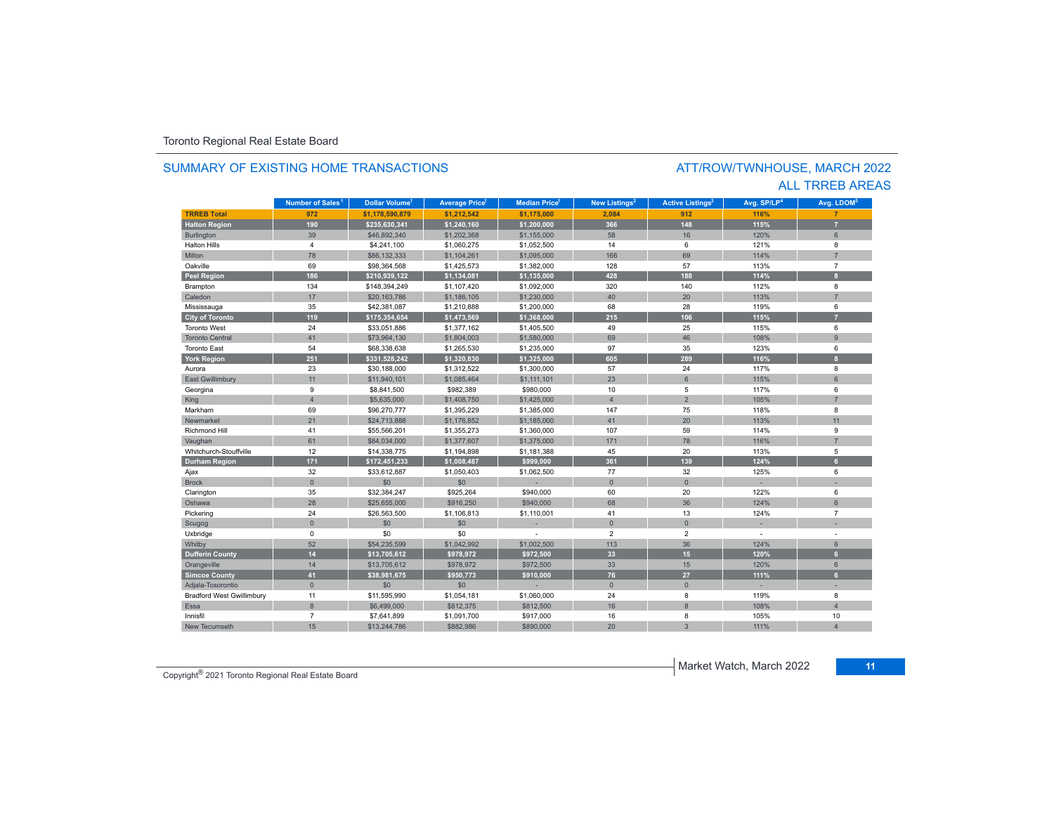Toronto Regional Real Estate Board

## SUMMARY OF EXISTING HOME TRANSACTIONS

## ATT/ROW/TWNHOUSE, MARCH 2022
## ALL TRREB AREAS

| | Number of Sales[1] | Dollar Volume[1] | Average Price[1] | Median Price[1] | New Listings[2] | Active Listings[3] | Avg. SP/LP[4] | Avg. LDOM[5] |
|---|---|---|---|---|---|---|---|---|
| **TRREB Total** | **972** | **$1,178,590,879** | **$1,212,542** | **$1,175,000** | **2,084** | **912** | **116%** | **7** |
| **Halton Region** | **190** | **$235,630,341** | **$1,240,160** | **$1,200,000** | **366** | **148** | **115%** | **7** |
| Burlington | 39 | $46,892,340 | $1,202,368 | $1,155,000 | 58 | 16 | 120% | 6 |
| Halton Hills | 4 | $4,241,100 | $1,060,275 | $1,052,500 | 14 | 6 | 121% | 8 |
| Milton | 78 | $86,132,333 | $1,104,261 | $1,095,000 | 166 | 69 | 114% | 7 |
| Oakville | 69 | $98,364,568 | $1,425,573 | $1,382,000 | 128 | 57 | 113% | 7 |
| **Peel Region** | **186** | **$210,939,122** | **$1,134,081** | **$1,135,000** | **428** | **188** | **114%** | **8** |
| Brampton | 134 | $148,394,249 | $1,107,420 | $1,092,000 | 320 | 140 | 112% | 8 |
| Caledon | 17 | $20,163,786 | $1,186,105 | $1,230,000 | 40 | 20 | 113% | 7 |
| Mississauga | 35 | $42,381,087 | $1,210,888 | $1,200,000 | 68 | 28 | 119% | 6 |
| **City of Toronto** | **119** | **$175,354,654** | **$1,473,569** | **$1,368,000** | **215** | **106** | **115%** | **7** |
| Toronto West | 24 | $33,051,886 | $1,377,162 | $1,405,500 | 49 | 25 | 115% | 6 |
| Toronto Central | 41 | $73,964,130 | $1,804,003 | $1,580,000 | 69 | 46 | 108% | 9 |
| Toronto East | 54 | $68,338,638 | $1,265,530 | $1,235,000 | 97 | 35 | 123% | 6 |
| **York Region** | **251** | **$331,528,242** | **$1,320,830** | **$1,325,000** | **605** | **289** | **116%** | **8** |
| Aurora | 23 | $30,188,000 | $1,312,522 | $1,300,000 | 57 | 24 | 117% | 8 |
| East Gwillimbury | 11 | $11,940,101 | $1,085,464 | $1,111,101 | 23 | 6 | 115% | 6 |
| Georgina | 9 | $8,841,500 | $982,389 | $980,000 | 10 | 5 | 117% | 6 |
| King | 4 | $5,635,000 | $1,408,750 | $1,425,000 | 4 | 2 | 105% | 7 |
| Markham | 69 | $96,270,777 | $1,395,229 | $1,385,000 | 147 | 75 | 118% | 8 |
| Newmarket | 21 | $24,713,888 | $1,176,852 | $1,185,000 | 41 | 20 | 113% | 11 |
| Richmond Hill | 41 | $55,566,201 | $1,355,273 | $1,360,000 | 107 | 59 | 114% | 9 |
| Vaughan | 61 | $84,034,000 | $1,377,607 | $1,375,000 | 171 | 78 | 116% | 7 |
| Whitchurch-Stouffville | 12 | $14,338,775 | $1,194,898 | $1,181,388 | 45 | 20 | 113% | 5 |
| **Durham Region** | **171** | **$172,451,233** | **$1,008,487** | **$999,000** | **361** | **139** | **124%** | **6** |
| Ajax | 32 | $33,612,887 | $1,050,403 | $1,062,500 | 77 | 32 | 125% | 6 |
| Brock | 0 | $0 | $0 | - | 0 | 0 | - | - |
| Clarington | 35 | $32,384,247 | $925,264 | $940,000 | 60 | 20 | 122% | 6 |
| Oshawa | 28 | $25,655,000 | $916,250 | $940,000 | 68 | 36 | 124% | 6 |
| Pickering | 24 | $26,563,500 | $1,106,813 | $1,110,001 | 41 | 13 | 124% | 7 |
| Scugog | 0 | $0 | $0 | - | 0 | 0 | - | - |
| Uxbridge | 0 | $0 | $0 | - | 2 | 2 | - | - |
| Whitby | 52 | $54,235,599 | $1,042,992 | $1,002,500 | 113 | 36 | 124% | 6 |
| **Dufferin County** | **14** | **$13,705,612** | **$978,972** | **$972,500** | **33** | **15** | **120%** | **6** |
| Orangeville | 14 | $13,705,612 | $978,972 | $972,500 | 33 | 15 | 120% | 6 |
| **Simcoe County** | **41** | **$38,981,675** | **$950,773** | **$910,000** | **76** | **27** | **111%** | **6** |
| Adjala-Tosorontio | 0 | $0 | $0 | - | 0 | 0 | - | - |
| Bradford West Gwillimbury | 11 | $11,595,990 | $1,054,181 | $1,060,000 | 24 | 8 | 119% | 8 |
| Essa | 8 | $6,499,000 | $812,375 | $812,500 | 16 | 8 | 108% | 4 |
| Innisfil | 7 | $7,641,899 | $1,091,700 | $917,000 | 16 | 8 | 105% | 10 |
| New Tecumseth | 15 | $13,244,786 | $882,986 | $890,000 | 20 | 3 | 111% | 4 |

Copyright® 2021 Toronto Regional Real Estate Board

Market Watch, March 2022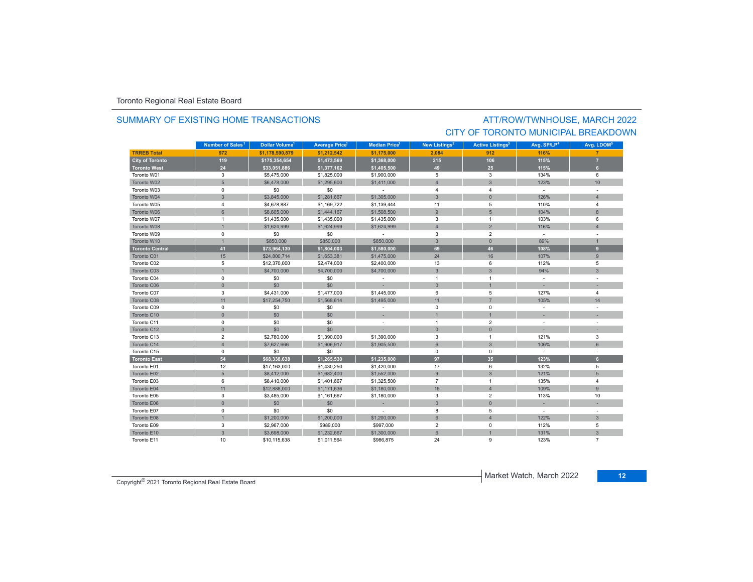Toronto Regional Real Estate Board

## SUMMARY OF EXISTING HOME TRANSACTIONS

## ATT/ROW/TWNHOUSE, MARCH 2022
## CITY OF TORONTO MUNICIPAL BREAKDOWN

| | Number of Sales[1] | Dollar Volume[1] | Average Price[1] | Median Price[1] | New Listings[2] | Active Listings[3] | Avg. SP/LP[4] | Avg. LDOM[5] |
|---|---|---|---|---|---|---|---|---|
| **TRREB Total** | **972** | **$1,178,590,879** | **$1,212,542** | **$1,175,000** | **2,084** | **912** | **116%** | **7** |
| **City of Toronto** | **119** | **$175,354,654** | **$1,473,569** | **$1,368,000** | **215** | **106** | **115%** | **7** |
| **Toronto West** | **24** | **$33,051,886** | **$1,377,162** | **$1,405,500** | **49** | **25** | **115%** | **6** |
| Toronto W01 | 3 | $5,475,000 | $1,825,000 | $1,900,000 | 5 | 3 | 134% | 6 |
| Toronto W02 | 5 | $6,478,000 | $1,295,600 | $1,411,000 | 4 | 3 | 123% | 10 |
| Toronto W03 | 0 | $0 | $0 | - | 4 | 4 | - | - |
| Toronto W04 | 3 | $3,845,000 | $1,281,667 | $1,305,000 | 3 | 0 | 126% | 4 |
| Toronto W05 | 4 | $4,678,887 | $1,169,722 | $1,139,444 | 11 | 5 | 110% | 4 |
| Toronto W06 | 6 | $8,665,000 | $1,444,167 | $1,508,500 | 9 | 5 | 104% | 8 |
| Toronto W07 | 1 | $1,435,000 | $1,435,000 | $1,435,000 | 3 | 1 | 103% | 6 |
| Toronto W08 | 1 | $1,624,999 | $1,624,999 | $1,624,999 | 4 | 2 | 116% | 4 |
| Toronto W09 | 0 | $0 | $0 | - | 3 | 2 | - | - |
| Toronto W10 | 1 | $850,000 | $850,000 | $850,000 | 3 | 0 | 89% | 1 |
| **Toronto Central** | **41** | **$73,964,130** | **$1,804,003** | **$1,580,000** | **69** | **46** | **108%** | **9** |
| Toronto C01 | 15 | $24,800,714 | $1,653,381 | $1,475,000 | 24 | 16 | 107% | 9 |
| Toronto C02 | 5 | $12,370,000 | $2,474,000 | $2,400,000 | 13 | 6 | 112% | 5 |
| Toronto C03 | 1 | $4,700,000 | $4,700,000 | $4,700,000 | 3 | 3 | 94% | 3 |
| Toronto C04 | 0 | $0 | $0 | - | 1 | 1 | - | - |
| Toronto C06 | 0 | $0 | $0 | - | 0 | 1 | - | - |
| Toronto C07 | 3 | $4,431,000 | $1,477,000 | $1,445,000 | 6 | 5 | 127% | 4 |
| Toronto C08 | 11 | $17,254,750 | $1,568,614 | $1,495,000 | 11 | 7 | 105% | 14 |
| Toronto C09 | 0 | $0 | $0 | - | 0 | 0 | - | - |
| Toronto C10 | 0 | $0 | $0 | - | 1 | 1 | - | - |
| Toronto C11 | 0 | $0 | $0 | - | 1 | 2 | - | - |
| Toronto C12 | 0 | $0 | $0 | - | 0 | 0 | - | - |
| Toronto C13 | 2 | $2,780,000 | $1,390,000 | $1,390,000 | 3 | 1 | 121% | 3 |
| Toronto C14 | 4 | $7,627,666 | $1,906,917 | $1,905,500 | 6 | 3 | 106% | 6 |
| Toronto C15 | 0 | $0 | $0 | - | 0 | 0 | - | - |
| **Toronto East** | **54** | **$68,338,638** | **$1,265,530** | **$1,235,000** | **97** | **35** | **123%** | **6** |
| Toronto E01 | 12 | $17,163,000 | $1,430,250 | $1,420,000 | 17 | 6 | 132% | 5 |
| Toronto E02 | 5 | $8,412,000 | $1,682,400 | $1,552,000 | 9 | 3 | 121% | 5 |
| Toronto E03 | 6 | $8,410,000 | $1,401,667 | $1,325,500 | 7 | 1 | 135% | 4 |
| Toronto E04 | 11 | $12,888,000 | $1,171,636 | $1,180,000 | 15 | 4 | 109% | 9 |
| Toronto E05 | 3 | $3,485,000 | $1,161,667 | $1,180,000 | 3 | 2 | 113% | 10 |
| Toronto E06 | 0 | $0 | $0 | - | 0 | 0 | - | - |
| Toronto E07 | 0 | $0 | $0 | - | 8 | 5 | - | - |
| Toronto E08 | 1 | $1,200,000 | $1,200,000 | $1,200,000 | 6 | 4 | 122% | 3 |
| Toronto E09 | 3 | $2,967,000 | $989,000 | $997,000 | 2 | 0 | 112% | 5 |
| Toronto E10 | 3 | $3,698,000 | $1,232,667 | $1,300,000 | 6 | 1 | 131% | 3 |
| Toronto E11 | 10 | $10,115,638 | $1,011,564 | $986,875 | 24 | 9 | 123% | 7 |

Copyright® 2021 Toronto Regional Real Estate Board

Market Watch, March 2022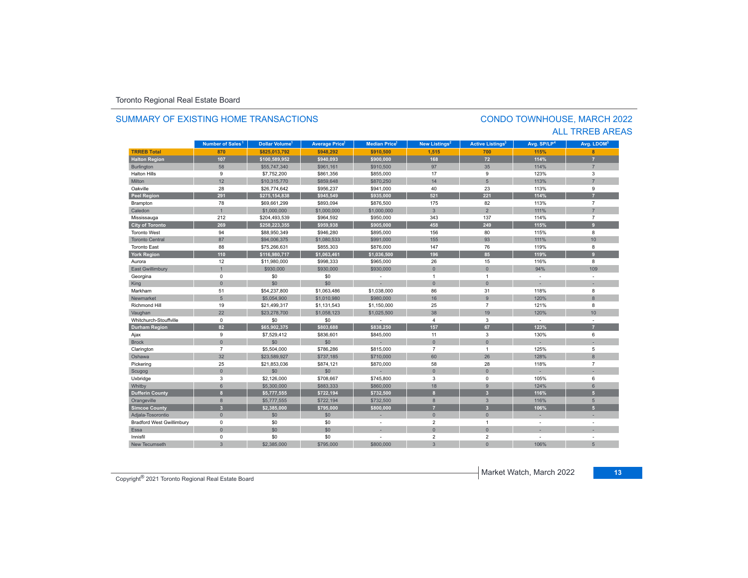Toronto Regional Real Estate Board

## SUMMARY OF EXISTING HOME TRANSACTIONS

## CONDO TOWNHOUSE, MARCH 2022
## ALL TRREB AREAS

| | Number of Sales[1] | Dollar Volume[1] | Average Price[1] | Median Price[1] | New Listings[2] | Active Listings[3] | Avg. SP/LP[4] | Avg. LDOM[5] |
|---|---|---|---|---|---|---|---|---|
| **TRREB Total** | **870** | **$825,013,792** | **$948,292** | **$910,500** | **1,515** | **700** | **115%** | **8** |
| **Halton Region** | **107** | **$100,589,952** | **$940,093** | **$900,000** | **168** | **72** | **114%** | **7** |
| Burlington | 58 | $55,747,340 | $961,161 | $910,500 | 97 | 35 | 114% | 7 |
| Halton Hills | 9 | $7,752,200 | $861,356 | $855,000 | 17 | 9 | 123% | 3 |
| Milton | 12 | $10,315,770 | $859,648 | $870,250 | 14 | 5 | 113% | 7 |
| Oakville | 28 | $26,774,642 | $956,237 | $941,000 | 40 | 23 | 113% | 9 |
| **Peel Region** | **291** | **$275,154,838** | **$945,549** | **$935,000** | **521** | **221** | **114%** | **7** |
| Brampton | 78 | $69,661,299 | $893,094 | $876,500 | 175 | 82 | 113% | 7 |
| Caledon | 1 | $1,000,000 | $1,000,000 | $1,000,000 | 3 | 2 | 111% | 7 |
| Mississauga | 212 | $204,493,539 | $964,592 | $950,000 | 343 | 137 | 114% | 7 |
| **City of Toronto** | **269** | **$258,223,355** | **$959,938** | **$905,000** | **458** | **249** | **115%** | **9** |
| Toronto West | 94 | $88,950,349 | $946,280 | $895,000 | 156 | 80 | 115% | 8 |
| Toronto Central | 87 | $94,006,375 | $1,080,533 | $991,000 | 155 | 93 | 111% | 10 |
| Toronto East | 88 | $75,266,631 | $855,303 | $876,000 | 147 | 76 | 119% | 8 |
| **York Region** | **110** | **$116,980,717** | **$1,063,461** | **$1,036,500** | **196** | **85** | **119%** | **9** |
| Aurora | 12 | $11,980,000 | $998,333 | $965,000 | 26 | 15 | 116% | 8 |
| East Gwillimbury | 1 | $930,000 | $930,000 | $930,000 | 0 | 0 | 94% | 109 |
| Georgina | 0 | $0 | $0 | - | 1 | 1 | - | - |
| King | 0 | $0 | $0 | - | 0 | 0 | - | - |
| Markham | 51 | $54,237,800 | $1,063,486 | $1,038,000 | 86 | 31 | 118% | 8 |
| Newmarket | 5 | $5,054,900 | $1,010,980 | $980,000 | 16 | 9 | 120% | 8 |
| Richmond Hill | 19 | $21,499,317 | $1,131,543 | $1,150,000 | 25 | 7 | 121% | 8 |
| Vaughan | 22 | $23,278,700 | $1,058,123 | $1,025,500 | 38 | 19 | 120% | 10 |
| Whitchurch-Stouffville | 0 | $0 | $0 | - | 4 | 3 | - | - |
| **Durham Region** | **82** | **$65,902,375** | **$803,688** | **$838,250** | **157** | **67** | **123%** | **7** |
| Ajax | 9 | $7,529,412 | $836,601 | $845,000 | 11 | 3 | 130% | 6 |
| Brock | 0 | $0 | $0 | - | 0 | 0 | - | - |
| Clarington | 7 | $5,504,000 | $786,286 | $815,000 | 7 | 1 | 125% | 5 |
| Oshawa | 32 | $23,589,927 | $737,185 | $710,000 | 60 | 26 | 128% | 8 |
| Pickering | 25 | $21,853,036 | $874,121 | $870,000 | 58 | 28 | 118% | 7 |
| Scugog | 0 | $0 | $0 | - | 0 | 0 | - | - |
| Uxbridge | 3 | $2,126,000 | $708,667 | $745,800 | 3 | 0 | 105% | 6 |
| Whitby | 6 | $5,300,000 | $883,333 | $860,000 | 18 | 9 | 124% | 6 |
| **Dufferin County** | **8** | **$5,777,555** | **$722,194** | **$732,500** | **8** | **3** | **116%** | **5** |
| Orangeville | 8 | $5,777,555 | $722,194 | $732,500 | 8 | 3 | 116% | 5 |
| **Simcoe County** | **3** | **$2,385,000** | **$795,000** | **$800,000** | **7** | **3** | **106%** | **5** |
| Adjala-Tosorontio | 0 | $0 | $0 | - | 0 | 0 | - | - |
| Bradford West Gwillimbury | 0 | $0 | $0 | - | 2 | 1 | - | - |
| Essa | 0 | $0 | $0 | - | 0 | 0 | - | - |
| Innisfil | 0 | $0 | $0 | - | 2 | 2 | - | - |
| New Tecumseth | 3 | $2,385,000 | $795,000 | $800,000 | 3 | 0 | 106% | 5 |

Copyright® 2021 Toronto Regional Real Estate Board

Market Watch, March 2022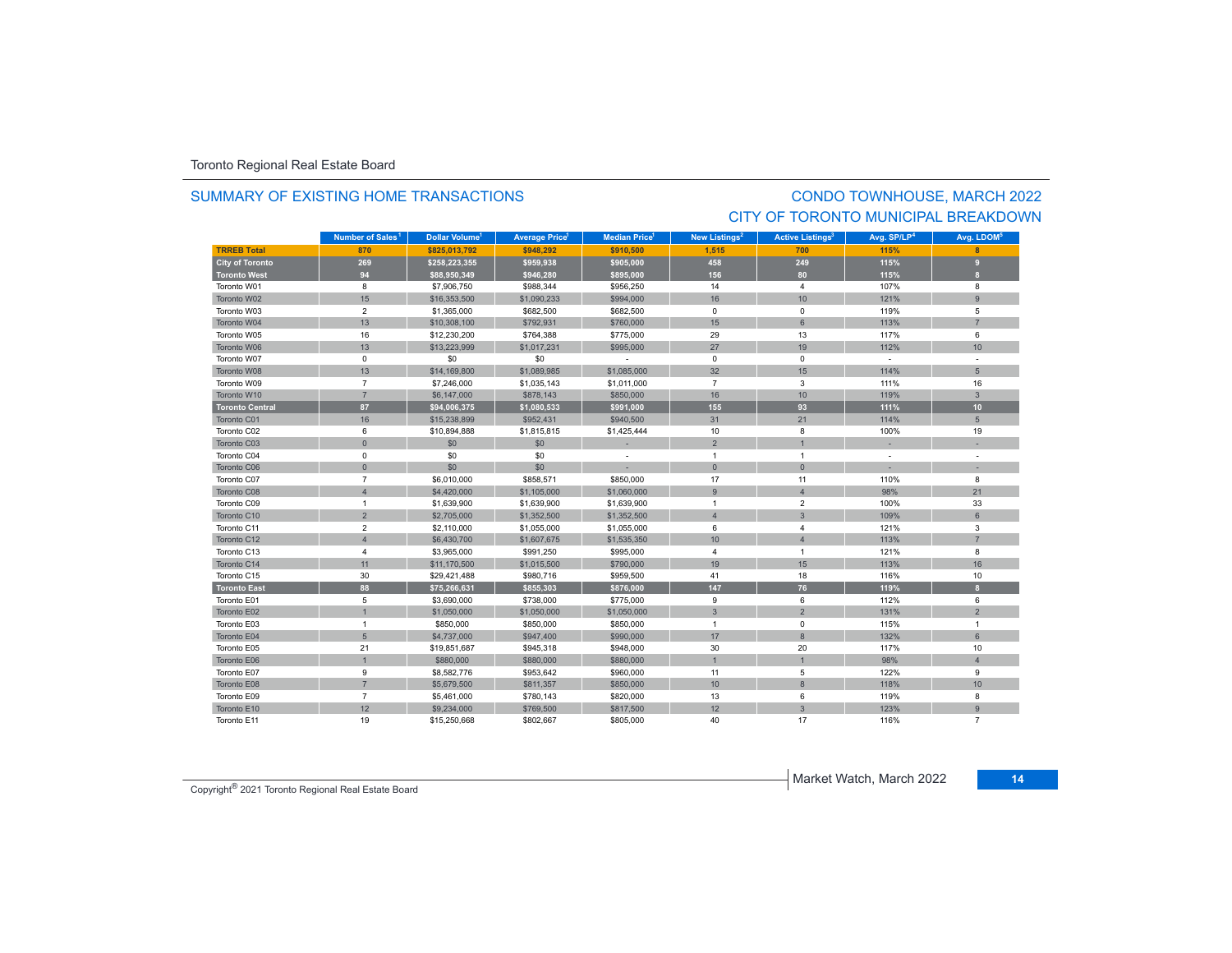Toronto Regional Real Estate Board

## SUMMARY OF EXISTING HOME TRANSACTIONS

## CONDO TOWNHOUSE, MARCH 2022
## CITY OF TORONTO MUNICIPAL BREAKDOWN

| | Number of Sales[1] | Dollar Volume[1] | Average Price[1] | Median Price[1] | New Listings[2] | Active Listings[3] | Avg. SP/LP[4] | Avg. LDOM[5] |
|---|---|---|---|---|---|---|---|---|
| **TRREB Total** | **870** | **$825,013,792** | **$948,292** | **$910,500** | **1,515** | **700** | **115%** | **8** |
| **City of Toronto** | **269** | **$258,223,355** | **$959,938** | **$905,000** | **458** | **249** | **115%** | **9** |
| **Toronto West** | **94** | **$88,950,349** | **$946,280** | **$895,000** | **156** | **80** | **115%** | **8** |
| Toronto W01 | 8 | $7,906,750 | $988,344 | $956,250 | 14 | 4 | 107% | 8 |
| Toronto W02 | 15 | $16,353,500 | $1,090,233 | $994,000 | 16 | 10 | 121% | 9 |
| Toronto W03 | 2 | $1,365,000 | $682,500 | $682,500 | 0 | 0 | 119% | 5 |
| Toronto W04 | 13 | $10,308,100 | $792,931 | $760,000 | 15 | 6 | 113% | 7 |
| Toronto W05 | 16 | $12,230,200 | $764,388 | $775,000 | 29 | 13 | 117% | 6 |
| Toronto W06 | 13 | $13,223,999 | $1,017,231 | $995,000 | 27 | 19 | 112% | 10 |
| Toronto W07 | 0 | $0 | $0 | - | 0 | 0 | - | - |
| Toronto W08 | 13 | $14,169,800 | $1,089,985 | $1,085,000 | 32 | 15 | 114% | 5 |
| Toronto W09 | 7 | $7,246,000 | $1,035,143 | $1,011,000 | 7 | 3 | 111% | 16 |
| Toronto W10 | 7 | $6,147,000 | $878,143 | $850,000 | 16 | 10 | 119% | 3 |
| **Toronto Central** | **87** | **$94,006,375** | **$1,080,533** | **$991,000** | **155** | **93** | **111%** | **10** |
| Toronto C01 | 16 | $15,238,899 | $952,431 | $940,500 | 31 | 21 | 114% | 5 |
| Toronto C02 | 6 | $10,894,888 | $1,815,815 | $1,425,444 | 10 | 8 | 100% | 19 |
| Toronto C03 | 0 | $0 | $0 | - | 2 | 1 | - | - |
| Toronto C04 | 0 | $0 | $0 | - | 1 | 1 | - | - |
| Toronto C06 | 0 | $0 | $0 | - | 0 | 0 | - | - |
| Toronto C07 | 7 | $6,010,000 | $858,571 | $850,000 | 17 | 11 | 110% | 8 |
| Toronto C08 | 4 | $4,420,000 | $1,105,000 | $1,060,000 | 9 | 4 | 98% | 21 |
| Toronto C09 | 1 | $1,639,900 | $1,639,900 | $1,639,900 | 1 | 2 | 100% | 33 |
| Toronto C10 | 2 | $2,705,000 | $1,352,500 | $1,352,500 | 4 | 3 | 109% | 6 |
| Toronto C11 | 2 | $2,110,000 | $1,055,000 | $1,055,000 | 6 | 4 | 121% | 3 |
| Toronto C12 | 4 | $6,430,700 | $1,607,675 | $1,535,350 | 10 | 4 | 113% | 7 |
| Toronto C13 | 4 | $3,965,000 | $991,250 | $995,000 | 4 | 1 | 121% | 8 |
| Toronto C14 | 11 | $11,170,500 | $1,015,500 | $790,000 | 19 | 15 | 113% | 16 |
| Toronto C15 | 30 | $29,421,488 | $980,716 | $959,500 | 41 | 18 | 116% | 10 |
| **Toronto East** | **88** | **$75,266,631** | **$855,303** | **$876,000** | **147** | **76** | **119%** | **8** |
| Toronto E01 | 5 | $3,690,000 | $738,000 | $775,000 | 9 | 6 | 112% | 6 |
| Toronto E02 | 1 | $1,050,000 | $1,050,000 | $1,050,000 | 3 | 2 | 131% | 2 |
| Toronto E03 | 1 | $850,000 | $850,000 | $850,000 | 1 | 0 | 115% | 1 |
| Toronto E04 | 5 | $4,737,000 | $947,400 | $990,000 | 17 | 8 | 132% | 6 |
| Toronto E05 | 21 | $19,851,687 | $945,318 | $948,000 | 30 | 20 | 117% | 10 |
| Toronto E06 | 1 | $880,000 | $880,000 | $880,000 | 1 | 1 | 98% | 4 |
| Toronto E07 | 9 | $8,582,776 | $953,642 | $960,000 | 11 | 5 | 122% | 9 |
| Toronto E08 | 7 | $5,679,500 | $811,357 | $850,000 | 10 | 8 | 118% | 10 |
| Toronto E09 | 7 | $5,461,000 | $780,143 | $820,000 | 13 | 6 | 119% | 8 |
| Toronto E10 | 12 | $9,234,000 | $769,500 | $817,500 | 12 | 3 | 123% | 9 |
| Toronto E11 | 19 | $15,250,668 | $802,667 | $805,000 | 40 | 17 | 116% | 7 |

Copyright® 2021 Toronto Regional Real Estate Board

Market Watch, March 2022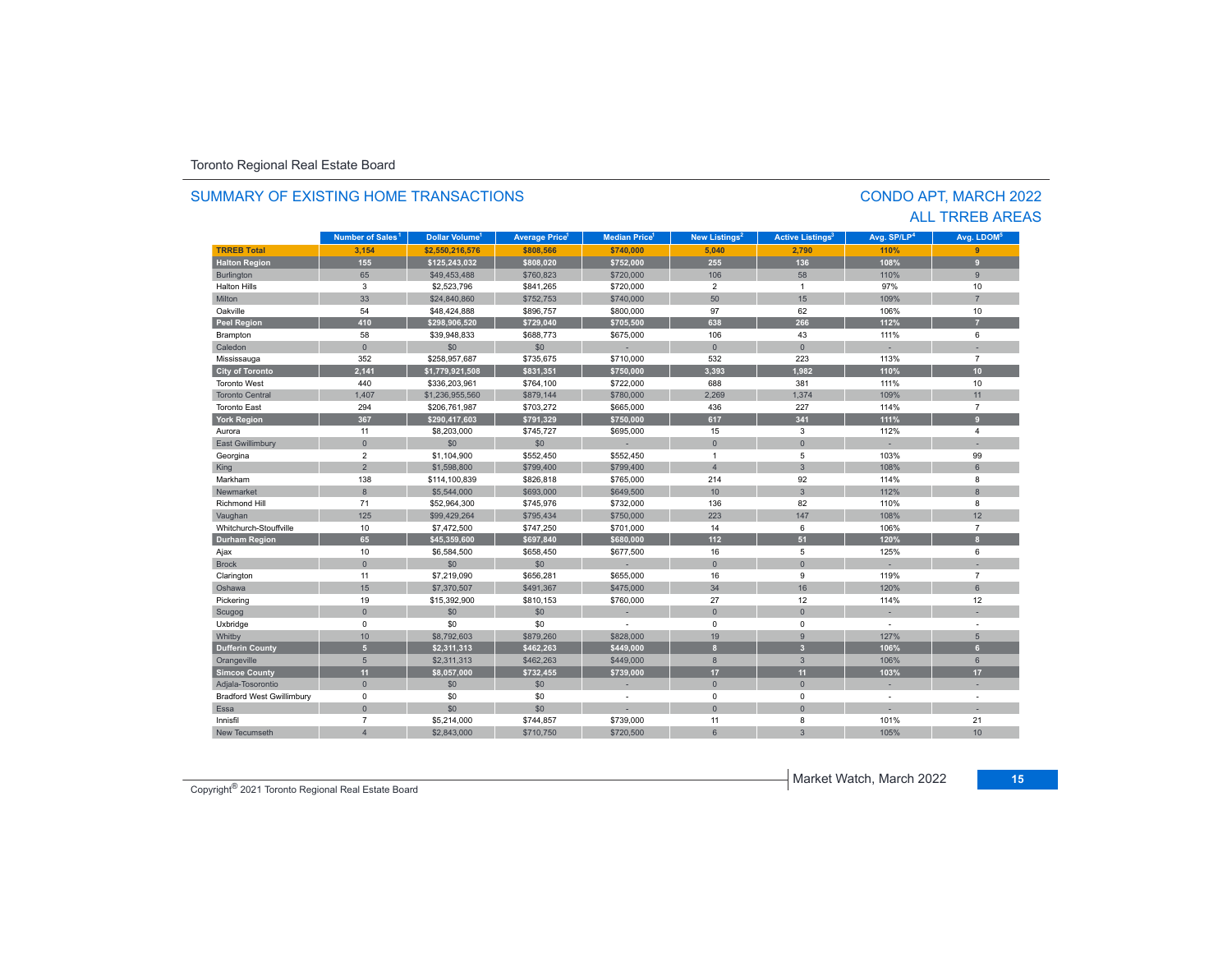Toronto Regional Real Estate Board

## SUMMARY OF EXISTING HOME TRANSACTIONS

## CONDO APT, MARCH 2022
## ALL TRREB AREAS

| | Number of Sales[1] | Dollar Volume[1] | Average Price[1] | Median Price[1] | New Listings[2] | Active Listings[3] | Avg. SP/LP[4] | Avg. LDOM[5] |
|---|---|---|---|---|---|---|---|---|
| **TRREB Total** | **3,154** | **$2,550,216,576** | **$808,566** | **$740,000** | **5,040** | **2,790** | **110%** | **9** |
| **Halton Region** | **155** | **$125,243,032** | **$808,020** | **$752,000** | **255** | **136** | **108%** | **9** |
| Burlington | 65 | $49,453,488 | $760,823 | $720,000 | 106 | 58 | 110% | 9 |
| Halton Hills | 3 | $2,523,796 | $841,265 | $720,000 | 2 | 1 | 97% | 10 |
| Milton | 33 | $24,840,860 | $752,753 | $740,000 | 50 | 15 | 109% | 7 |
| Oakville | 54 | $48,424,888 | $896,757 | $800,000 | 97 | 62 | 106% | 10 |
| **Peel Region** | **410** | **$298,906,520** | **$729,040** | **$705,500** | **638** | **266** | **112%** | **7** |
| Brampton | 58 | $39,948,833 | $688,773 | $675,000 | 106 | 43 | 111% | 6 |
| Caledon | 0 | $0 | $0 | - | 0 | 0 | - | - |
| Mississauga | 352 | $258,957,687 | $735,675 | $710,000 | 532 | 223 | 113% | 7 |
| **City of Toronto** | **2,141** | **$1,779,921,508** | **$831,351** | **$750,000** | **3,393** | **1,982** | **110%** | **10** |
| Toronto West | 440 | $336,203,961 | $764,100 | $722,000 | 688 | 381 | 111% | 10 |
| Toronto Central | 1,407 | $1,236,955,560 | $879,144 | $780,000 | 2,269 | 1,374 | 109% | 11 |
| Toronto East | 294 | $206,761,987 | $703,272 | $665,000 | 436 | 227 | 114% | 7 |
| **York Region** | **367** | **$290,417,603** | **$791,329** | **$750,000** | **617** | **341** | **111%** | **9** |
| Aurora | 11 | $8,203,000 | $745,727 | $695,000 | 15 | 3 | 112% | 4 |
| East Gwillimbury | 0 | $0 | $0 | - | 0 | 0 | - | - |
| Georgina | 2 | $1,104,900 | $552,450 | $552,450 | 1 | 5 | 103% | 99 |
| King | 2 | $1,598,800 | $799,400 | $799,400 | 4 | 3 | 108% | 6 |
| Markham | 138 | $114,100,839 | $826,818 | $765,000 | 214 | 92 | 114% | 8 |
| Newmarket | 8 | $5,544,000 | $693,000 | $649,500 | 10 | 3 | 112% | 8 |
| Richmond Hill | 71 | $52,964,300 | $745,976 | $732,000 | 136 | 82 | 110% | 8 |
| Vaughan | 125 | $99,429,264 | $795,434 | $750,000 | 223 | 147 | 108% | 12 |
| Whitchurch-Stouffville | 10 | $7,472,500 | $747,250 | $701,000 | 14 | 6 | 106% | 7 |
| **Durham Region** | **65** | **$45,359,600** | **$697,840** | **$680,000** | **112** | **51** | **120%** | **8** |
| Ajax | 10 | $6,584,500 | $658,450 | $677,500 | 16 | 5 | 125% | 6 |
| Brock | 0 | $0 | $0 | - | 0 | 0 | - | - |
| Clarington | 11 | $7,219,090 | $656,281 | $655,000 | 16 | 9 | 119% | 7 |
| Oshawa | 15 | $7,370,507 | $491,367 | $475,000 | 34 | 16 | 120% | 6 |
| Pickering | 19 | $15,392,900 | $810,153 | $760,000 | 27 | 12 | 114% | 12 |
| Scugog | 0 | $0 | $0 | - | 0 | 0 | - | - |
| Uxbridge | 0 | $0 | $0 | - | 0 | 0 | - | - |
| Whitby | 10 | $8,792,603 | $879,260 | $828,000 | 19 | 9 | 127% | 5 |
| **Dufferin County** | **5** | **$2,311,313** | **$462,263** | **$449,000** | **8** | **3** | **106%** | **6** |
| Orangeville | 5 | $2,311,313 | $462,263 | $449,000 | 8 | 3 | 106% | 6 |
| **Simcoe County** | **11** | **$8,057,000** | **$732,455** | **$739,000** | **17** | **11** | **103%** | **17** |
| Adjala-Tosorontio | 0 | $0 | $0 | - | 0 | 0 | - | - |
| Bradford West Gwillimbury | 0 | $0 | $0 | - | 0 | 0 | - | - |
| Essa | 0 | $0 | $0 | - | 0 | 0 | - | - |
| Innisfil | 7 | $5,214,000 | $744,857 | $739,000 | 11 | 8 | 101% | 21 |
| New Tecumseth | 4 | $2,843,000 | $710,750 | $720,500 | 6 | 3 | 105% | 10 |

Copyright® 2021 Toronto Regional Real Estate Board

Market Watch, March 2022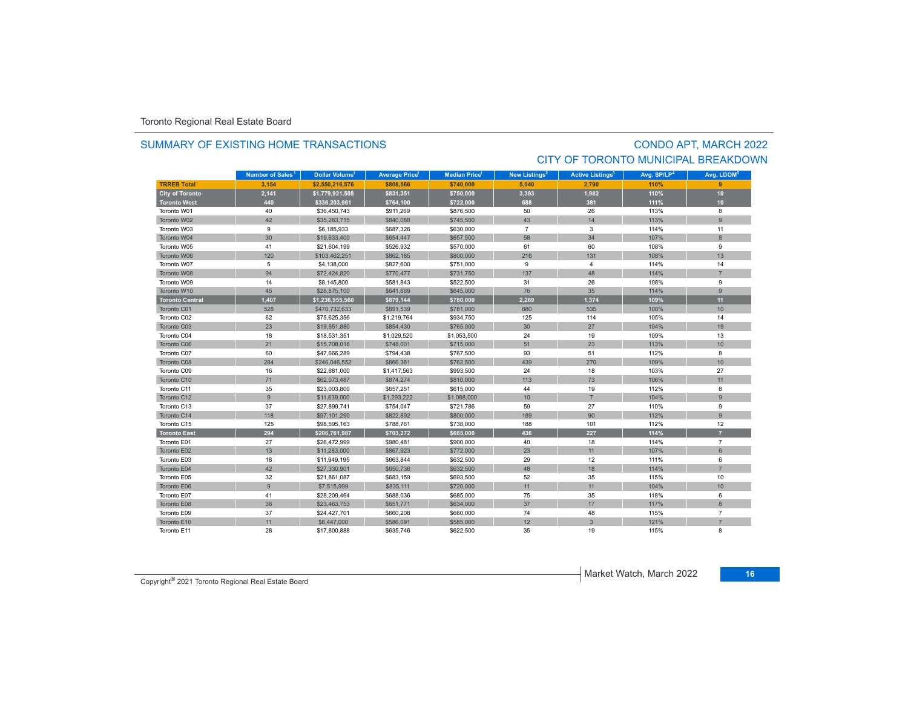Toronto Regional Real Estate Board

## SUMMARY OF EXISTING HOME TRANSACTIONS

## CONDO APT, MARCH 2022
## CITY OF TORONTO MUNICIPAL BREAKDOWN

| | Number of Sales[1] | Dollar Volume[1] | Average Price[1] | Median Price[1] | New Listings[2] | Active Listings[3] | Avg. SP/LP[4] | Avg. LDOM[5] |
|---|---|---|---|---|---|---|---|---|
| **TRREB Total** | **3,154** | **$2,550,216,576** | **$808,566** | **$740,000** | **5,040** | **2,790** | **110%** | **9** |
| **City of Toronto** | **2,141** | **$1,779,921,508** | **$831,351** | **$750,000** | **3,393** | **1,982** | **110%** | **10** |
| **Toronto West** | **440** | **$336,203,961** | **$764,100** | **$722,000** | **688** | **381** | **111%** | **10** |
| Toronto W01 | 40 | $36,450,743 | $911,269 | $876,500 | 50 | 26 | 113% | 8 |
| Toronto W02 | 42 | $35,283,715 | $840,088 | $745,500 | 43 | 14 | 113% | 9 |
| Toronto W03 | 9 | $6,185,933 | $687,326 | $630,000 | 7 | 3 | 114% | 11 |
| Toronto W04 | 30 | $19,633,400 | $654,447 | $657,500 | 58 | 34 | 107% | 8 |
| Toronto W05 | 41 | $21,604,199 | $526,932 | $570,000 | 61 | 60 | 108% | 9 |
| Toronto W06 | 120 | $103,462,251 | $862,185 | $800,000 | 216 | 131 | 108% | 13 |
| Toronto W07 | 5 | $4,138,000 | $827,600 | $751,000 | 9 | 4 | 114% | 14 |
| Toronto W08 | 94 | $72,424,820 | $770,477 | $731,750 | 137 | 48 | 114% | 7 |
| Toronto W09 | 14 | $8,145,800 | $581,843 | $522,500 | 31 | 26 | 108% | 9 |
| Toronto W10 | 45 | $28,875,100 | $641,669 | $645,000 | 76 | 35 | 114% | 9 |
| **Toronto Central** | **1,407** | **$1,236,955,560** | **$879,144** | **$780,000** | **2,269** | **1,374** | **109%** | **11** |
| Toronto C01 | 528 | $470,732,633 | $891,539 | $781,000 | 880 | 535 | 108% | 10 |
| Toronto C02 | 62 | $75,625,356 | $1,219,764 | $934,750 | 125 | 114 | 105% | 14 |
| Toronto C03 | 23 | $19,651,880 | $854,430 | $765,000 | 30 | 27 | 104% | 19 |
| Toronto C04 | 18 | $18,531,351 | $1,029,520 | $1,053,500 | 24 | 19 | 109% | 13 |
| Toronto C06 | 21 | $15,708,018 | $748,001 | $715,000 | 51 | 23 | 113% | 10 |
| Toronto C07 | 60 | $47,666,289 | $794,438 | $767,500 | 93 | 51 | 112% | 8 |
| Toronto C08 | 284 | $246,046,552 | $866,361 | $762,500 | 439 | 270 | 109% | 10 |
| Toronto C09 | 16 | $22,681,000 | $1,417,563 | $993,500 | 24 | 18 | 103% | 27 |
| Toronto C10 | 71 | $62,073,487 | $874,274 | $810,000 | 113 | 73 | 106% | 11 |
| Toronto C11 | 35 | $23,003,800 | $657,251 | $615,000 | 44 | 19 | 112% | 8 |
| Toronto C12 | 9 | $11,639,000 | $1,293,222 | $1,088,000 | 10 | 7 | 104% | 9 |
| Toronto C13 | 37 | $27,899,741 | $754,047 | $721,786 | 59 | 27 | 110% | 9 |
| Toronto C14 | 118 | $97,101,290 | $822,892 | $800,000 | 189 | 90 | 112% | 9 |
| Toronto C15 | 125 | $98,595,163 | $788,761 | $738,000 | 188 | 101 | 112% | 12 |
| **Toronto East** | **294** | **$206,761,987** | **$703,272** | **$665,000** | **436** | **227** | **114%** | **7** |
| Toronto E01 | 27 | $26,472,999 | $980,481 | $900,000 | 40 | 18 | 114% | 7 |
| Toronto E02 | 13 | $11,283,000 | $867,923 | $772,000 | 23 | 11 | 107% | 6 |
| Toronto E03 | 18 | $11,949,195 | $663,844 | $632,500 | 29 | 12 | 111% | 6 |
| Toronto E04 | 42 | $27,330,901 | $650,736 | $632,500 | 48 | 18 | 114% | 7 |
| Toronto E05 | 32 | $21,861,087 | $683,159 | $693,500 | 52 | 35 | 115% | 10 |
| Toronto E06 | 9 | $7,515,999 | $835,111 | $720,000 | 11 | 11 | 104% | 10 |
| Toronto E07 | 41 | $28,209,464 | $688,036 | $685,000 | 75 | 35 | 118% | 6 |
| Toronto E08 | 36 | $23,463,753 | $651,771 | $634,000 | 37 | 17 | 117% | 8 |
| Toronto E09 | 37 | $24,427,701 | $660,208 | $660,000 | 74 | 48 | 115% | 7 |
| Toronto E10 | 11 | $6,447,000 | $586,091 | $585,000 | 12 | 3 | 121% | 7 |
| Toronto E11 | 28 | $17,800,888 | $635,746 | $622,500 | 35 | 19 | 115% | 8 |

Copyright® 2021 Toronto Regional Real Estate Board

Market Watch, March 2022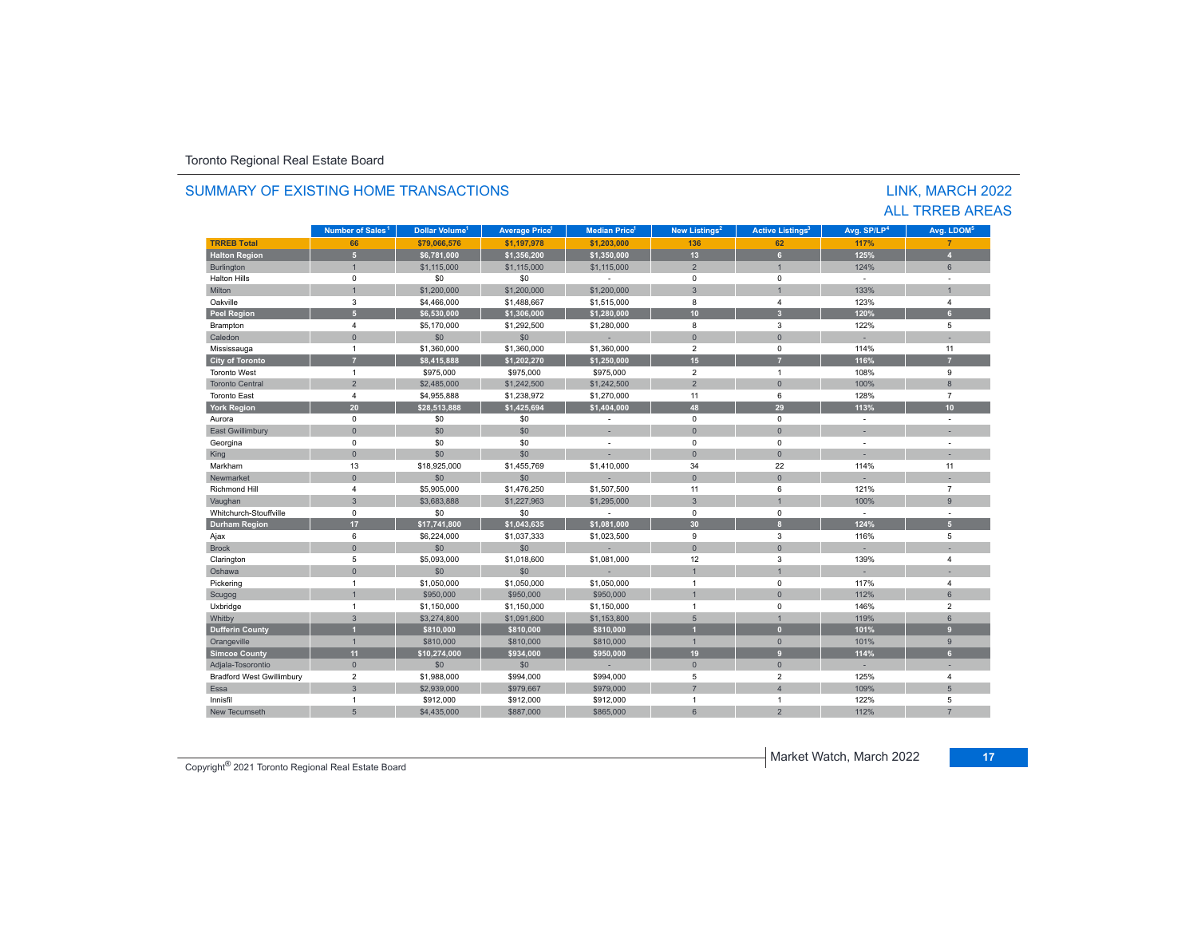Toronto Regional Real Estate Board

## SUMMARY OF EXISTING HOME TRANSACTIONS

## LINK, MARCH 2022
## ALL TRREB AREAS

| | Number of Sales[1] | Dollar Volume[1] | Average Price[1] | Median Price[1] | New Listings[2] | Active Listings[3] | Avg. SP/LP[4] | Avg. LDOM[5] |
|---|---|---|---|---|---|---|---|---|
| **TRREB Total** | **66** | **$79,066,576** | **$1,197,978** | **$1,203,000** | **136** | **62** | **117%** | **7** |
| **Halton Region** | **5** | **$6,781,000** | **$1,356,200** | **$1,350,000** | **13** | **6** | **125%** | **4** |
| Burlington | 1 | $1,115,000 | $1,115,000 | $1,115,000 | 2 | 1 | 124% | 6 |
| Halton Hills | 0 | $0 | $0 | - | 0 | 0 | - | - |
| Milton | 1 | $1,200,000 | $1,200,000 | $1,200,000 | 3 | 1 | 133% | 1 |
| Oakville | 3 | $4,466,000 | $1,488,667 | $1,515,000 | 8 | 4 | 123% | 4 |
| **Peel Region** | **5** | **$6,530,000** | **$1,306,000** | **$1,280,000** | **10** | **3** | **120%** | **6** |
| Brampton | 4 | $5,170,000 | $1,292,500 | $1,280,000 | 8 | 3 | 122% | 5 |
| Caledon | 0 | $0 | $0 | - | 0 | 0 | - | - |
| Mississauga | 1 | $1,360,000 | $1,360,000 | $1,360,000 | 2 | 0 | 114% | 11 |
| **City of Toronto** | **7** | **$8,415,888** | **$1,202,270** | **$1,250,000** | **15** | **7** | **116%** | **7** |
| Toronto West | 1 | $975,000 | $975,000 | $975,000 | 2 | 1 | 108% | 9 |
| Toronto Central | 2 | $2,485,000 | $1,242,500 | $1,242,500 | 2 | 0 | 100% | 8 |
| Toronto East | 4 | $4,955,888 | $1,238,972 | $1,270,000 | 11 | 6 | 128% | 7 |
| **York Region** | **20** | **$28,513,888** | **$1,425,694** | **$1,404,000** | **48** | **29** | **113%** | **10** |
| Aurora | 0 | $0 | $0 | - | 0 | 0 | - | - |
| East Gwillimbury | 0 | $0 | $0 | - | 0 | 0 | - | - |
| Georgina | 0 | $0 | $0 | - | 0 | 0 | - | - |
| King | 0 | $0 | $0 | - | 0 | 0 | - | - |
| Markham | 13 | $18,925,000 | $1,455,769 | $1,410,000 | 34 | 22 | 114% | 11 |
| Newmarket | 0 | $0 | $0 | - | 0 | 0 | - | - |
| Richmond Hill | 4 | $5,905,000 | $1,476,250 | $1,507,500 | 11 | 6 | 121% | 7 |
| Vaughan | 3 | $3,683,888 | $1,227,963 | $1,295,000 | 3 | 1 | 100% | 9 |
| Whitchurch-Stouffville | 0 | $0 | $0 | - | 0 | 0 | - | - |
| **Durham Region** | **17** | **$17,741,800** | **$1,043,635** | **$1,081,000** | **30** | **8** | **124%** | **5** |
| Ajax | 6 | $6,224,000 | $1,037,333 | $1,023,500 | 9 | 3 | 116% | 5 |
| Brock | 0 | $0 | $0 | - | 0 | 0 | - | - |
| Clarington | 5 | $5,093,000 | $1,018,600 | $1,081,000 | 12 | 3 | 139% | 4 |
| Oshawa | 0 | $0 | $0 | - | 1 | 1 | - | - |
| Pickering | 1 | $1,050,000 | $1,050,000 | $1,050,000 | 1 | 0 | 117% | 4 |
| Scugog | 1 | $950,000 | $950,000 | $950,000 | 1 | 0 | 112% | 6 |
| Uxbridge | 1 | $1,150,000 | $1,150,000 | $1,150,000 | 1 | 0 | 146% | 2 |
| Whitby | 3 | $3,274,800 | $1,091,600 | $1,153,800 | 5 | 1 | 119% | 6 |
| **Dufferin County** | **1** | **$810,000** | **$810,000** | **$810,000** | **1** | **0** | **101%** | **9** |
| Orangeville | 1 | $810,000 | $810,000 | $810,000 | 1 | 0 | 101% | 9 |
| **Simcoe County** | **11** | **$10,274,000** | **$934,000** | **$950,000** | **19** | **9** | **114%** | **6** |
| Adjala-Tosorontio | 0 | $0 | $0 | - | 0 | 0 | - | - |
| Bradford West Gwillimbury | 2 | $1,988,000 | $994,000 | $994,000 | 5 | 2 | 125% | 4 |
| Essa | 3 | $2,939,000 | $979,667 | $979,000 | 7 | 4 | 109% | 5 |
| Innisfil | 1 | $912,000 | $912,000 | $912,000 | 1 | 1 | 122% | 5 |
| New Tecumseth | 5 | $4,435,000 | $887,000 | $865,000 | 6 | 2 | 112% | 7 |

Copyright® 2021 Toronto Regional Real Estate Board

Market Watch, March 2022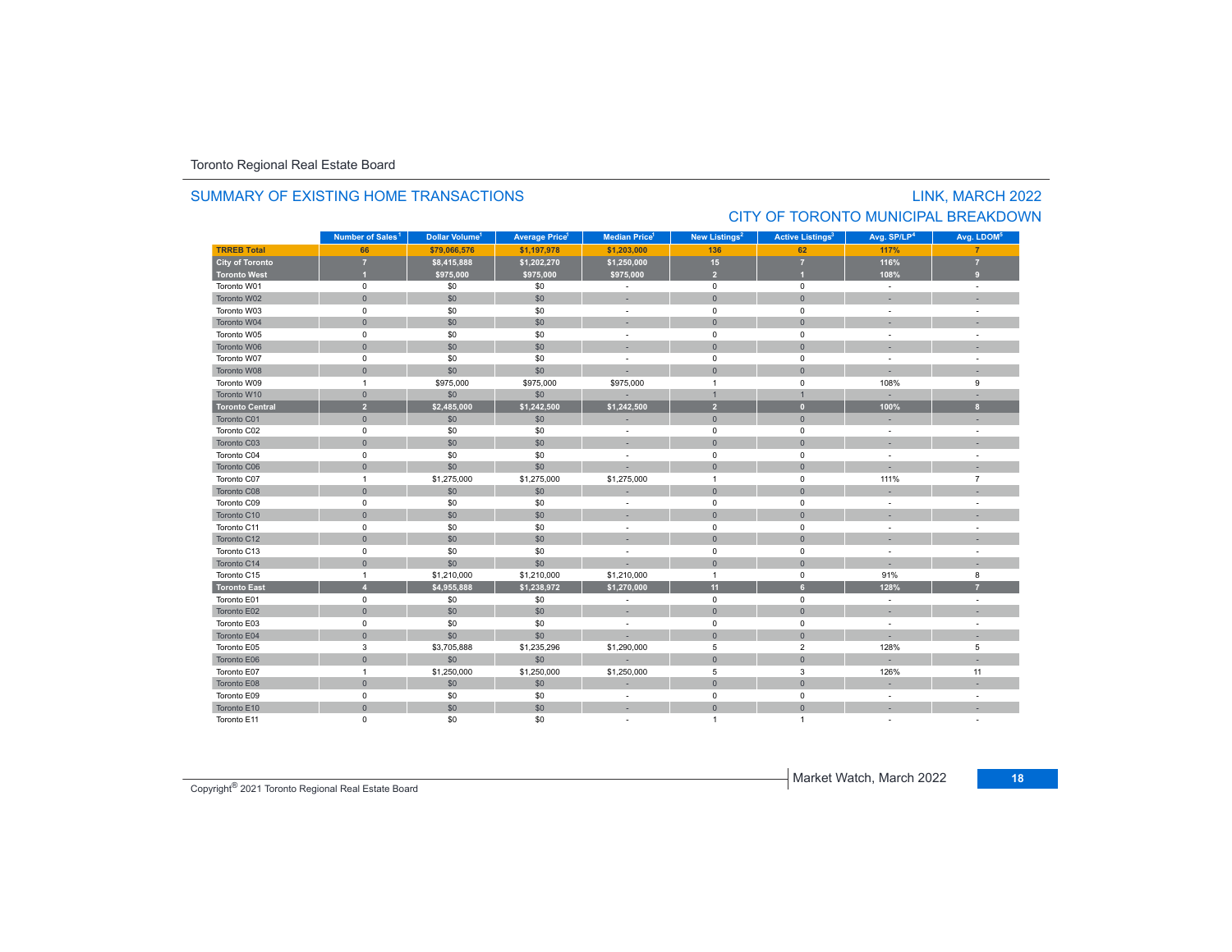Toronto Regional Real Estate Board

## SUMMARY OF EXISTING HOME TRANSACTIONS

## LINK, MARCH 2022
## CITY OF TORONTO MUNICIPAL BREAKDOWN

| | Number of Sales[1] | Dollar Volume[1] | Average Price[1] | Median Price[1] | New Listings[2] | Active Listings[3] | Avg. SP/LP[4] | Avg. LDOM[5] |
|---|---|---|---|---|---|---|---|---|
| **TRREB Total** | **66** | **$79,066,576** | **$1,197,978** | **$1,203,000** | **136** | **62** | **117%** | **7** |
| **City of Toronto** | **7** | **$8,415,888** | **$1,202,270** | **$1,250,000** | **15** | **7** | **116%** | **7** |
| **Toronto West** | **1** | **$975,000** | **$975,000** | **$975,000** | **2** | **1** | **108%** | **9** |
| Toronto W01 | 0 | $0 | $0 | - | 0 | 0 | - | - |
| Toronto W02 | 0 | $0 | $0 | - | 0 | 0 | - | - |
| Toronto W03 | 0 | $0 | $0 | - | 0 | 0 | - | - |
| Toronto W04 | 0 | $0 | $0 | - | 0 | 0 | - | - |
| Toronto W05 | 0 | $0 | $0 | - | 0 | 0 | - | - |
| Toronto W06 | 0 | $0 | $0 | - | 0 | 0 | - | - |
| Toronto W07 | 0 | $0 | $0 | - | 0 | 0 | - | - |
| Toronto W08 | 0 | $0 | $0 | - | 0 | 0 | - | - |
| Toronto W09 | 1 | $975,000 | $975,000 | $975,000 | 1 | 0 | 108% | 9 |
| Toronto W10 | 0 | $0 | $0 | - | 1 | 1 | - | - |
| **Toronto Central** | **2** | **$2,485,000** | **$1,242,500** | **$1,242,500** | **2** | **0** | **100%** | **8** |
| Toronto C01 | 0 | $0 | $0 | - | 0 | 0 | - | - |
| Toronto C02 | 0 | $0 | $0 | - | 0 | 0 | - | - |
| Toronto C03 | 0 | $0 | $0 | - | 0 | 0 | - | - |
| Toronto C04 | 0 | $0 | $0 | - | 0 | 0 | - | - |
| Toronto C06 | 0 | $0 | $0 | - | 0 | 0 | - | - |
| Toronto C07 | 1 | $1,275,000 | $1,275,000 | $1,275,000 | 1 | 0 | 111% | 7 |
| Toronto C08 | 0 | $0 | $0 | - | 0 | 0 | - | - |
| Toronto C09 | 0 | $0 | $0 | - | 0 | 0 | - | - |
| Toronto C10 | 0 | $0 | $0 | - | 0 | 0 | - | - |
| Toronto C11 | 0 | $0 | $0 | - | 0 | 0 | - | - |
| Toronto C12 | 0 | $0 | $0 | - | 0 | 0 | - | - |
| Toronto C13 | 0 | $0 | $0 | - | 0 | 0 | - | - |
| Toronto C14 | 0 | $0 | $0 | - | 0 | 0 | - | - |
| Toronto C15 | 1 | $1,210,000 | $1,210,000 | $1,210,000 | 1 | 0 | 91% | 8 |
| **Toronto East** | **4** | **$4,955,888** | **$1,238,972** | **$1,270,000** | **11** | **6** | **128%** | **7** |
| Toronto E01 | 0 | $0 | $0 | - | 0 | 0 | - | - |
| Toronto E02 | 0 | $0 | $0 | - | 0 | 0 | - | - |
| Toronto E03 | 0 | $0 | $0 | - | 0 | 0 | - | - |
| Toronto E04 | 0 | $0 | $0 | - | 0 | 0 | - | - |
| Toronto E05 | 3 | $3,705,888 | $1,235,296 | $1,290,000 | 5 | 2 | 128% | 5 |
| Toronto E06 | 0 | $0 | $0 | - | 0 | 0 | - | - |
| Toronto E07 | 1 | $1,250,000 | $1,250,000 | $1,250,000 | 5 | 3 | 126% | 11 |
| Toronto E08 | 0 | $0 | $0 | - | 0 | 0 | - | - |
| Toronto E09 | 0 | $0 | $0 | - | 0 | 0 | - | - |
| Toronto E10 | 0 | $0 | $0 | - | 0 | 0 | - | - |
| Toronto E11 | 0 | $0 | $0 | - | 1 | 1 | - | - |

Copyright® 2021 Toronto Regional Real Estate Board

Market Watch, March 2022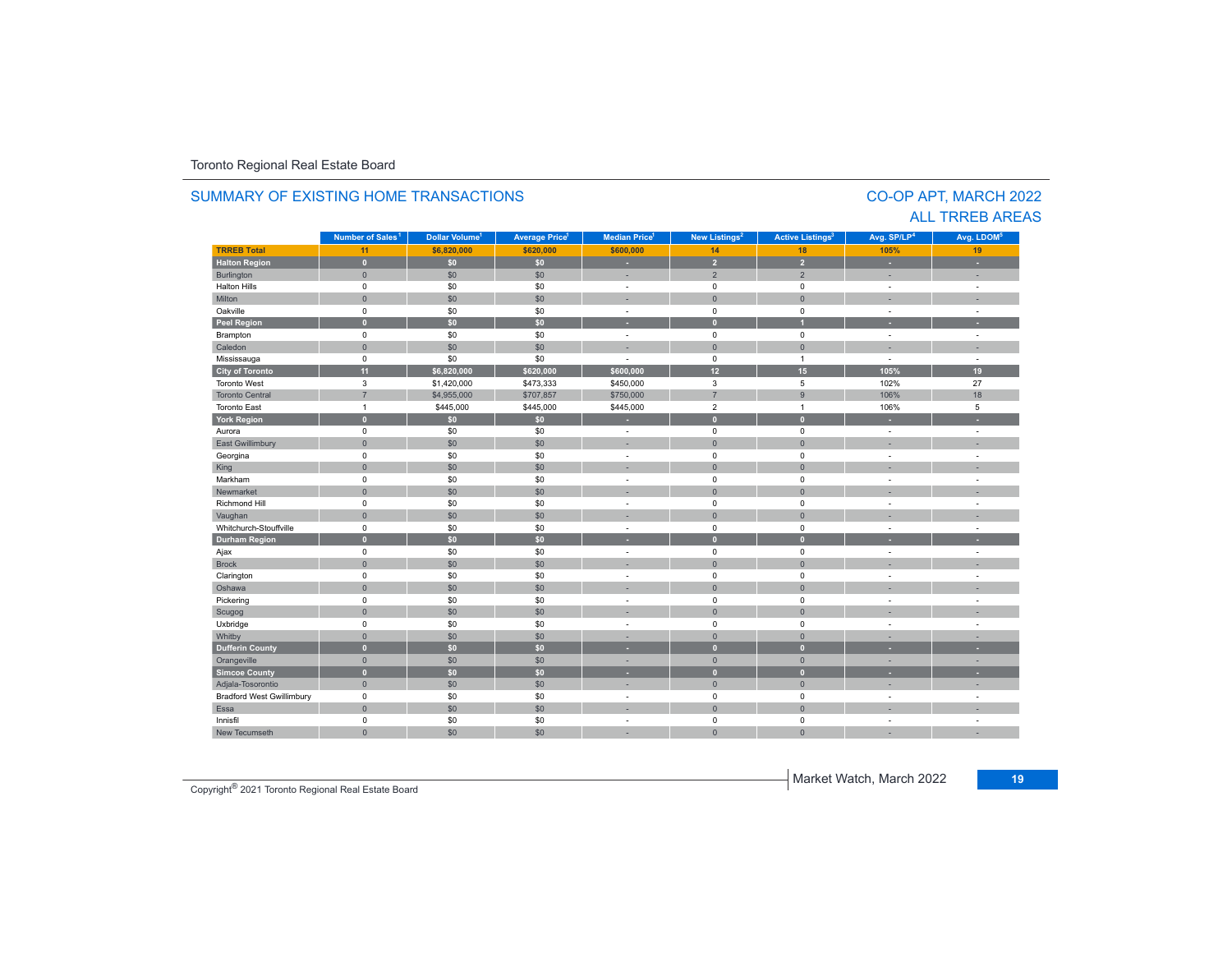Toronto Regional Real Estate Board

## SUMMARY OF EXISTING HOME TRANSACTIONS

## CO-OP APT, MARCH 2022
## ALL TRREB AREAS

| | Number of Sales[1] | Dollar Volume[1] | Average Price[1] | Median Price[1] | New Listings[2] | Active Listings[3] | Avg. SP/LP[4] | Avg. LDOM[5] |
|---|---|---|---|---|---|---|---|---|
| **TRREB Total** | **11** | **$6,820,000** | **$620,000** | **$600,000** | **14** | **18** | **105%** | **19** |
| **Halton Region** | **0** | **$0** | **$0** | **-** | **2** | **2** | **-** | **-** |
| Burlington | 0 | $0 | $0 | - | 2 | 2 | - | - |
| Halton Hills | 0 | $0 | $0 | - | 0 | 0 | - | - |
| Milton | 0 | $0 | $0 | - | 0 | 0 | - | - |
| Oakville | 0 | $0 | $0 | - | 0 | 0 | - | - |
| **Peel Region** | **0** | **$0** | **$0** | **-** | **0** | **1** | **-** | **-** |
| Brampton | 0 | $0 | $0 | - | 0 | 0 | - | - |
| Caledon | 0 | $0 | $0 | - | 0 | 0 | - | - |
| Mississauga | 0 | $0 | $0 | - | 0 | 1 | - | - |
| **City of Toronto** | **11** | **$6,820,000** | **$620,000** | **$600,000** | **12** | **15** | **105%** | **19** |
| Toronto West | 3 | $1,420,000 | $473,333 | $450,000 | 3 | 5 | 102% | 27 |
| Toronto Central | 7 | $4,955,000 | $707,857 | $750,000 | 7 | 9 | 106% | 18 |
| Toronto East | 1 | $445,000 | $445,000 | $445,000 | 2 | 1 | 106% | 5 |
| **York Region** | **0** | **$0** | **$0** | **-** | **0** | **0** | **-** | **-** |
| Aurora | 0 | $0 | $0 | - | 0 | 0 | - | - |
| East Gwillimbury | 0 | $0 | $0 | - | 0 | 0 | - | - |
| Georgina | 0 | $0 | $0 | - | 0 | 0 | - | - |
| King | 0 | $0 | $0 | - | 0 | 0 | - | - |
| Markham | 0 | $0 | $0 | - | 0 | 0 | - | - |
| Newmarket | 0 | $0 | $0 | - | 0 | 0 | - | - |
| Richmond Hill | 0 | $0 | $0 | - | 0 | 0 | - | - |
| Vaughan | 0 | $0 | $0 | - | 0 | 0 | - | - |
| Whitchurch-Stouffville | 0 | $0 | $0 | - | 0 | 0 | - | - |
| **Durham Region** | **0** | **$0** | **$0** | **-** | **0** | **0** | **-** | **-** |
| Ajax | 0 | $0 | $0 | - | 0 | 0 | - | - |
| Brock | 0 | $0 | $0 | - | 0 | 0 | - | - |
| Clarington | 0 | $0 | $0 | - | 0 | 0 | - | - |
| Oshawa | 0 | $0 | $0 | - | 0 | 0 | - | - |
| Pickering | 0 | $0 | $0 | - | 0 | 0 | - | - |
| Scugog | 0 | $0 | $0 | - | 0 | 0 | - | - |
| Uxbridge | 0 | $0 | $0 | - | 0 | 0 | - | - |
| Whitby | 0 | $0 | $0 | - | 0 | 0 | - | - |
| **Dufferin County** | **0** | **$0** | **$0** | **-** | **0** | **0** | **-** | **-** |
| Orangeville | 0 | $0 | $0 | - | 0 | 0 | - | - |
| **Simcoe County** | **0** | **$0** | **$0** | **-** | **0** | **0** | **-** | **-** |
| Adjala-Tosorontio | 0 | $0 | $0 | - | 0 | 0 | - | - |
| Bradford West Gwillimbury | 0 | $0 | $0 | - | 0 | 0 | - | - |
| Essa | 0 | $0 | $0 | - | 0 | 0 | - | - |
| Innisfil | 0 | $0 | $0 | - | 0 | 0 | - | - |
| New Tecumseth | 0 | $0 | $0 | - | 0 | 0 | - | - |

Copyright® 2021 Toronto Regional Real Estate Board

Market Watch, March 2022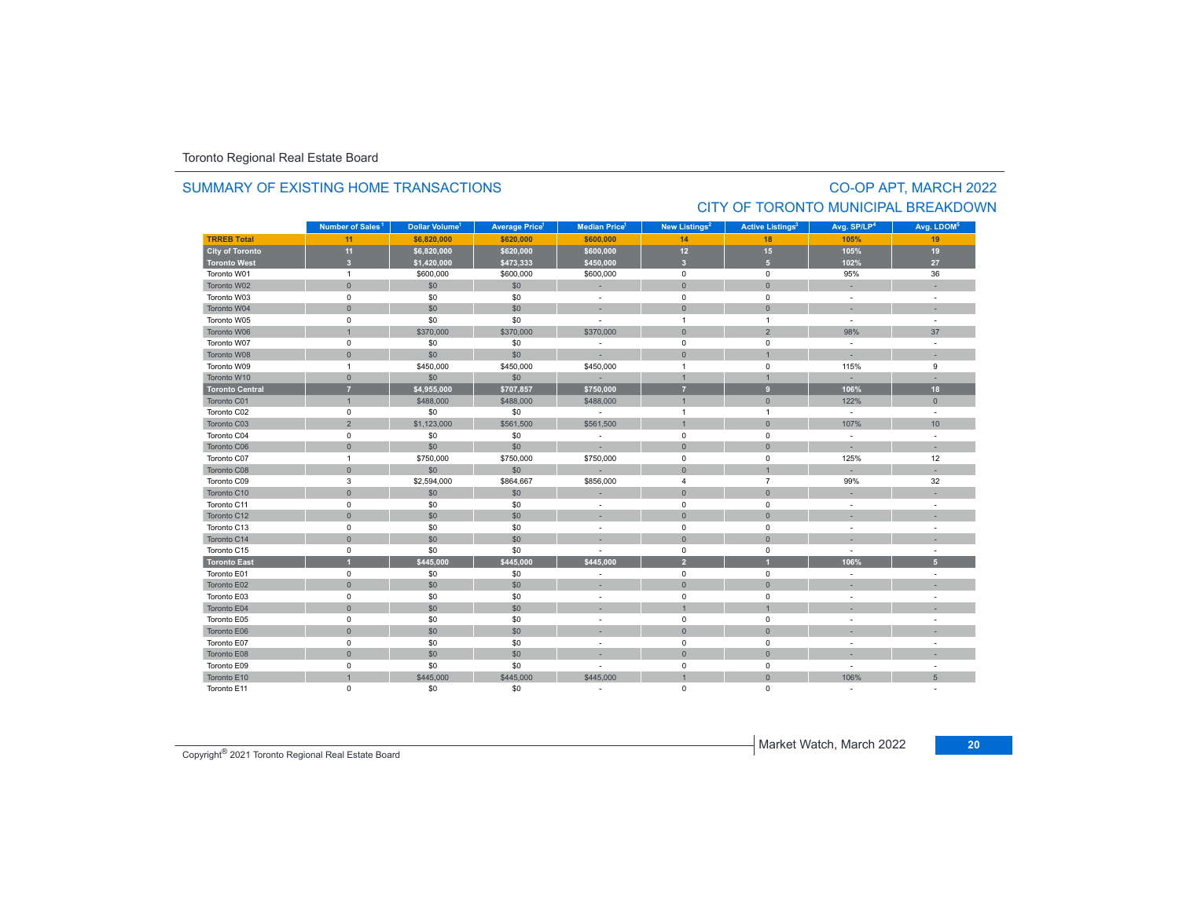Toronto Regional Real Estate Board

## SUMMARY OF EXISTING HOME TRANSACTIONS

## CO-OP APT, MARCH 2022
## CITY OF TORONTO MUNICIPAL BREAKDOWN

| | Number of Sales[1] | Dollar Volume[1] | Average Price[1] | Median Price[1] | New Listings[2] | Active Listings[3] | Avg. SP/LP[4] | Avg. LDOM[5] |
|---|---|---|---|---|---|---|---|---|
| **TRREB Total** | **11** | **$6,820,000** | **$620,000** | **$600,000** | **14** | **18** | **105%** | **19** |
| **City of Toronto** | **11** | **$6,820,000** | **$620,000** | **$600,000** | **12** | **15** | **105%** | **19** |
| **Toronto West** | **3** | **$1,420,000** | **$473,333** | **$450,000** | **3** | **5** | **102%** | **27** |
| Toronto W01 | 1 | $600,000 | $600,000 | $600,000 | 0 | 0 | 95% | 36 |
| Toronto W02 | 0 | $0 | $0 | - | 0 | 0 | - | - |
| Toronto W03 | 0 | $0 | $0 | - | 0 | 0 | - | - |
| Toronto W04 | 0 | $0 | $0 | - | 0 | 0 | - | - |
| Toronto W05 | 0 | $0 | $0 | - | 1 | 1 | - | - |
| Toronto W06 | 1 | $370,000 | $370,000 | $370,000 | 0 | 2 | 98% | 37 |
| Toronto W07 | 0 | $0 | $0 | - | 0 | 0 | - | - |
| Toronto W08 | 0 | $0 | $0 | - | 0 | 1 | - | - |
| Toronto W09 | 1 | $450,000 | $450,000 | $450,000 | 1 | 0 | 115% | 9 |
| Toronto W10 | 0 | $0 | $0 | - | 1 | 1 | - | - |
| **Toronto Central** | **7** | **$4,955,000** | **$707,857** | **$750,000** | **7** | **9** | **106%** | **18** |
| Toronto C01 | 1 | $488,000 | $488,000 | $488,000 | 1 | 0 | 122% | 0 |
| Toronto C02 | 0 | $0 | $0 | - | 1 | 1 | - | - |
| Toronto C03 | 2 | $1,123,000 | $561,500 | $561,500 | 1 | 0 | 107% | 10 |
| Toronto C04 | 0 | $0 | $0 | - | 0 | 0 | - | - |
| Toronto C06 | 0 | $0 | $0 | - | 0 | 0 | - | - |
| Toronto C07 | 1 | $750,000 | $750,000 | $750,000 | 0 | 0 | 125% | 12 |
| Toronto C08 | 0 | $0 | $0 | - | 0 | 1 | - | - |
| Toronto C09 | 3 | $2,594,000 | $864,667 | $856,000 | 4 | 7 | 99% | 32 |
| Toronto C10 | 0 | $0 | $0 | - | 0 | 0 | - | - |
| Toronto C11 | 0 | $0 | $0 | - | 0 | 0 | - | - |
| Toronto C12 | 0 | $0 | $0 | - | 0 | 0 | - | - |
| Toronto C13 | 0 | $0 | $0 | - | 0 | 0 | - | - |
| Toronto C14 | 0 | $0 | $0 | - | 0 | 0 | - | - |
| Toronto C15 | 0 | $0 | $0 | - | 0 | 0 | - | - |
| **Toronto East** | **1** | **$445,000** | **$445,000** | **$445,000** | **2** | **1** | **106%** | **5** |
| Toronto E01 | 0 | $0 | $0 | - | 0 | 0 | - | - |
| Toronto E02 | 0 | $0 | $0 | - | 0 | 0 | - | - |
| Toronto E03 | 0 | $0 | $0 | - | 0 | 0 | - | - |
| Toronto E04 | 0 | $0 | $0 | - | 1 | 1 | - | - |
| Toronto E05 | 0 | $0 | $0 | - | 0 | 0 | - | - |
| Toronto E06 | 0 | $0 | $0 | - | 0 | 0 | - | - |
| Toronto E07 | 0 | $0 | $0 | - | 0 | 0 | - | - |
| Toronto E08 | 0 | $0 | $0 | - | 0 | 0 | - | - |
| Toronto E09 | 0 | $0 | $0 | - | 0 | 0 | - | - |
| Toronto E10 | 1 | $445,000 | $445,000 | $445,000 | 1 | 0 | 106% | 5 |
| Toronto E11 | 0 | $0 | $0 | - | 0 | 0 | - | - |

Copyright® 2021 Toronto Regional Real Estate Board

Market Watch, March 2022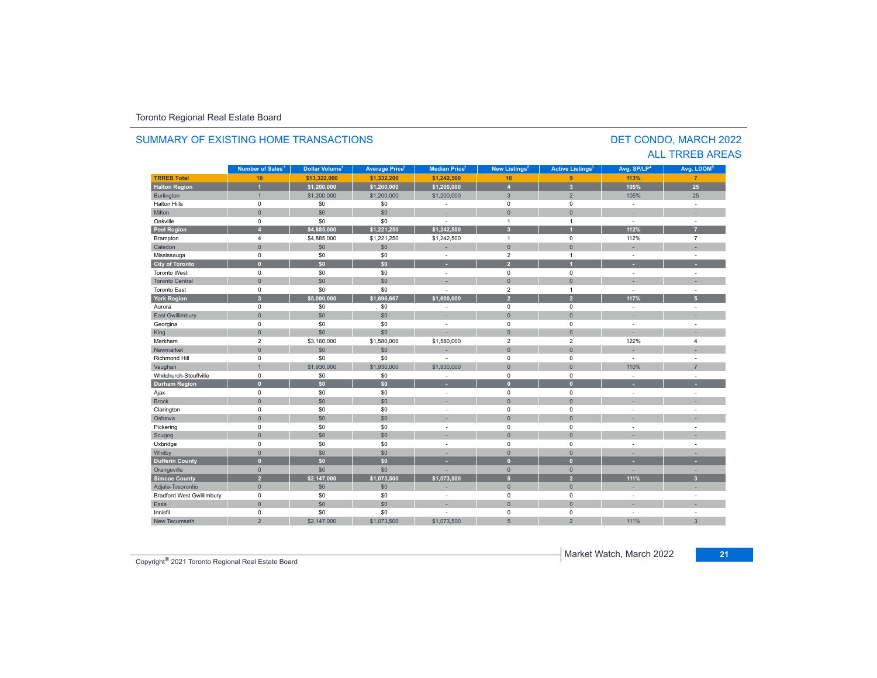Toronto Regional Real Estate Board

## SUMMARY OF EXISTING HOME TRANSACTIONS

## DET CONDO, MARCH 2022
## ALL TRREB AREAS

| | Number of Sales[1] | Dollar Volume[1] | Average Price[1] | Median Price[1] | New Listings[2] | Active Listings[3] | Avg. SP/LP[4] | Avg. LDOM[5] |
|---|---|---|---|---|---|---|---|---|
| **TRREB Total** | **10** | **$13,322,000** | **$1,332,200** | **$1,242,500** | **16** | **9** | **113%** | **7** |
| **Halton Region** | **1** | **$1,200,000** | **$1,200,000** | **$1,200,000** | **4** | **3** | **105%** | **25** |
| Burlington | 1 | $1,200,000 | $1,200,000 | $1,200,000 | 3 | 2 | 105% | 25 |
| Halton Hills | 0 | $0 | $0 | - | 0 | 0 | - | - |
| Milton | 0 | $0 | $0 | - | 0 | 0 | - | - |
| Oakville | 0 | $0 | $0 | - | 1 | 1 | - | - |
| **Peel Region** | **4** | **$4,885,000** | **$1,221,250** | **$1,242,500** | **3** | **1** | **112%** | **7** |
| Brampton | 4 | $4,885,000 | $1,221,250 | $1,242,500 | 1 | 0 | 112% | 7 |
| Caledon | 0 | $0 | $0 | - | 0 | 0 | - | - |
| Mississauga | 0 | $0 | $0 | - | 2 | 1 | - | - |
| **City of Toronto** | **0** | **$0** | **$0** | **-** | **2** | **1** | **-** | **-** |
| Toronto West | 0 | $0 | $0 | - | 0 | 0 | - | - |
| Toronto Central | 0 | $0 | $0 | - | 0 | 0 | - | - |
| Toronto East | 0 | $0 | $0 | - | 2 | 1 | - | - |
| **York Region** | **3** | **$5,090,000** | **$1,696,667** | **$1,600,000** | **2** | **2** | **117%** | **5** |
| Aurora | 0 | $0 | $0 | - | 0 | 0 | - | - |
| East Gwillimbury | 0 | $0 | $0 | - | 0 | 0 | - | - |
| Georgina | 0 | $0 | $0 | - | 0 | 0 | - | - |
| King | 0 | $0 | $0 | - | 0 | 0 | - | - |
| Markham | 2 | $3,160,000 | $1,580,000 | $1,580,000 | 2 | 2 | 122% | 4 |
| Newmarket | 0 | $0 | $0 | - | 0 | 0 | - | - |
| Richmond Hill | 0 | $0 | $0 | - | 0 | 0 | - | - |
| Vaughan | 1 | $1,930,000 | $1,930,000 | $1,930,000 | 0 | 0 | 110% | 7 |
| Whitchurch-Stouffville | 0 | $0 | $0 | - | 0 | 0 | - | - |
| **Durham Region** | **0** | **$0** | **$0** | **-** | **0** | **0** | **-** | **-** |
| Ajax | 0 | $0 | $0 | - | 0 | 0 | - | - |
| Brock | 0 | $0 | $0 | - | 0 | 0 | - | - |
| Clarington | 0 | $0 | $0 | - | 0 | 0 | - | - |
| Oshawa | 0 | $0 | $0 | - | 0 | 0 | - | - |
| Pickering | 0 | $0 | $0 | - | 0 | 0 | - | - |
| Scugog | 0 | $0 | $0 | - | 0 | 0 | - | - |
| Uxbridge | 0 | $0 | $0 | - | 0 | 0 | - | - |
| Whitby | 0 | $0 | $0 | - | 0 | 0 | - | - |
| **Dufferin County** | **0** | **$0** | **$0** | **-** | **0** | **0** | **-** | **-** |
| Orangeville | 0 | $0 | $0 | - | 0 | 0 | - | - |
| **Simcoe County** | **2** | **$2,147,000** | **$1,073,500** | **$1,073,500** | **5** | **2** | **111%** | **3** |
| Adjala-Tosorontio | 0 | $0 | $0 | - | 0 | 0 | - | - |
| Bradford West Gwillimbury | 0 | $0 | $0 | - | 0 | 0 | - | - |
| Essa | 0 | $0 | $0 | - | 0 | 0 | - | - |
| Innisfil | 0 | $0 | $0 | - | 0 | 0 | - | - |
| New Tecumseth | 2 | $2,147,000 | $1,073,500 | $1,073,500 | 5 | 2 | 111% | 3 |

Copyright® 2021 Toronto Regional Real Estate Board

Market Watch, March 2022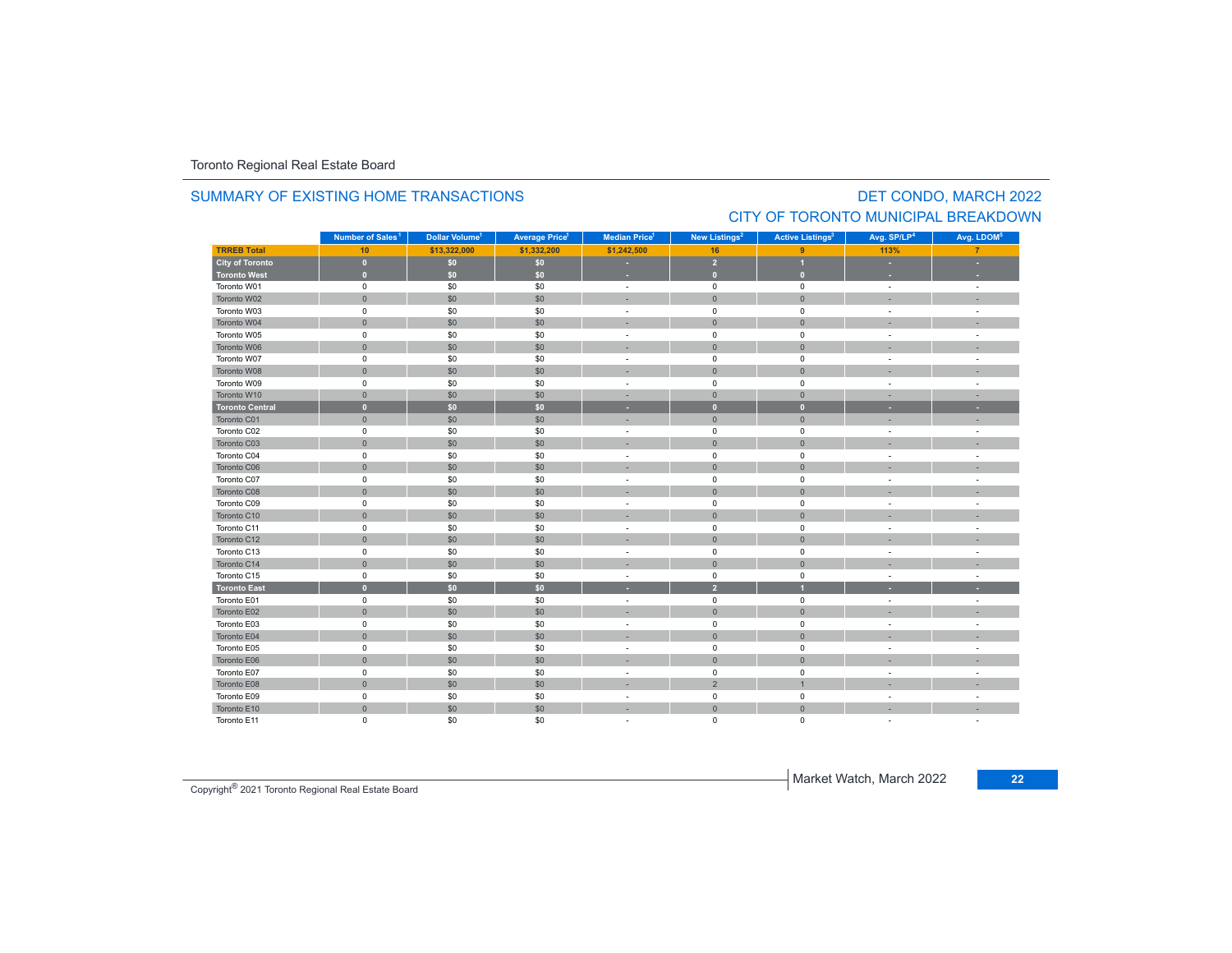Toronto Regional Real Estate Board

## SUMMARY OF EXISTING HOME TRANSACTIONS

## DET CONDO, MARCH 2022
## CITY OF TORONTO MUNICIPAL BREAKDOWN

| | Number of Sales[1] | Dollar Volume[1] | Average Price[1] | Median Price[1] | New Listings[2] | Active Listings[3] | Avg. SP/LP[4] | Avg. LDOM[5] |
|---|---|---|---|---|---|---|---|---|
| **TRREB Total** | **10** | **$13,322,000** | **$1,332,200** | **$1,242,500** | **16** | **9** | **113%** | **7** |
| **City of Toronto** | **0** | **$0** | **$0** | **-** | **2** | **1** | **-** | **-** |
| **Toronto West** | **0** | **$0** | **$0** | **-** | **0** | **0** | **-** | **-** |
| Toronto W01 | 0 | $0 | $0 | - | 0 | 0 | - | - |
| Toronto W02 | 0 | $0 | $0 | - | 0 | 0 | - | - |
| Toronto W03 | 0 | $0 | $0 | - | 0 | 0 | - | - |
| Toronto W04 | 0 | $0 | $0 | - | 0 | 0 | - | - |
| Toronto W05 | 0 | $0 | $0 | - | 0 | 0 | - | - |
| Toronto W06 | 0 | $0 | $0 | - | 0 | 0 | - | - |
| Toronto W07 | 0 | $0 | $0 | - | 0 | 0 | - | - |
| Toronto W08 | 0 | $0 | $0 | - | 0 | 0 | - | - |
| Toronto W09 | 0 | $0 | $0 | - | 0 | 0 | - | - |
| Toronto W10 | 0 | $0 | $0 | - | 0 | 0 | - | - |
| **Toronto Central** | **0** | **$0** | **$0** | **-** | **0** | **0** | **-** | **-** |
| Toronto C01 | 0 | $0 | $0 | - | 0 | 0 | - | - |
| Toronto C02 | 0 | $0 | $0 | - | 0 | 0 | - | - |
| Toronto C03 | 0 | $0 | $0 | - | 0 | 0 | - | - |
| Toronto C04 | 0 | $0 | $0 | - | 0 | 0 | - | - |
| Toronto C06 | 0 | $0 | $0 | - | 0 | 0 | - | - |
| Toronto C07 | 0 | $0 | $0 | - | 0 | 0 | - | - |
| Toronto C08 | 0 | $0 | $0 | - | 0 | 0 | - | - |
| Toronto C09 | 0 | $0 | $0 | - | 0 | 0 | - | - |
| Toronto C10 | 0 | $0 | $0 | - | 0 | 0 | - | - |
| Toronto C11 | 0 | $0 | $0 | - | 0 | 0 | - | - |
| Toronto C12 | 0 | $0 | $0 | - | 0 | 0 | - | - |
| Toronto C13 | 0 | $0 | $0 | - | 0 | 0 | - | - |
| Toronto C14 | 0 | $0 | $0 | - | 0 | 0 | - | - |
| Toronto C15 | 0 | $0 | $0 | - | 0 | 0 | - | - |
| **Toronto East** | **0** | **$0** | **$0** | **-** | **2** | **1** | **-** | **-** |
| Toronto E01 | 0 | $0 | $0 | - | 0 | 0 | - | - |
| Toronto E02 | 0 | $0 | $0 | - | 0 | 0 | - | - |
| Toronto E03 | 0 | $0 | $0 | - | 0 | 0 | - | - |
| Toronto E04 | 0 | $0 | $0 | - | 0 | 0 | - | - |
| Toronto E05 | 0 | $0 | $0 | - | 0 | 0 | - | - |
| Toronto E06 | 0 | $0 | $0 | - | 0 | 0 | - | - |
| Toronto E07 | 0 | $0 | $0 | - | 0 | 0 | - | - |
| Toronto E08 | 0 | $0 | $0 | - | 2 | 1 | - | - |
| Toronto E09 | 0 | $0 | $0 | - | 0 | 0 | - | - |
| Toronto E10 | 0 | $0 | $0 | - | 0 | 0 | - | - |
| Toronto E11 | 0 | $0 | $0 | - | 0 | 0 | - | - |

Copyright® 2021 Toronto Regional Real Estate Board

Market Watch, March 2022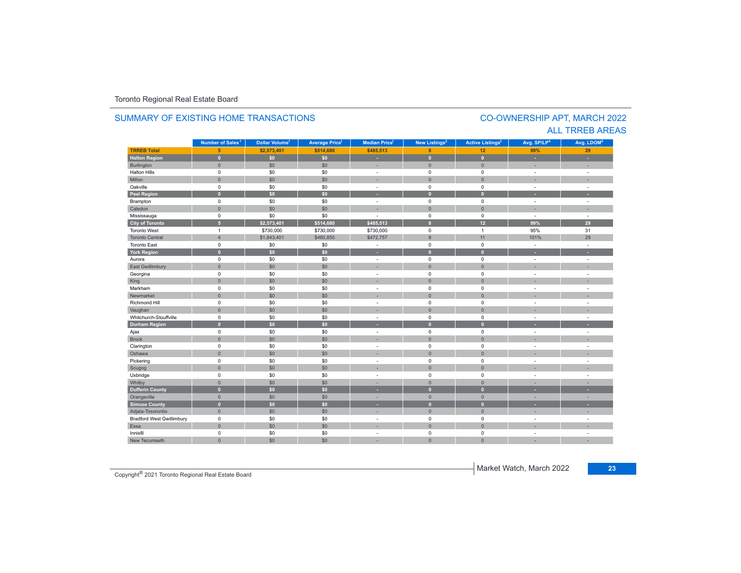Toronto Regional Real Estate Board

## SUMMARY OF EXISTING HOME TRANSACTIONS

## CO-OWNERSHIP APT, MARCH 2022
## ALL TRREB AREAS

| | Number of Sales[1] | Dollar Volume[1] | Average Price[1] | Median Price[1] | New Listings[2] | Active Listings[3] | Avg. SP/LP[4] | Avg. LDOM[5] |
|---|---|---|---|---|---|---|---|---|
| **TRREB Total** | **5** | **$2,573,401** | **$514,680** | **$485,513** | **8** | **12** | **99%** | **29** |
| **Halton Region** | **0** | **$0** | **$0** | **-** | **0** | **0** | **-** | **-** |
| Burlington | 0 | $0 | $0 | - | 0 | 0 | - | - |
| Halton Hills | 0 | $0 | $0 | - | 0 | 0 | - | - |
| Milton | 0 | $0 | $0 | - | 0 | 0 | - | - |
| Oakville | 0 | $0 | $0 | - | 0 | 0 | - | - |
| **Peel Region** | **0** | **$0** | **$0** | **-** | **0** | **0** | **-** | **-** |
| Brampton | 0 | $0 | $0 | - | 0 | 0 | - | - |
| Caledon | 0 | $0 | $0 | - | 0 | 0 | - | - |
| Mississauga | 0 | $0 | $0 | - | 0 | 0 | - | - |
| **City of Toronto** | **5** | **$2,573,401** | **$514,680** | **$485,513** | **8** | **12** | **99%** | **29** |
| Toronto West | 1 | $730,000 | $730,000 | $730,000 | 0 | 1 | 95% | 31 |
| Toronto Central | 4 | $1,843,401 | $460,850 | $472,757 | 8 | 11 | 101% | 29 |
| Toronto East | 0 | $0 | $0 | - | 0 | 0 | - | - |
| **York Region** | **0** | **$0** | **$0** | **-** | **0** | **0** | **-** | **-** |
| Aurora | 0 | $0 | $0 | - | 0 | 0 | - | - |
| East Gwillimbury | 0 | $0 | $0 | - | 0 | 0 | - | - |
| Georgina | 0 | $0 | $0 | - | 0 | 0 | - | - |
| King | 0 | $0 | $0 | - | 0 | 0 | - | - |
| Markham | 0 | $0 | $0 | - | 0 | 0 | - | - |
| Newmarket | 0 | $0 | $0 | - | 0 | 0 | - | - |
| Richmond Hill | 0 | $0 | $0 | - | 0 | 0 | - | - |
| Vaughan | 0 | $0 | $0 | - | 0 | 0 | - | - |
| Whitchurch-Stouffville | 0 | $0 | $0 | - | 0 | 0 | - | - |
| **Durham Region** | **0** | **$0** | **$0** | **-** | **0** | **0** | **-** | **-** |
| Ajax | 0 | $0 | $0 | - | 0 | 0 | - | - |
| Brock | 0 | $0 | $0 | - | 0 | 0 | - | - |
| Clarington | 0 | $0 | $0 | - | 0 | 0 | - | - |
| Oshawa | 0 | $0 | $0 | - | 0 | 0 | - | - |
| Pickering | 0 | $0 | $0 | - | 0 | 0 | - | - |
| Scugog | 0 | $0 | $0 | - | 0 | 0 | - | - |
| Uxbridge | 0 | $0 | $0 | - | 0 | 0 | - | - |
| Whitby | 0 | $0 | $0 | - | 0 | 0 | - | - |
| **Dufferin County** | **0** | **$0** | **$0** | **-** | **0** | **0** | **-** | **-** |
| Orangeville | 0 | $0 | $0 | - | 0 | 0 | - | - |
| **Simcoe County** | **0** | **$0** | **$0** | **-** | **0** | **0** | **-** | **-** |
| Adjala-Tosorontio | 0 | $0 | $0 | - | 0 | 0 | - | - |
| Bradford West Gwillimbury | 0 | $0 | $0 | - | 0 | 0 | - | - |
| Essa | 0 | $0 | $0 | - | 0 | 0 | - | - |
| Innisfil | 0 | $0 | $0 | - | 0 | 0 | - | - |
| New Tecumseth | 0 | $0 | $0 | - | 0 | 0 | - | - |

Copyright® 2021 Toronto Regional Real Estate Board

Market Watch, March 2022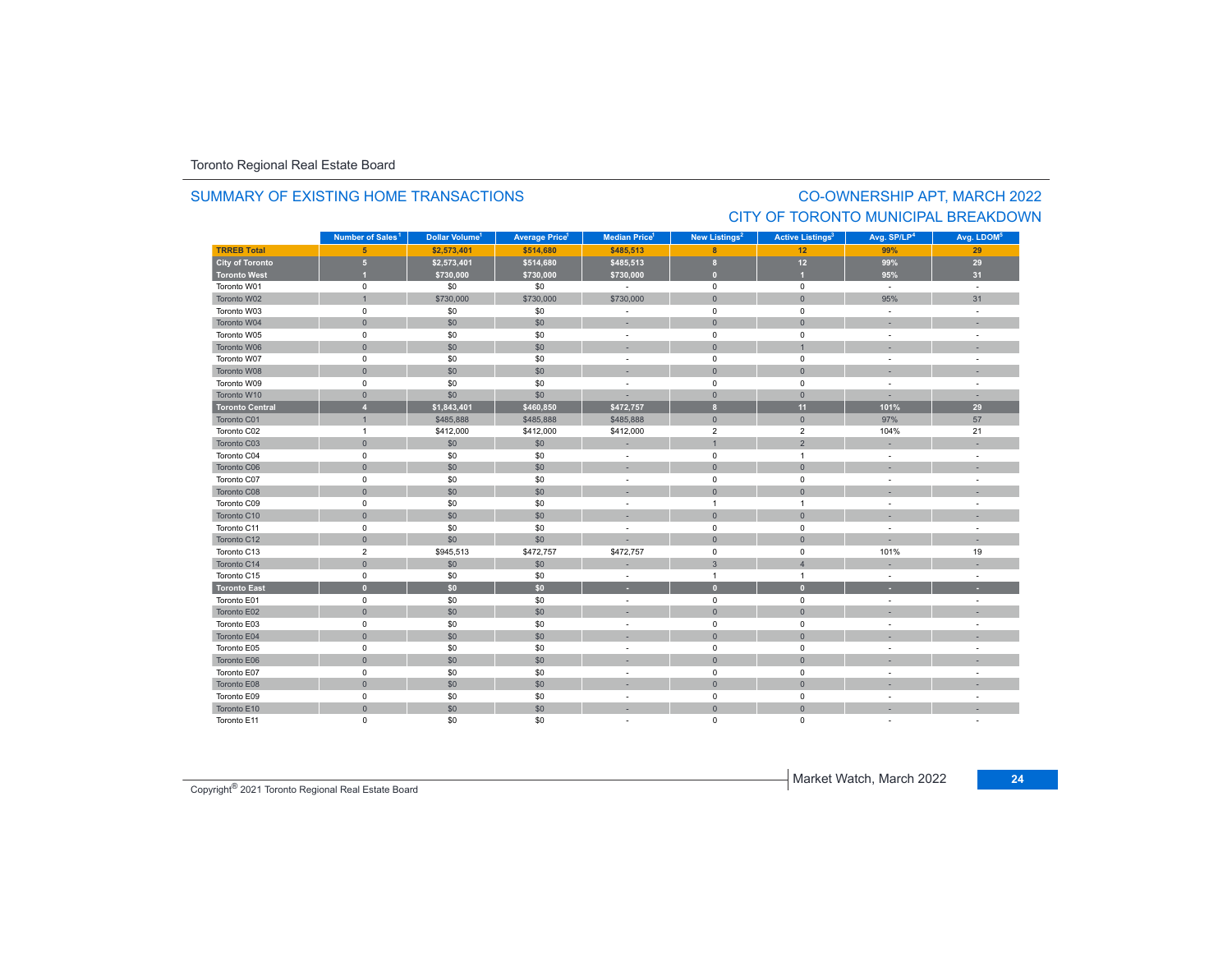Toronto Regional Real Estate Board

## SUMMARY OF EXISTING HOME TRANSACTIONS

## CO-OWNERSHIP APT, MARCH 2022
## CITY OF TORONTO MUNICIPAL BREAKDOWN

| | Number of Sales[1] | Dollar Volume[1] | Average Price[1] | Median Price[1] | New Listings[2] | Active Listings[3] | Avg. SP/LP[4] | Avg. LDOM[5] |
|---|---|---|---|---|---|---|---|---|
| **TRREB Total** | **5** | **$2,573,401** | **$514,680** | **$485,513** | **8** | **12** | **99%** | **29** |
| **City of Toronto** | **5** | **$2,573,401** | **$514,680** | **$485,513** | **8** | **12** | **99%** | **29** |
| **Toronto West** | **1** | **$730,000** | **$730,000** | **$730,000** | **0** | **1** | **95%** | **31** |
| Toronto W01 | 0 | $0 | $0 | - | 0 | 0 | - | - |
| Toronto W02 | 1 | $730,000 | $730,000 | $730,000 | 0 | 0 | 95% | 31 |
| Toronto W03 | 0 | $0 | $0 | - | 0 | 0 | - | - |
| Toronto W04 | 0 | $0 | $0 | - | 0 | 0 | - | - |
| Toronto W05 | 0 | $0 | $0 | - | 0 | 0 | - | - |
| Toronto W06 | 0 | $0 | $0 | - | 0 | 1 | - | - |
| Toronto W07 | 0 | $0 | $0 | - | 0 | 0 | - | - |
| Toronto W08 | 0 | $0 | $0 | - | 0 | 0 | - | - |
| Toronto W09 | 0 | $0 | $0 | - | 0 | 0 | - | - |
| Toronto W10 | 0 | $0 | $0 | - | 0 | 0 | - | - |
| **Toronto Central** | **4** | **$1,843,401** | **$460,850** | **$472,757** | **8** | **11** | **101%** | **29** |
| Toronto C01 | 1 | $485,888 | $485,888 | $485,888 | 0 | 0 | 97% | 57 |
| Toronto C02 | 1 | $412,000 | $412,000 | $412,000 | 2 | 2 | 104% | 21 |
| Toronto C03 | 0 | $0 | $0 | - | 1 | 2 | - | - |
| Toronto C04 | 0 | $0 | $0 | - | 0 | 1 | - | - |
| Toronto C06 | 0 | $0 | $0 | - | 0 | 0 | - | - |
| Toronto C07 | 0 | $0 | $0 | - | 0 | 0 | - | - |
| Toronto C08 | 0 | $0 | $0 | - | 0 | 0 | - | - |
| Toronto C09 | 0 | $0 | $0 | - | 1 | 1 | - | - |
| Toronto C10 | 0 | $0 | $0 | - | 0 | 0 | - | - |
| Toronto C11 | 0 | $0 | $0 | - | 0 | 0 | - | - |
| Toronto C12 | 0 | $0 | $0 | - | 0 | 0 | - | - |
| Toronto C13 | 2 | $945,513 | $472,757 | $472,757 | 0 | 0 | 101% | 19 |
| Toronto C14 | 0 | $0 | $0 | - | 3 | 4 | - | - |
| Toronto C15 | 0 | $0 | $0 | - | 1 | 1 | - | - |
| **Toronto East** | **0** | **$0** | **$0** | **-** | **0** | **0** | **-** | **-** |
| Toronto E01 | 0 | $0 | $0 | - | 0 | 0 | - | - |
| Toronto E02 | 0 | $0 | $0 | - | 0 | 0 | - | - |
| Toronto E03 | 0 | $0 | $0 | - | 0 | 0 | - | - |
| Toronto E04 | 0 | $0 | $0 | - | 0 | 0 | - | - |
| Toronto E05 | 0 | $0 | $0 | - | 0 | 0 | - | - |
| Toronto E06 | 0 | $0 | $0 | - | 0 | 0 | - | - |
| Toronto E07 | 0 | $0 | $0 | - | 0 | 0 | - | - |
| Toronto E08 | 0 | $0 | $0 | - | 0 | 0 | - | - |
| Toronto E09 | 0 | $0 | $0 | - | 0 | 0 | - | - |
| Toronto E10 | 0 | $0 | $0 | - | 0 | 0 | - | - |
| Toronto E11 | 0 | $0 | $0 | - | 0 | 0 | - | - |

Copyright® 2021 Toronto Regional Real Estate Board

Market Watch, March 2022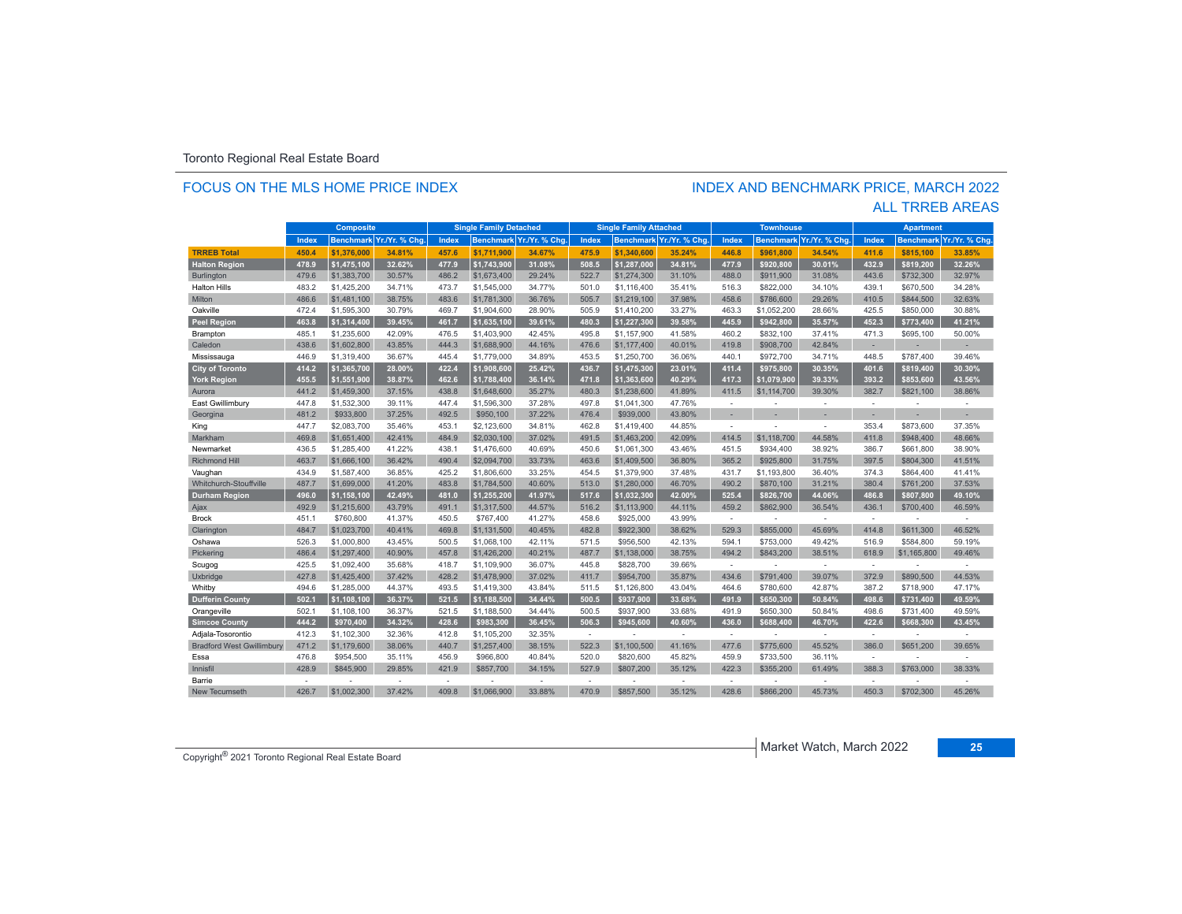Toronto Regional Real Estate Board

## FOCUS ON THE MLS HOME PRICE INDEX

## INDEX AND BENCHMARK PRICE, MARCH 2022
## ALL TRREB AREAS

| | Composite | | | Single Family Detached | | | Single Family Attached | | | Townhouse | | | Apartment | | |
|---|---|---|---|---|---|---|---|---|---|---|---|---|---|---|---|
| | Index | Benchmark | Yr./Yr. % Chg. | Index | Benchmark | Yr./Yr. % Chg. | Index | Benchmark | Yr./Yr. % Chg. | Index | Benchmark | Yr./Yr. % Chg. | Index | Benchmark | Yr./Yr. % Chg. |
| **TRREB Total** | 450.4 | $1,376,000 | 34.81% | 457.6 | $1,711,900 | 34.67% | 475.9 | $1,340,600 | 35.24% | 446.8 | $961,800 | 34.54% | 411.6 | $815,100 | 33.85% |
| **Halton Region** | 478.9 | $1,475,100 | 32.62% | 477.9 | $1,743,900 | 31.08% | 508.5 | $1,287,000 | 34.81% | 477.9 | $920,800 | 30.01% | 432.9 | $819,200 | 32.26% |
| Burlington | 479.6 | $1,383,700 | 30.57% | 486.2 | $1,673,400 | 29.24% | 522.7 | $1,274,300 | 31.10% | 488.0 | $911,900 | 31.08% | 443.6 | $732,300 | 32.97% |
| Halton Hills | 483.2 | $1,425,200 | 34.71% | 473.7 | $1,545,000 | 34.77% | 501.0 | $1,116,400 | 35.41% | 516.3 | $822,000 | 34.10% | 439.1 | $670,500 | 34.28% |
| Milton | 486.6 | $1,481,100 | 38.75% | 483.6 | $1,781,300 | 36.76% | 505.7 | $1,219,100 | 37.98% | 458.6 | $786,600 | 29.26% | 410.5 | $844,500 | 32.63% |
| Oakville | 472.4 | $1,595,300 | 30.79% | 469.7 | $1,904,600 | 28.90% | 505.9 | $1,410,200 | 33.27% | 463.3 | $1,052,200 | 28.66% | 425.5 | $850,000 | 30.88% |
| **Peel Region** | 463.8 | $1,314,400 | 39.45% | 461.7 | $1,635,100 | 39.61% | 480.3 | $1,227,300 | 39.58% | 445.9 | $942,800 | 35.57% | 452.3 | $773,400 | 41.21% |
| Brampton | 485.1 | $1,235,600 | 42.09% | 476.5 | $1,403,900 | 42.45% | 495.8 | $1,157,900 | 41.58% | 460.2 | $832,100 | 37.41% | 471.3 | $695,100 | 50.00% |
| Caledon | 438.6 | $1,602,800 | 43.85% | 444.3 | $1,688,900 | 44.16% | 476.6 | $1,177,400 | 40.01% | 419.8 | $908,700 | 42.84% | - | - | - |
| Mississauga | 446.9 | $1,319,400 | 36.67% | 445.4 | $1,779,000 | 34.89% | 453.5 | $1,250,700 | 36.06% | 440.1 | $972,700 | 34.71% | 448.5 | $787,400 | 39.46% |
| **City of Toronto** | 414.2 | $1,365,700 | 28.00% | 422.4 | $1,908,600 | 25.42% | 436.7 | $1,475,300 | 23.01% | 411.4 | $975,800 | 30.35% | 401.6 | $819,400 | 30.30% |
| **York Region** | 455.5 | $1,551,900 | 38.87% | 462.6 | $1,788,400 | 36.14% | 471.8 | $1,363,600 | 40.29% | 417.3 | $1,079,900 | 39.33% | 393.2 | $853,600 | 43.56% |
| Aurora | 441.2 | $1,459,300 | 37.15% | 438.8 | $1,648,600 | 35.27% | 480.3 | $1,238,600 | 41.89% | 411.5 | $1,114,700 | 39.30% | 382.7 | $821,100 | 38.86% |
| East Gwillimbury | 447.8 | $1,532,300 | 39.11% | 447.4 | $1,596,300 | 37.28% | 497.8 | $1,041,300 | 47.76% | - | - | - | - | - | - |
| Georgina | 481.2 | $933,800 | 37.25% | 492.5 | $950,100 | 37.22% | 476.4 | $939,000 | 43.80% | - | - | - | - | - | - |
| King | 447.7 | $2,083,700 | 35.46% | 453.1 | $2,123,600 | 34.81% | 462.8 | $1,419,400 | 44.85% | - | - | - | 353.4 | $873,600 | 37.35% |
| Markham | 469.8 | $1,651,400 | 42.41% | 484.9 | $2,030,100 | 37.02% | 491.5 | $1,463,200 | 42.09% | 414.5 | $1,118,700 | 44.58% | 411.8 | $948,400 | 48.66% |
| Newmarket | 436.5 | $1,285,400 | 41.22% | 438.1 | $1,476,600 | 40.69% | 450.6 | $1,061,300 | 43.46% | 451.5 | $934,400 | 38.92% | 386.7 | $661,800 | 38.90% |
| Richmond Hill | 463.7 | $1,666,100 | 36.42% | 490.4 | $2,094,700 | 33.73% | 463.6 | $1,409,500 | 36.80% | 365.2 | $925,800 | 31.75% | 397.5 | $804,300 | 41.51% |
| Vaughan | 434.9 | $1,587,400 | 36.85% | 425.2 | $1,806,600 | 33.25% | 454.5 | $1,379,900 | 37.48% | 431.7 | $1,193,800 | 36.40% | 374.3 | $864,400 | 41.41% |
| Whitchurch-Stouffville | 487.7 | $1,699,000 | 41.20% | 483.8 | $1,784,500 | 40.60% | 513.0 | $1,280,000 | 46.70% | 490.2 | $870,100 | 31.21% | 380.4 | $761,200 | 37.53% |
| **Durham Region** | 496.0 | $1,158,100 | 42.49% | 481.0 | $1,255,200 | 41.97% | 517.6 | $1,032,300 | 42.00% | 525.4 | $826,700 | 44.06% | 486.8 | $807,800 | 49.10% |
| Ajax | 492.9 | $1,215,600 | 43.79% | 491.1 | $1,317,500 | 44.57% | 516.2 | $1,113,900 | 44.11% | 459.2 | $862,900 | 36.54% | 436.1 | $700,400 | 46.59% |
| Brock | 451.1 | $760,800 | 41.37% | 450.5 | $767,400 | 41.27% | 458.6 | $925,000 | 43.99% | - | - | - | - | - | - |
| Clarington | 484.7 | $1,023,700 | 40.41% | 469.8 | $1,131,500 | 40.45% | 482.8 | $922,300 | 38.62% | 529.3 | $855,000 | 45.69% | 414.8 | $611,300 | 46.52% |
| Oshawa | 526.3 | $1,000,800 | 43.45% | 500.5 | $1,068,100 | 42.11% | 571.5 | $956,500 | 42.13% | 594.1 | $753,000 | 49.42% | 516.9 | $584,800 | 59.19% |
| Pickering | 486.4 | $1,297,400 | 40.90% | 457.8 | $1,426,200 | 40.21% | 487.7 | $1,138,000 | 38.75% | 494.2 | $843,200 | 38.51% | 618.9 | $1,165,800 | 49.46% |
| Scugog | 425.5 | $1,092,400 | 35.68% | 418.7 | $1,109,900 | 36.07% | 445.8 | $828,700 | 39.66% | - | - | - | - | - | - |
| Uxbridge | 427.8 | $1,425,400 | 37.42% | 428.2 | $1,478,900 | 37.02% | 411.7 | $954,700 | 35.87% | 434.6 | $791,400 | 39.07% | 372.9 | $890,500 | 44.53% |
| Whitby | 494.6 | $1,285,000 | 44.37% | 493.5 | $1,419,300 | 43.84% | 511.5 | $1,126,800 | 43.04% | 464.6 | $780,600 | 42.87% | 387.2 | $718,900 | 47.17% |
| **Dufferin County** | 502.1 | $1,108,100 | 36.37% | 521.5 | $1,188,500 | 34.44% | 500.5 | $937,900 | 33.68% | 491.9 | $650,300 | 50.84% | 498.6 | $731,400 | 49.59% |
| Orangeville | 502.1 | $1,108,100 | 36.37% | 521.5 | $1,188,500 | 34.44% | 500.5 | $937,900 | 33.68% | 491.9 | $650,300 | 50.84% | 498.6 | $731,400 | 49.59% |
| **Simcoe County** | 444.2 | $970,400 | 34.32% | 428.6 | $983,300 | 36.45% | 506.3 | $945,600 | 40.60% | 436.0 | $688,400 | 46.70% | 422.6 | $668,300 | 43.45% |
| Adjala-Tosorontio | 412.3 | $1,102,300 | 32.36% | 412.8 | $1,105,200 | 32.35% | - | - | - | - | - | - | - | - | - |
| Bradford West Gwillimbury | 471.2 | $1,179,600 | 38.06% | 440.7 | $1,257,400 | 38.15% | 522.3 | $1,100,500 | 41.16% | 477.6 | $775,600 | 45.52% | 386.0 | $651,200 | 39.65% |
| Essa | 476.8 | $954,500 | 35.11% | 456.9 | $966,800 | 40.84% | 520.0 | $820,600 | 45.82% | 459.9 | $733,500 | 36.11% | - | - | - |
| Innisfil | 428.9 | $845,900 | 29.85% | 421.9 | $857,700 | 34.15% | 527.9 | $807,200 | 35.12% | 422.3 | $355,200 | 61.49% | 388.3 | $763,000 | 38.33% |
| Barrie | - | - | - | - | - | - | - | - | - | - | - | - | - | - | - |
| New Tecumseth | 426.7 | $1,002,300 | 37.42% | 409.8 | $1,066,900 | 33.88% | 470.9 | $857,500 | 35.12% | 428.6 | $866,200 | 45.73% | 450.3 | $702,300 | 45.26% |

Copyright® 2021 Toronto Regional Real Estate Board

Market Watch, March 2022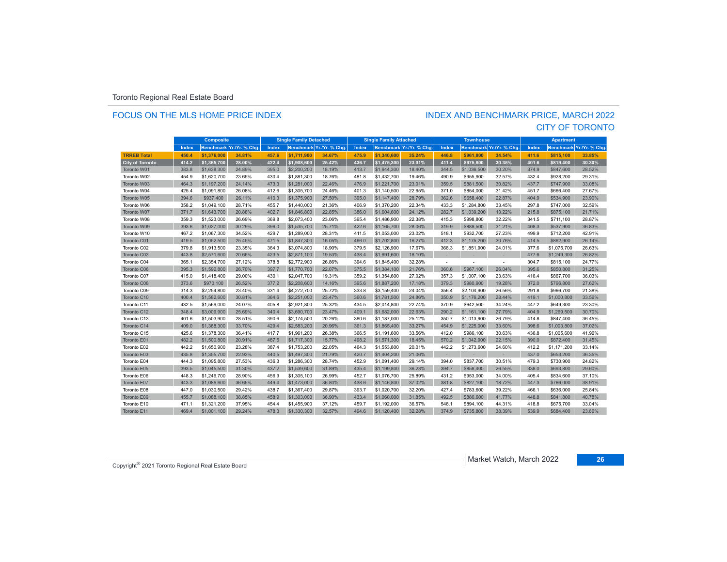Toronto Regional Real Estate Board

## FOCUS ON THE MLS HOME PRICE INDEX

## INDEX AND BENCHMARK PRICE, MARCH 2022
## CITY OF TORONTO

| | Composite | | | Single Family Detached | | | Single Family Attached | | | Townhouse | | | Apartment | | |
|---|---|---|---|---|---|---|---|---|---|---|---|---|---|---|---|
| | Index | Benchmark | Yr./Yr. % Chg. | Index | Benchmark | Yr./Yr. % Chg. | Index | Benchmark | Yr./Yr. % Chg. | Index | Benchmark | Yr./Yr. % Chg. | Index | Benchmark | Yr./Yr. % Chg. |
| **TRREB Total** | **450.4** | **$1,376,000** | **34.81%** | **457.6** | **$1,711,900** | **34.67%** | **475.9** | **$1,340,600** | **35.24%** | **446.8** | **$961,800** | **34.54%** | **411.6** | **$815,100** | **33.85%** |
| **City of Toronto** | **414.2** | **$1,365,700** | **28.00%** | **422.4** | **$1,908,600** | **25.42%** | **436.7** | **$1,475,300** | **23.01%** | **411.4** | **$975,800** | **30.35%** | **401.6** | **$819,400** | **30.30%** |
| Toronto W01 | 383.8 | $1,638,300 | 24.89% | 395.0 | $2,200,200 | 18.19% | 413.7 | $1,644,300 | 18.40% | 344.5 | $1,036,500 | 30.20% | 374.9 | $847,600 | 28.52% |
| Toronto W02 | 454.9 | $1,620,700 | 23.65% | 430.4 | $1,881,300 | 18.76% | 481.8 | $1,432,700 | 19.46% | 490.9 | $955,900 | 32.57% | 432.4 | $928,200 | 29.31% |
| Toronto W03 | 464.3 | $1,197,200 | 24.14% | 473.3 | $1,281,000 | 22.46% | 476.9 | $1,221,700 | 23.01% | 359.5 | $881,500 | 30.82% | 437.7 | $747,900 | 33.08% |
| Toronto W04 | 425.4 | $1,091,800 | 26.08% | 412.6 | $1,305,700 | 24.46% | 401.3 | $1,140,500 | 22.65% | 371.0 | $854,000 | 31.42% | 451.7 | $666,400 | 27.67% |
| Toronto W05 | 394.6 | $937,400 | 26.11% | 410.3 | $1,375,900 | 27.50% | 395.0 | $1,147,400 | 28.79% | 362.6 | $658,400 | 22.87% | 404.9 | $534,900 | 23.90% |
| Toronto W06 | 358.2 | $1,049,100 | 28.71% | 455.7 | $1,440,000 | 21.36% | 406.9 | $1,370,200 | 22.34% | 433.3 | $1,284,800 | 33.45% | 297.8 | $747,000 | 32.59% |
| Toronto W07 | 371.7 | $1,643,700 | 20.88% | 402.7 | $1,846,800 | 22.85% | 386.0 | $1,604,600 | 24.12% | 282.7 | $1,039,200 | 13.22% | 215.8 | $875,100 | 21.71% |
| Toronto W08 | 359.3 | $1,523,000 | 26.69% | 369.8 | $2,073,400 | 23.06% | 395.4 | $1,486,900 | 22.38% | 415.3 | $998,800 | 32.22% | 341.5 | $711,100 | 28.87% |
| Toronto W09 | 393.6 | $1,027,000 | 30.29% | 396.0 | $1,535,700 | 25.71% | 422.6 | $1,165,700 | 28.06% | 319.9 | $888,500 | 31.21% | 408.3 | $537,900 | 36.83% |
| Toronto W10 | 467.2 | $1,067,300 | 34.52% | 429.7 | $1,289,000 | 28.31% | 411.5 | $1,053,000 | 23.02% | 518.1 | $932,700 | 27.23% | 499.9 | $712,200 | 42.91% |
| Toronto C01 | 419.5 | $1,052,500 | 25.45% | 471.5 | $1,847,300 | 16.05% | 466.0 | $1,702,800 | 16.27% | 412.3 | $1,175,200 | 30.76% | 414.5 | $862,900 | 26.14% |
| Toronto C02 | 379.8 | $1,913,500 | 23.35% | 364.3 | $3,074,800 | 18.90% | 379.5 | $2,126,900 | 17.67% | 368.3 | $1,851,900 | 24.01% | 377.6 | $1,075,700 | 26.63% |
| Toronto C03 | 443.8 | $2,571,600 | 20.66% | 423.5 | $2,871,100 | 19.53% | 438.4 | $1,691,600 | 18.10% | - | - | - | 477.6 | $1,249,300 | 26.82% |
| Toronto C04 | 365.1 | $2,354,700 | 27.12% | 378.8 | $2,772,900 | 26.86% | 394.6 | $1,845,400 | 32.28% | - | - | - | 304.7 | $815,100 | 24.77% |
| Toronto C06 | 395.3 | $1,592,800 | 26.70% | 397.7 | $1,770,700 | 22.07% | 375.5 | $1,384,100 | 21.76% | 360.6 | $967,100 | 26.04% | 395.6 | $850,800 | 31.25% |
| Toronto C07 | 415.0 | $1,418,400 | 29.00% | 430.1 | $2,047,700 | 19.31% | 359.2 | $1,354,600 | 27.02% | 357.3 | $1,007,100 | 23.63% | 416.4 | $867,700 | 36.03% |
| Toronto C08 | 373.6 | $970,100 | 26.52% | 377.2 | $2,208,600 | 14.16% | 395.6 | $1,887,200 | 17.18% | 379.3 | $980,900 | 19.28% | 372.0 | $796,800 | 27.62% |
| Toronto C09 | 314.3 | $2,254,800 | 23.40% | 331.4 | $4,272,700 | 25.72% | 333.8 | $3,159,400 | 24.04% | 356.4 | $2,104,900 | 26.56% | 291.8 | $966,700 | 21.38% |
| Toronto C10 | 400.4 | $1,582,600 | 30.81% | 364.6 | $2,251,000 | 23.47% | 360.6 | $1,781,500 | 24.86% | 350.9 | $1,176,200 | 28.44% | 419.1 | $1,000,800 | 33.56% |
| Toronto C11 | 432.5 | $1,569,000 | 24.07% | 405.8 | $2,921,800 | 25.32% | 434.5 | $2,014,800 | 22.74% | 370.9 | $642,500 | 34.24% | 447.2 | $649,300 | 23.30% |
| Toronto C12 | 348.4 | $3,009,900 | 25.69% | 340.4 | $3,690,700 | 23.47% | 409.1 | $1,682,000 | 22.63% | 290.2 | $1,161,100 | 27.79% | 404.9 | $1,269,500 | 30.70% |
| Toronto C13 | 401.6 | $1,503,900 | 28.51% | 390.6 | $2,174,500 | 20.26% | 380.6 | $1,187,000 | 25.12% | 350.7 | $1,013,900 | 26.79% | 414.8 | $847,400 | 36.45% |
| Toronto C14 | 409.0 | $1,388,300 | 33.70% | 429.4 | $2,583,200 | 20.96% | 361.3 | $1,865,400 | 33.27% | 454.9 | $1,225,000 | 33.60% | 398.6 | $1,003,800 | 37.02% |
| Toronto C15 | 425.6 | $1,378,300 | 36.41% | 417.7 | $1,961,200 | 26.38% | 366.5 | $1,191,600 | 33.56% | 412.0 | $986,100 | 30.63% | 436.8 | $1,005,600 | 41.96% |
| Toronto E01 | 482.2 | $1,500,800 | 20.91% | 487.5 | $1,717,300 | 15.77% | 498.2 | $1,571,300 | 18.45% | 570.2 | $1,042,900 | 22.15% | 390.0 | $872,400 | 31.45% |
| Toronto E02 | 442.2 | $1,650,900 | 23.28% | 387.4 | $1,753,200 | 22.05% | 464.3 | $1,553,800 | 20.01% | 442.2 | $1,273,600 | 24.60% | 412.2 | $1,171,200 | 33.14% |
| Toronto E03 | 435.8 | $1,355,700 | 22.93% | 440.5 | $1,497,300 | 21.79% | 420.7 | $1,404,200 | 21.06% | - | - | - | 437.0 | $653,200 | 36.35% |
| Toronto E04 | 444.3 | $1,095,800 | 27.53% | 436.3 | $1,286,300 | 28.74% | 452.9 | $1,091,400 | 29.14% | 394.0 | $837,700 | 30.51% | 479.3 | $730,900 | 24.82% |
| Toronto E05 | 393.5 | $1,045,500 | 31.30% | 437.2 | $1,539,600 | 31.89% | 435.4 | $1,199,800 | 36.23% | 394.7 | $858,400 | 26.55% | 338.0 | $693,800 | 29.60% |
| Toronto E06 | 448.3 | $1,246,700 | 28.90% | 456.9 | $1,305,100 | 26.99% | 452.7 | $1,076,700 | 25.89% | 431.2 | $953,000 | 34.00% | 405.4 | $834,600 | 37.10% |
| Toronto E07 | 443.3 | $1,086,600 | 36.65% | 449.4 | $1,473,000 | 36.80% | 438.6 | $1,146,800 | 37.02% | 381.8 | $827,100 | 18.72% | 447.3 | $766,000 | 38.91% |
| Toronto E08 | 447.0 | $1,030,500 | 29.42% | 438.7 | $1,367,400 | 29.87% | 393.7 | $1,020,700 | 32.20% | 427.4 | $783,600 | 39.22% | 466.1 | $636,000 | 25.84% |
| Toronto E09 | 455.7 | $1,088,100 | 38.85% | 458.9 | $1,303,000 | 36.90% | 433.4 | $1,060,000 | 31.85% | 492.5 | $886,600 | 41.77% | 448.8 | $841,800 | 40.78% |
| Toronto E10 | 471.1 | $1,321,200 | 37.95% | 454.4 | $1,455,900 | 37.12% | 459.7 | $1,192,000 | 36.57% | 548.1 | $894,100 | 44.31% | 418.8 | $675,700 | 33.04% |
| Toronto E11 | 469.4 | $1,001,100 | 29.24% | 478.3 | $1,330,300 | 32.57% | 494.6 | $1,120,400 | 32.28% | 374.9 | $735,800 | 38.39% | 539.9 | $684,400 | 23.66% |

Copyright® 2021 Toronto Regional Real Estate Board

Market Watch, March 2022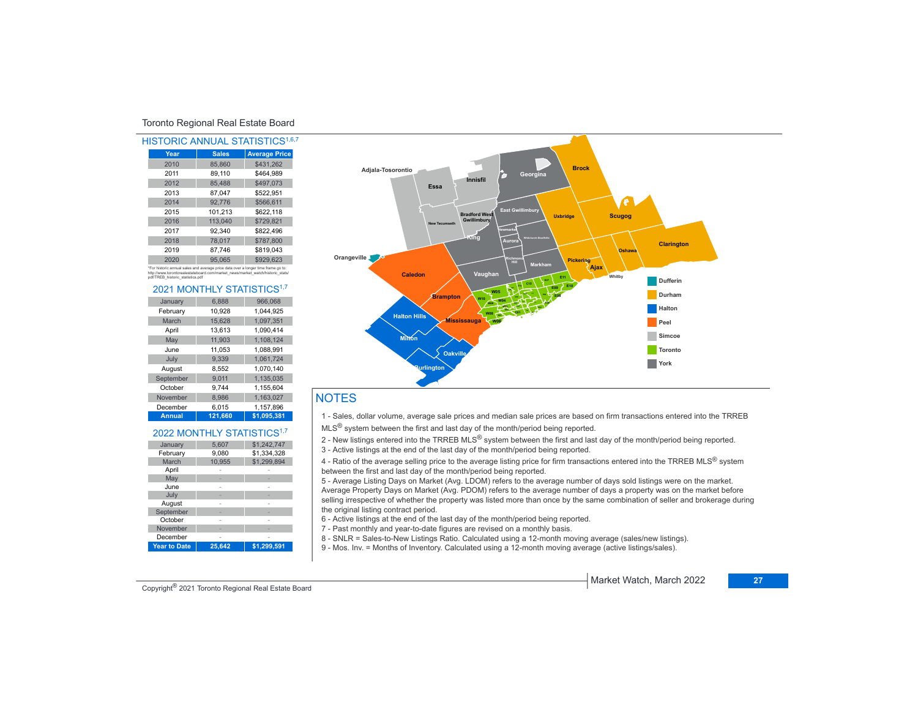Toronto Regional Real Estate Board

## HISTORIC ANNUAL STATISTICS[1,6,7]

| Year | Sales | Average Price |
|---|---|---|
| 2010 | 85,860 | $431,262 |
| 2011 | 89,110 | $464,989 |
| 2012 | 85,488 | $497,073 |
| 2013 | 87,047 | $522,951 |
| 2014 | 92,776 | $566,611 |
| 2015 | 101,213 | $622,118 |
| 2016 | 113,040 | $729,821 |
| 2017 | 92,340 | $822,496 |
| 2018 | 78,017 | $787,800 |
| 2019 | 87,746 | $819,043 |
| 2020 | 95,065 | $929,623 |

*For historic annual sales and average price data over a longer time frame go to: http://www.torontorealestateboard.com/market_news/market_watch/historic_stats/pdf/TREB_historic_statistics.pdf

## 2021 MONTHLY STATISTICS[1,7]

| | | |
|---|---|---|
| January | 6,888 | 966,068 |
| February | 10,928 | 1,044,925 |
| March | 15,628 | 1,097,351 |
| April | 13,613 | 1,090,414 |
| May | 11,903 | 1,108,124 |
| June | 11,053 | 1,088,991 |
| July | 9,339 | 1,061,724 |
| August | 8,552 | 1,070,140 |
| September | 9,011 | 1,135,035 |
| October | 9,744 | 1,155,604 |
| November | 8,986 | 1,163,027 |
| December | 6,015 | 1,157,896 |
| **Annual** | **121,660** | **$1,095,381** |

## 2022 MONTHLY STATISTICS[1,7]

| | | |
|---|---|---|
| January | 5,607 | $1,242,747 |
| February | 9,080 | $1,334,328 |
| March | 10,955 | $1,299,894 |
| April | - | - |
| May | - | - |
| June | - | - |
| July | - | - |
| August | - | - |
| September | - | - |
| October | - | - |
| November | - | - |
| December | - | - |
| **Year to Date** | **25,642** | **$1,299,591** |

Adjala-Tosorontio
Essa
Innisfil
Georgina
Brock
Bradford West Gwillimbury
East Gwillimbury
New Tecumseth
Uxbridge
Scugog
King
Newmarket
Aurora
Whitchurch-Stouffville
Oshawa
Clarington
Orangeville
Richmond Hill
Markham
Pickering
Ajax
Whitby
Caledon
Vaughan
Brampton
Halton Hills
Mississauga
Milton
Oakville
Burlington

Dufferin
Durham
Halton
Peel
Simcoe
Toronto
York

## NOTES

1 - Sales, dollar volume, average sale prices and median sale prices are based on firm transactions entered into the TRREB MLS® system between the first and last day of the month/period being reported.

2 - New listings entered into the TRREB MLS® system between the first and last day of the month/period being reported.

3 - Active listings at the end of the last day of the month/period being reported.

4 - Ratio of the average selling price to the average listing price for firm transactions entered into the TRREB MLS® system between the first and last day of the month/period being reported.

5 - Average Listing Days on Market (Avg. LDOM) refers to the average number of days sold listings were on the market. Average Property Days on Market (Avg. PDOM) refers to the average number of days a property was on the market before selling irrespective of whether the property was listed more than once by the same combination of seller and brokerage during the original listing contract period.

6 - Active listings at the end of the last day of the month/period being reported.

7 - Past monthly and year-to-date figures are revised on a monthly basis.

8 - SNLR = Sales-to-New Listings Ratio. Calculated using a 12-month moving average (sales/new listings).

9 - Mos. Inv. = Months of Inventory. Calculated using a 12-month moving average (active listings/sales).

Copyright® 2021 Toronto Regional Real Estate Board